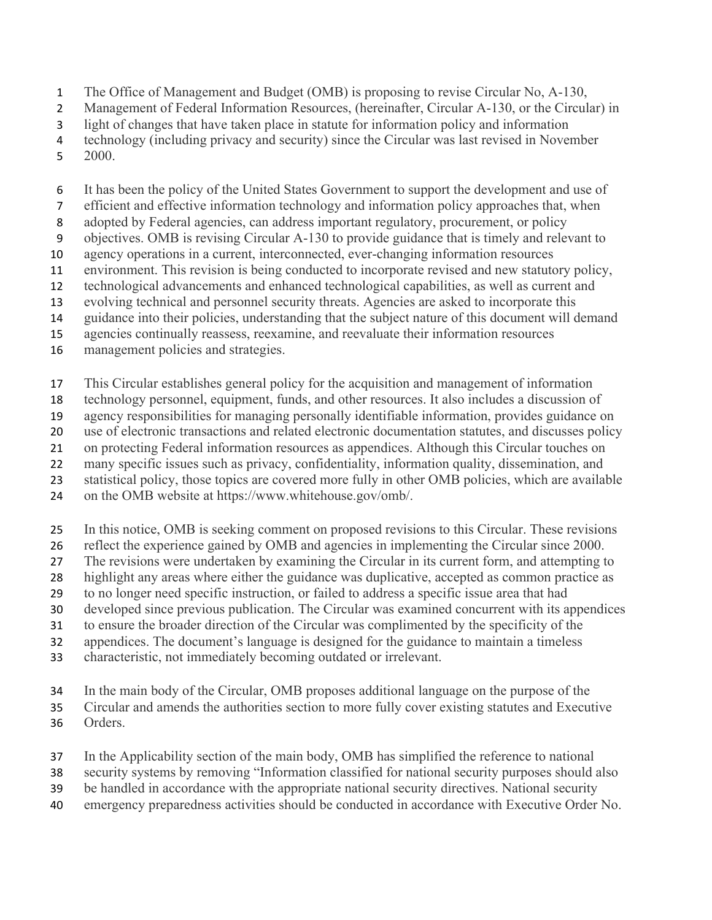The Office of Management and Budget (OMB) is proposing to revise Circular No, A-130, Management of Federal Information Resources, (hereinafter, Circular A-130, or the Circular) in light of changes that have taken place in statute for information policy and information technology (including privacy and security) since the Circular was last revised in November 2000.

It has been the policy of the United States Government to support the development and use of efficient and effective information technology and information policy approaches that, when adopted by Federal agencies, can address important regulatory, procurement, or policy objectives. OMB is revising Circular A-130 to provide guidance that is timely and relevant to agency operations in a current, interconnected, ever-changing information resources environment. This revision is being conducted to incorporate revised and new statutory policy, technological advancements and enhanced technological capabilities, as well as current and evolving technical and personnel security threats. Agencies are asked to incorporate this guidance into their policies, understanding that the subject nature of this document will demand agencies continually reassess, reexamine, and reevaluate their information resources management policies and strategies.

This Circular establishes general policy for the acquisition and management of information technology personnel, equipment, funds, and other resources. It also includes a discussion of agency responsibilities for managing personally identifiable information, provides guidance on use of electronic transactions and related electronic documentation statutes, and discusses policy on protecting Federal information resources as appendices. Although this Circular touches on many specific issues such as privacy, confidentiality, information quality, dissemination, and statistical policy, those topics are covered more fully in other OMB policies, which are available on the OMB website at https://www.whitehouse.gov/omb/.

In this notice, OMB is seeking comment on proposed revisions to this Circular. These revisions reflect the experience gained by OMB and agencies in implementing the Circular since 2000. The revisions were undertaken by examining the Circular in its current form, and attempting to highlight any areas where either the guidance was duplicative, accepted as common practice as to no longer need specific instruction, or failed to address a specific issue area that had developed since previous publication. The Circular was examined concurrent with its appendices to ensure the broader direction of the Circular was complimented by the specificity of the appendices. The document's language is designed for the guidance to maintain a timeless characteristic, not immediately becoming outdated or irrelevant.

In the main body of the Circular, OMB proposes additional language on the purpose of the Circular and amends the authorities section to more fully cover existing statutes and Executive Orders.

In the Applicability section of the main body, OMB has simplified the reference to national security systems by removing "Information classified for national security purposes should also be handled in accordance with the appropriate national security directives. National security emergency preparedness activities should be conducted in accordance with Executive Order No.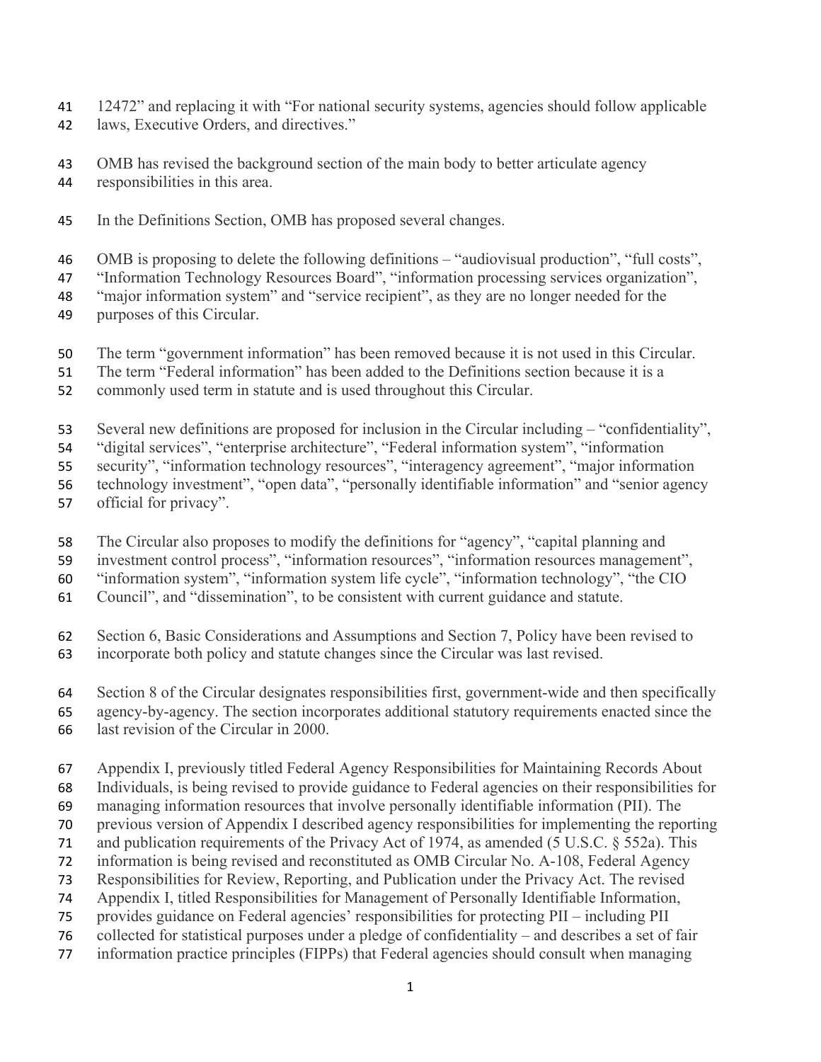12472" and replacing it with "For national security systems, agencies should follow applicable laws, Executive Orders, and directives."

OMB has revised the background section of the main body to better articulate agency responsibilities in this area.

In the Definitions Section, OMB has proposed several changes.

OMB is proposing to delete the following definitions – "audiovisual production", "full costs", "Information Technology Resources Board", "information processing services organization", "major information system" and "service recipient", as they are no longer needed for the purposes of this Circular.

The term "government information" has been removed because it is not used in this Circular. The term "Federal information" has been added to the Definitions section because it is a commonly used term in statute and is used throughout this Circular.

Several new definitions are proposed for inclusion in the Circular including – "confidentiality", "digital services", "enterprise architecture", "Federal information system", "information security", "information technology resources", "interagency agreement", "major information technology investment", "open data", "personally identifiable information" and "senior agency official for privacy".

The Circular also proposes to modify the definitions for "agency", "capital planning and investment control process", "information resources", "information resources management", "information system", "information system life cycle", "information technology", "the CIO Council", and "dissemination", to be consistent with current guidance and statute.

Section 6, Basic Considerations and Assumptions and Section 7, Policy have been revised to incorporate both policy and statute changes since the Circular was last revised.

Section 8 of the Circular designates responsibilities first, government-wide and then specifically agency-by-agency. The section incorporates additional statutory requirements enacted since the last revision of the Circular in 2000.

Appendix I, previously titled Federal Agency Responsibilities for Maintaining Records About Individuals, is being revised to provide guidance to Federal agencies on their responsibilities for managing information resources that involve personally identifiable information (PII). The previous version of Appendix I described agency responsibilities for implementing the reporting and publication requirements of the Privacy Act of 1974, as amended (5 U.S.C. § 552a). This information is being revised and reconstituted as OMB Circular No. A-108, Federal Agency Responsibilities for Review, Reporting, and Publication under the Privacy Act. The revised Appendix I, titled Responsibilities for Management of Personally Identifiable Information, provides guidance on Federal agencies' responsibilities for protecting PII – including PII collected for statistical purposes under a pledge of confidentiality – and describes a set of fair information practice principles (FIPPs) that Federal agencies should consult when managing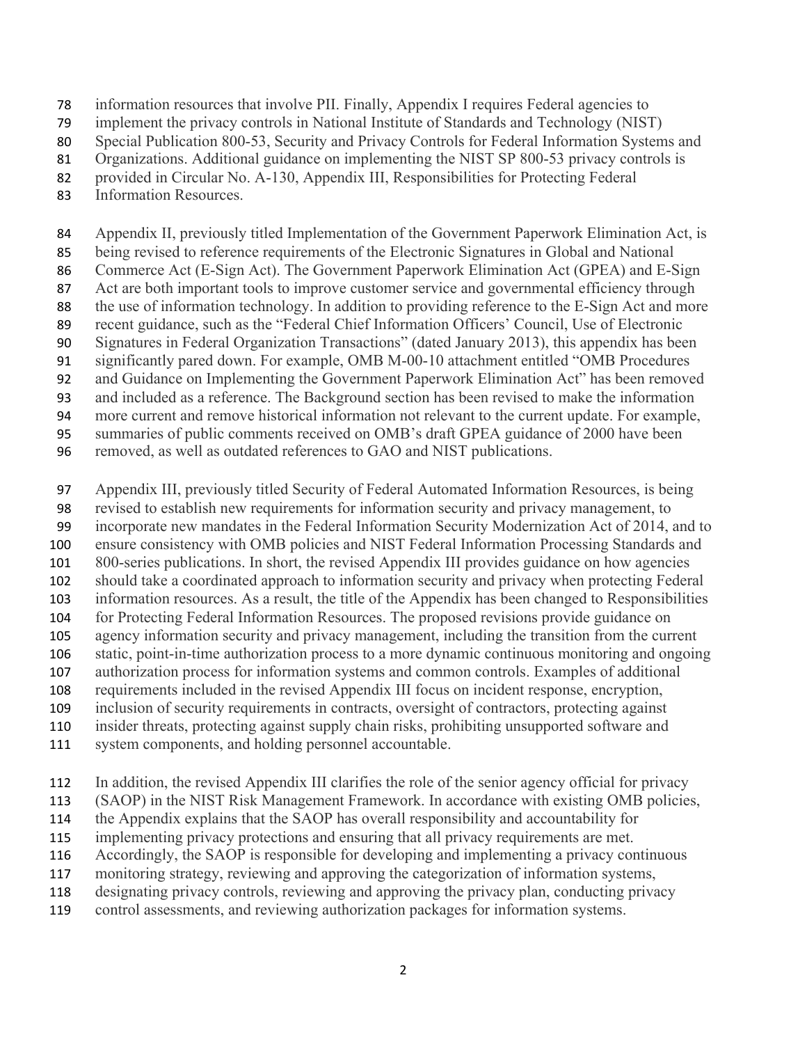information resources that involve PII. Finally, Appendix I requires Federal agencies to implement the privacy controls in National Institute of Standards and Technology (NIST) Special Publication 800-53, Security and Privacy Controls for Federal Information Systems and Organizations. Additional guidance on implementing the NIST SP 800-53 privacy controls is provided in Circular No. A-130, Appendix III, Responsibilities for Protecting Federal Information Resources.

Appendix II, previously titled Implementation of the Government Paperwork Elimination Act, is being revised to reference requirements of the Electronic Signatures in Global and National Commerce Act (E-Sign Act). The Government Paperwork Elimination Act (GPEA) and E-Sign Act are both important tools to improve customer service and governmental efficiency through the use of information technology. In addition to providing reference to the E-Sign Act and more recent guidance, such as the "Federal Chief Information Officers' Council, Use of Electronic Signatures in Federal Organization Transactions" (dated January 2013), this appendix has been significantly pared down. For example, OMB M-00-10 attachment entitled "OMB Procedures and Guidance on Implementing the Government Paperwork Elimination Act" has been removed and included as a reference. The Background section has been revised to make the information more current and remove historical information not relevant to the current update. For example, summaries of public comments received on OMB's draft GPEA guidance of 2000 have been removed, as well as outdated references to GAO and NIST publications.

Appendix III, previously titled Security of Federal Automated Information Resources, is being revised to establish new requirements for information security and privacy management, to incorporate new mandates in the Federal Information Security Modernization Act of 2014, and to ensure consistency with OMB policies and NIST Federal Information Processing Standards and 800-series publications. In short, the revised Appendix III provides guidance on how agencies should take a coordinated approach to information security and privacy when protecting Federal information resources. As a result, the title of the Appendix has been changed to Responsibilities for Protecting Federal Information Resources. The proposed revisions provide guidance on agency information security and privacy management, including the transition from the current static, point-in-time authorization process to a more dynamic continuous monitoring and ongoing authorization process for information systems and common controls. Examples of additional requirements included in the revised Appendix III focus on incident response, encryption, inclusion of security requirements in contracts, oversight of contractors, protecting against insider threats, protecting against supply chain risks, prohibiting unsupported software and system components, and holding personnel accountable.

In addition, the revised Appendix III clarifies the role of the senior agency official for privacy (SAOP) in the NIST Risk Management Framework. In accordance with existing OMB policies, the Appendix explains that the SAOP has overall responsibility and accountability for implementing privacy protections and ensuring that all privacy requirements are met. Accordingly, the SAOP is responsible for developing and implementing a privacy continuous monitoring strategy, reviewing and approving the categorization of information systems, designating privacy controls, reviewing and approving the privacy plan, conducting privacy control assessments, and reviewing authorization packages for information systems.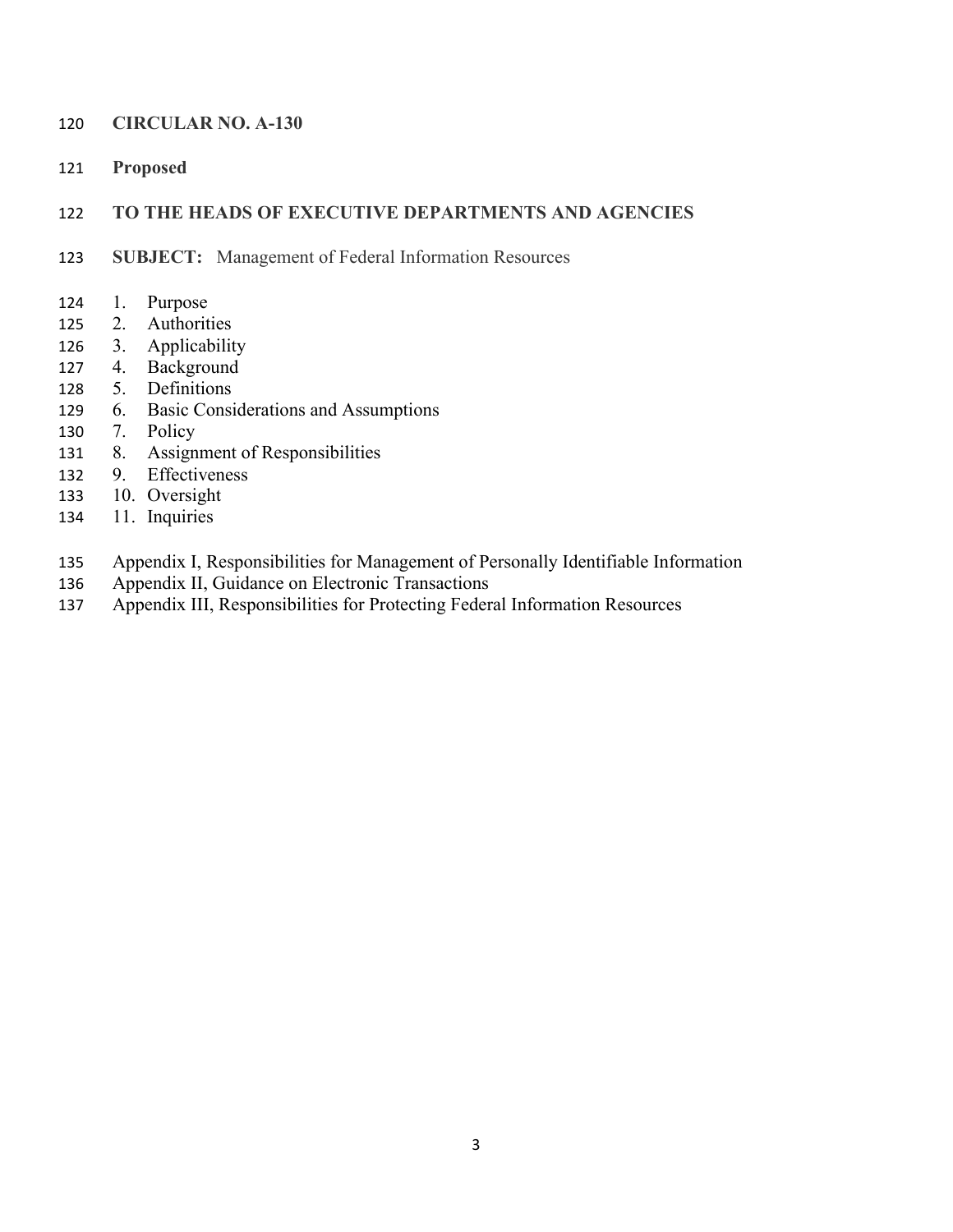**CIRCULAR NO. A-130**

**Proposed**

**TO THE HEADS OF EXECUTIVE DEPARTMENTS AND AGENCIES**

**SUBJECT:** Management of Federal Information Resources

1. Purpose
2. Authorities
3. Applicability
4. Background
5. Definitions
6. Basic Considerations and Assumptions
7. Policy
8. Assignment of Responsibilities
9. Effectiveness
10. Oversight
11. Inquiries

Appendix I, Responsibilities for Management of Personally Identifiable Information
Appendix II, Guidance on Electronic Transactions
Appendix III, Responsibilities for Protecting Federal Information Resources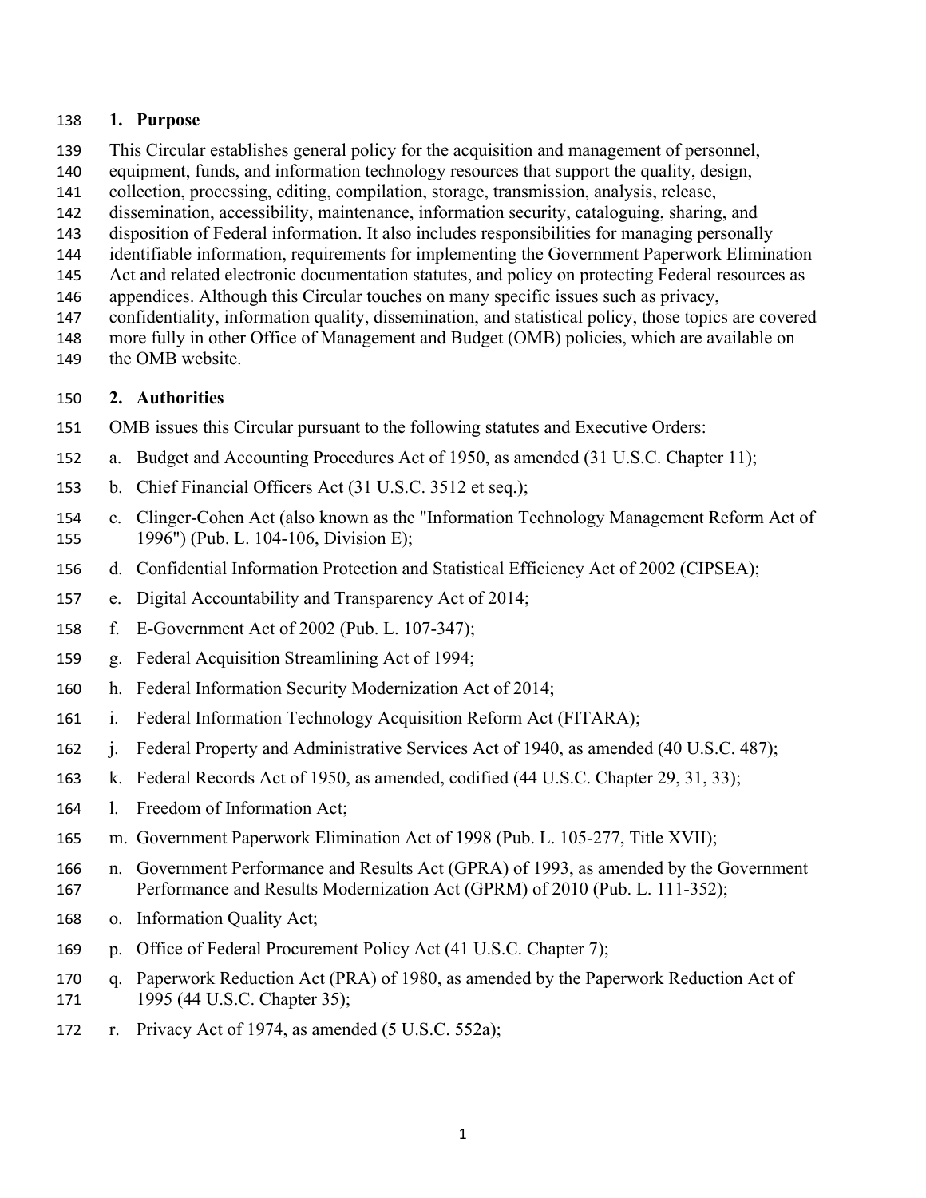## 1. Purpose

This Circular establishes general policy for the acquisition and management of personnel, equipment, funds, and information technology resources that support the quality, design, collection, processing, editing, compilation, storage, transmission, analysis, release, dissemination, accessibility, maintenance, information security, cataloguing, sharing, and disposition of Federal information. It also includes responsibilities for managing personally identifiable information, requirements for implementing the Government Paperwork Elimination Act and related electronic documentation statutes, and policy on protecting Federal resources as appendices. Although this Circular touches on many specific issues such as privacy, confidentiality, information quality, dissemination, and statistical policy, those topics are covered more fully in other Office of Management and Budget (OMB) policies, which are available on the OMB website.

## 2. Authorities

OMB issues this Circular pursuant to the following statutes and Executive Orders:

a. Budget and Accounting Procedures Act of 1950, as amended (31 U.S.C. Chapter 11);

b. Chief Financial Officers Act (31 U.S.C. 3512 et seq.);

c. Clinger-Cohen Act (also known as the "Information Technology Management Reform Act of 1996") (Pub. L. 104-106, Division E);

d. Confidential Information Protection and Statistical Efficiency Act of 2002 (CIPSEA);

e. Digital Accountability and Transparency Act of 2014;

f. E-Government Act of 2002 (Pub. L. 107-347);

g. Federal Acquisition Streamlining Act of 1994;

h. Federal Information Security Modernization Act of 2014;

i. Federal Information Technology Acquisition Reform Act (FITARA);

j. Federal Property and Administrative Services Act of 1940, as amended (40 U.S.C. 487);

k. Federal Records Act of 1950, as amended, codified (44 U.S.C. Chapter 29, 31, 33);

l. Freedom of Information Act;

m. Government Paperwork Elimination Act of 1998 (Pub. L. 105-277, Title XVII);

n. Government Performance and Results Act (GPRA) of 1993, as amended by the Government Performance and Results Modernization Act (GPRM) of 2010 (Pub. L. 111-352);

o. Information Quality Act;

p. Office of Federal Procurement Policy Act (41 U.S.C. Chapter 7);

q. Paperwork Reduction Act (PRA) of 1980, as amended by the Paperwork Reduction Act of 1995 (44 U.S.C. Chapter 35);

r. Privacy Act of 1974, as amended (5 U.S.C. 552a);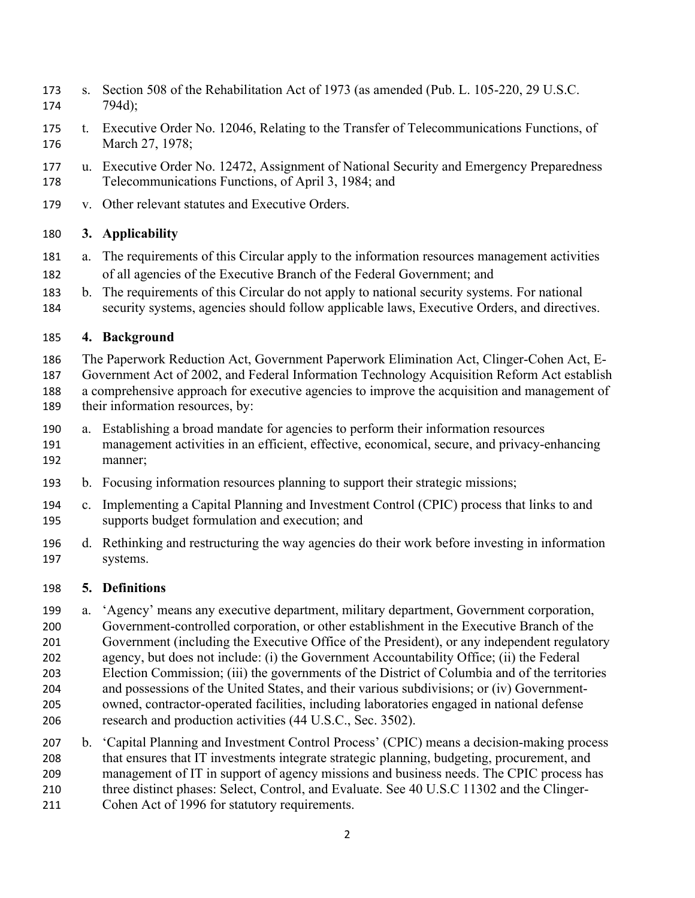s. Section 508 of the Rehabilitation Act of 1973 (as amended (Pub. L. 105-220, 29 U.S.C. 794d);

t. Executive Order No. 12046, Relating to the Transfer of Telecommunications Functions, of March 27, 1978;

u. Executive Order No. 12472, Assignment of National Security and Emergency Preparedness Telecommunications Functions, of April 3, 1984; and

v. Other relevant statutes and Executive Orders.

## 3. Applicability

a. The requirements of this Circular apply to the information resources management activities of all agencies of the Executive Branch of the Federal Government; and

b. The requirements of this Circular do not apply to national security systems. For national security systems, agencies should follow applicable laws, Executive Orders, and directives.

## 4. Background

The Paperwork Reduction Act, Government Paperwork Elimination Act, Clinger-Cohen Act, E-Government Act of 2002, and Federal Information Technology Acquisition Reform Act establish a comprehensive approach for executive agencies to improve the acquisition and management of their information resources, by:

a. Establishing a broad mandate for agencies to perform their information resources management activities in an efficient, effective, economical, secure, and privacy-enhancing manner;

b. Focusing information resources planning to support their strategic missions;

c. Implementing a Capital Planning and Investment Control (CPIC) process that links to and supports budget formulation and execution; and

d. Rethinking and restructuring the way agencies do their work before investing in information systems.

## 5. Definitions

a. 'Agency' means any executive department, military department, Government corporation, Government-controlled corporation, or other establishment in the Executive Branch of the Government (including the Executive Office of the President), or any independent regulatory agency, but does not include: (i) the Government Accountability Office; (ii) the Federal Election Commission; (iii) the governments of the District of Columbia and of the territories and possessions of the United States, and their various subdivisions; or (iv) Government-owned, contractor-operated facilities, including laboratories engaged in national defense research and production activities (44 U.S.C., Sec. 3502).

b. 'Capital Planning and Investment Control Process' (CPIC) means a decision-making process that ensures that IT investments integrate strategic planning, budgeting, procurement, and management of IT in support of agency missions and business needs. The CPIC process has three distinct phases: Select, Control, and Evaluate. See 40 U.S.C 11302 and the Clinger-Cohen Act of 1996 for statutory requirements.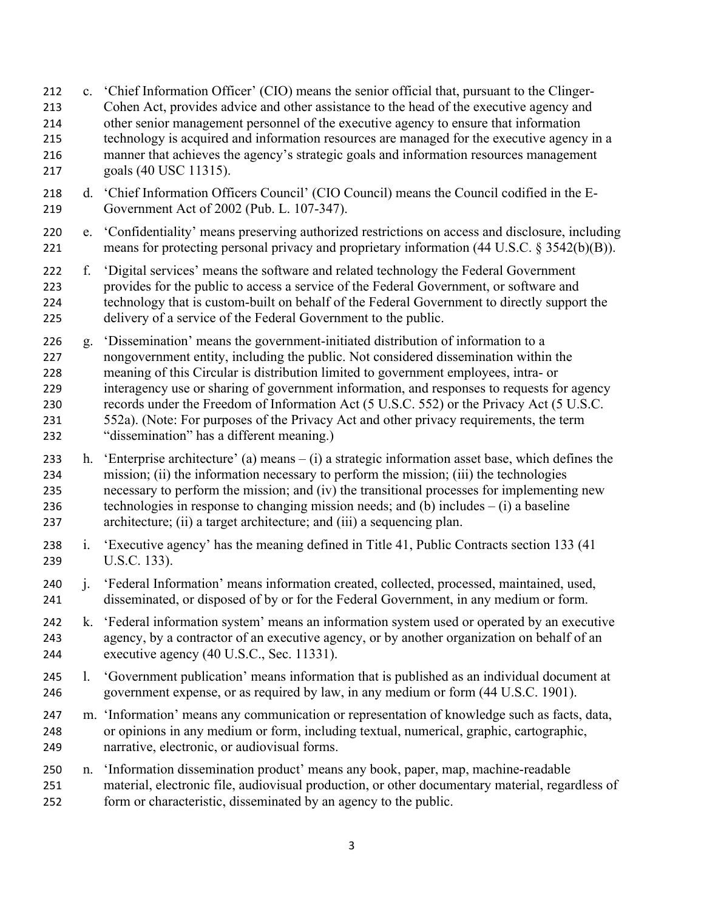c. 'Chief Information Officer' (CIO) means the senior official that, pursuant to the Clinger-Cohen Act, provides advice and other assistance to the head of the executive agency and other senior management personnel of the executive agency to ensure that information technology is acquired and information resources are managed for the executive agency in a manner that achieves the agency's strategic goals and information resources management goals (40 USC 11315).

d. 'Chief Information Officers Council' (CIO Council) means the Council codified in the E-Government Act of 2002 (Pub. L. 107-347).

e. 'Confidentiality' means preserving authorized restrictions on access and disclosure, including means for protecting personal privacy and proprietary information (44 U.S.C. § 3542(b)(B)).

f. 'Digital services' means the software and related technology the Federal Government provides for the public to access a service of the Federal Government, or software and technology that is custom-built on behalf of the Federal Government to directly support the delivery of a service of the Federal Government to the public.

g. 'Dissemination' means the government-initiated distribution of information to a nongovernment entity, including the public. Not considered dissemination within the meaning of this Circular is distribution limited to government employees, intra- or interagency use or sharing of government information, and responses to requests for agency records under the Freedom of Information Act (5 U.S.C. 552) or the Privacy Act (5 U.S.C. 552a). (Note: For purposes of the Privacy Act and other privacy requirements, the term "dissemination" has a different meaning.)

h. 'Enterprise architecture' (a) means – (i) a strategic information asset base, which defines the mission; (ii) the information necessary to perform the mission; (iii) the technologies necessary to perform the mission; and (iv) the transitional processes for implementing new technologies in response to changing mission needs; and (b) includes – (i) a baseline architecture; (ii) a target architecture; and (iii) a sequencing plan.

i. 'Executive agency' has the meaning defined in Title 41, Public Contracts section 133 (41 U.S.C. 133).

j. 'Federal Information' means information created, collected, processed, maintained, used, disseminated, or disposed of by or for the Federal Government, in any medium or form.

k. 'Federal information system' means an information system used or operated by an executive agency, by a contractor of an executive agency, or by another organization on behalf of an executive agency (40 U.S.C., Sec. 11331).

l. 'Government publication' means information that is published as an individual document at government expense, or as required by law, in any medium or form (44 U.S.C. 1901).

m. 'Information' means any communication or representation of knowledge such as facts, data, or opinions in any medium or form, including textual, numerical, graphic, cartographic, narrative, electronic, or audiovisual forms.

n. 'Information dissemination product' means any book, paper, map, machine-readable material, electronic file, audiovisual production, or other documentary material, regardless of form or characteristic, disseminated by an agency to the public.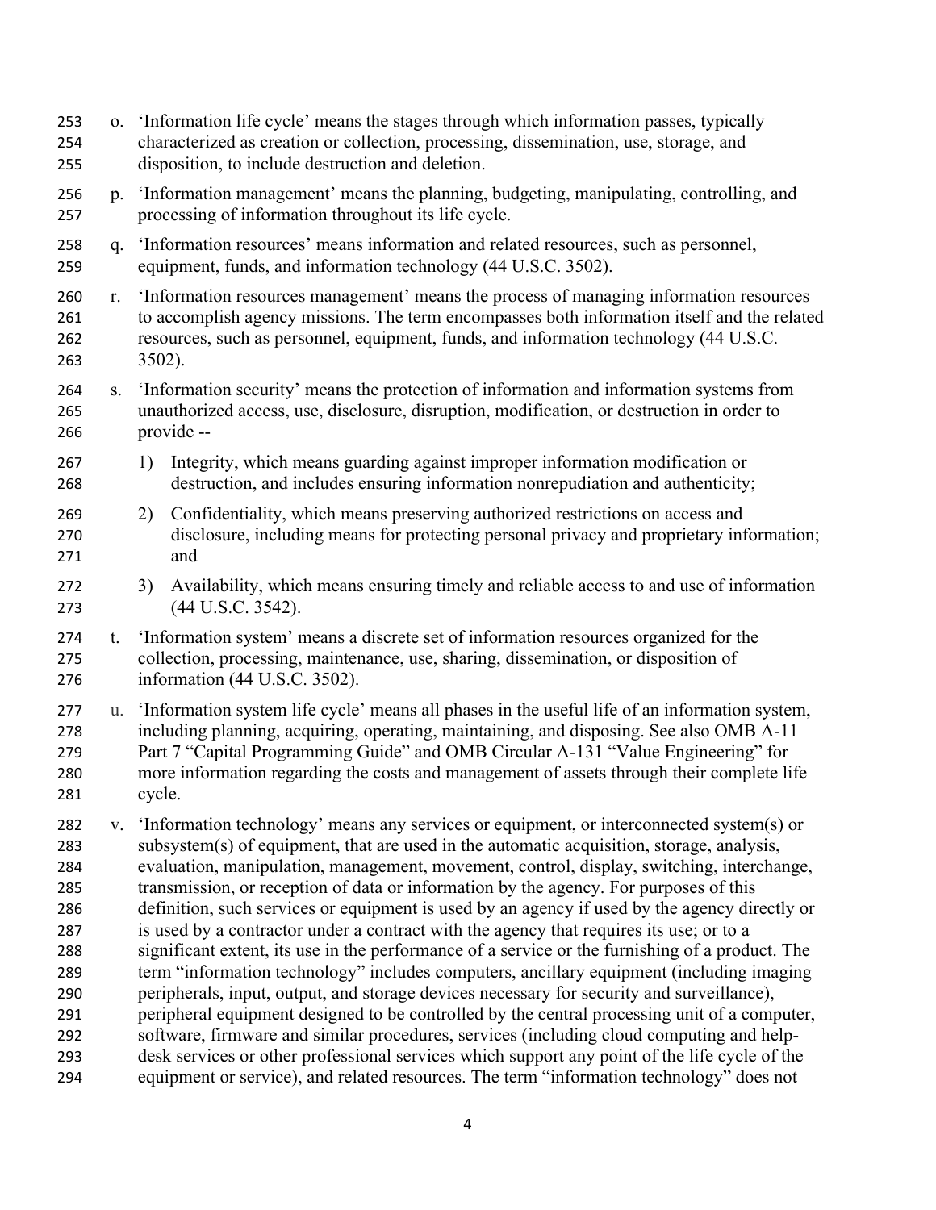o. 'Information life cycle' means the stages through which information passes, typically characterized as creation or collection, processing, dissemination, use, storage, and disposition, to include destruction and deletion.

p. 'Information management' means the planning, budgeting, manipulating, controlling, and processing of information throughout its life cycle.

q. 'Information resources' means information and related resources, such as personnel, equipment, funds, and information technology (44 U.S.C. 3502).

r. 'Information resources management' means the process of managing information resources to accomplish agency missions. The term encompasses both information itself and the related resources, such as personnel, equipment, funds, and information technology (44 U.S.C. 3502).

s. 'Information security' means the protection of information and information systems from unauthorized access, use, disclosure, disruption, modification, or destruction in order to provide --

   1) Integrity, which means guarding against improper information modification or destruction, and includes ensuring information nonrepudiation and authenticity;

   2) Confidentiality, which means preserving authorized restrictions on access and disclosure, including means for protecting personal privacy and proprietary information; and

   3) Availability, which means ensuring timely and reliable access to and use of information (44 U.S.C. 3542).

t. 'Information system' means a discrete set of information resources organized for the collection, processing, maintenance, use, sharing, dissemination, or disposition of information (44 U.S.C. 3502).

u. 'Information system life cycle' means all phases in the useful life of an information system, including planning, acquiring, operating, maintaining, and disposing. See also OMB A-11 Part 7 "Capital Programming Guide" and OMB Circular A-131 "Value Engineering" for more information regarding the costs and management of assets through their complete life cycle.

v. 'Information technology' means any services or equipment, or interconnected system(s) or subsystem(s) of equipment, that are used in the automatic acquisition, storage, analysis, evaluation, manipulation, management, movement, control, display, switching, interchange, transmission, or reception of data or information by the agency. For purposes of this definition, such services or equipment is used by an agency if used by the agency directly or is used by a contractor under a contract with the agency that requires its use; or to a significant extent, its use in the performance of a service or the furnishing of a product. The term "information technology" includes computers, ancillary equipment (including imaging peripherals, input, output, and storage devices necessary for security and surveillance), peripheral equipment designed to be controlled by the central processing unit of a computer, software, firmware and similar procedures, services (including cloud computing and help-desk services or other professional services which support any point of the life cycle of the equipment or service), and related resources. The term "information technology" does not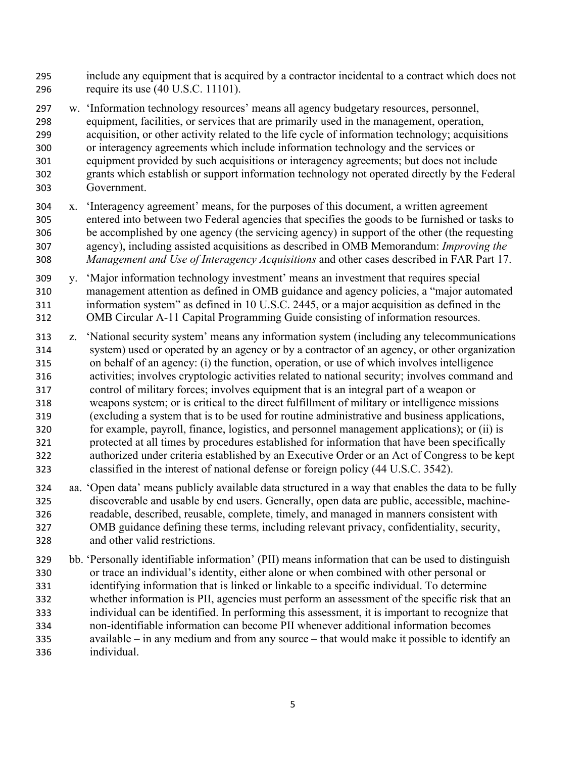include any equipment that is acquired by a contractor incidental to a contract which does not require its use (40 U.S.C. 11101).

w. 'Information technology resources' means all agency budgetary resources, personnel, equipment, facilities, or services that are primarily used in the management, operation, acquisition, or other activity related to the life cycle of information technology; acquisitions or interagency agreements which include information technology and the services or equipment provided by such acquisitions or interagency agreements; but does not include grants which establish or support information technology not operated directly by the Federal Government.

x. 'Interagency agreement' means, for the purposes of this document, a written agreement entered into between two Federal agencies that specifies the goods to be furnished or tasks to be accomplished by one agency (the servicing agency) in support of the other (the requesting agency), including assisted acquisitions as described in OMB Memorandum: *Improving the Management and Use of Interagency Acquisitions* and other cases described in FAR Part 17.

y. 'Major information technology investment' means an investment that requires special management attention as defined in OMB guidance and agency policies, a "major automated information system" as defined in 10 U.S.C. 2445, or a major acquisition as defined in the OMB Circular A-11 Capital Programming Guide consisting of information resources.

z. 'National security system' means any information system (including any telecommunications system) used or operated by an agency or by a contractor of an agency, or other organization on behalf of an agency: (i) the function, operation, or use of which involves intelligence activities; involves cryptologic activities related to national security; involves command and control of military forces; involves equipment that is an integral part of a weapon or weapons system; or is critical to the direct fulfillment of military or intelligence missions (excluding a system that is to be used for routine administrative and business applications, for example, payroll, finance, logistics, and personnel management applications); or (ii) is protected at all times by procedures established for information that have been specifically authorized under criteria established by an Executive Order or an Act of Congress to be kept classified in the interest of national defense or foreign policy (44 U.S.C. 3542).

aa. 'Open data' means publicly available data structured in a way that enables the data to be fully discoverable and usable by end users. Generally, open data are public, accessible, machine-readable, described, reusable, complete, timely, and managed in manners consistent with OMB guidance defining these terms, including relevant privacy, confidentiality, security, and other valid restrictions.

bb. 'Personally identifiable information' (PII) means information that can be used to distinguish or trace an individual's identity, either alone or when combined with other personal or identifying information that is linked or linkable to a specific individual. To determine whether information is PII, agencies must perform an assessment of the specific risk that an individual can be identified. In performing this assessment, it is important to recognize that non-identifiable information can become PII whenever additional information becomes available – in any medium and from any source – that would make it possible to identify an individual.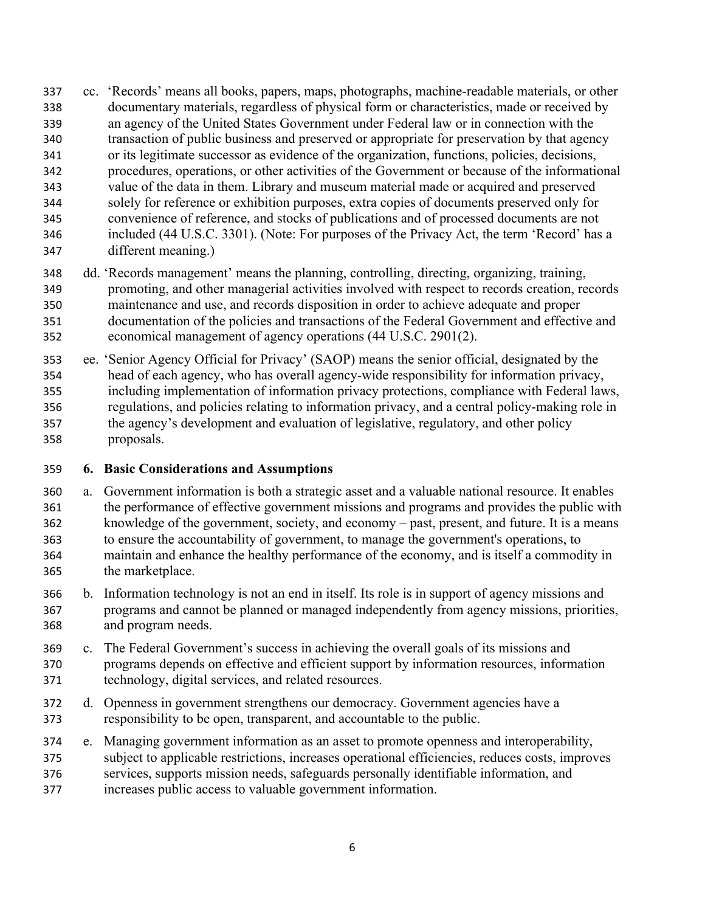cc. 'Records' means all books, papers, maps, photographs, machine-readable materials, or other documentary materials, regardless of physical form or characteristics, made or received by an agency of the United States Government under Federal law or in connection with the transaction of public business and preserved or appropriate for preservation by that agency or its legitimate successor as evidence of the organization, functions, policies, decisions, procedures, operations, or other activities of the Government or because of the informational value of the data in them. Library and museum material made or acquired and preserved solely for reference or exhibition purposes, extra copies of documents preserved only for convenience of reference, and stocks of publications and of processed documents are not included (44 U.S.C. 3301). (Note: For purposes of the Privacy Act, the term 'Record' has a different meaning.)

dd. 'Records management' means the planning, controlling, directing, organizing, training, promoting, and other managerial activities involved with respect to records creation, records maintenance and use, and records disposition in order to achieve adequate and proper documentation of the policies and transactions of the Federal Government and effective and economical management of agency operations (44 U.S.C. 2901(2).

ee. 'Senior Agency Official for Privacy' (SAOP) means the senior official, designated by the head of each agency, who has overall agency-wide responsibility for information privacy, including implementation of information privacy protections, compliance with Federal laws, regulations, and policies relating to information privacy, and a central policy-making role in the agency's development and evaluation of legislative, regulatory, and other policy proposals.

## 6. Basic Considerations and Assumptions

a. Government information is both a strategic asset and a valuable national resource. It enables the performance of effective government missions and programs and provides the public with knowledge of the government, society, and economy – past, present, and future. It is a means to ensure the accountability of government, to manage the government's operations, to maintain and enhance the healthy performance of the economy, and is itself a commodity in the marketplace.

b. Information technology is not an end in itself. Its role is in support of agency missions and programs and cannot be planned or managed independently from agency missions, priorities, and program needs.

c. The Federal Government's success in achieving the overall goals of its missions and programs depends on effective and efficient support by information resources, information technology, digital services, and related resources.

d. Openness in government strengthens our democracy. Government agencies have a responsibility to be open, transparent, and accountable to the public.

e. Managing government information as an asset to promote openness and interoperability, subject to applicable restrictions, increases operational efficiencies, reduces costs, improves services, supports mission needs, safeguards personally identifiable information, and increases public access to valuable government information.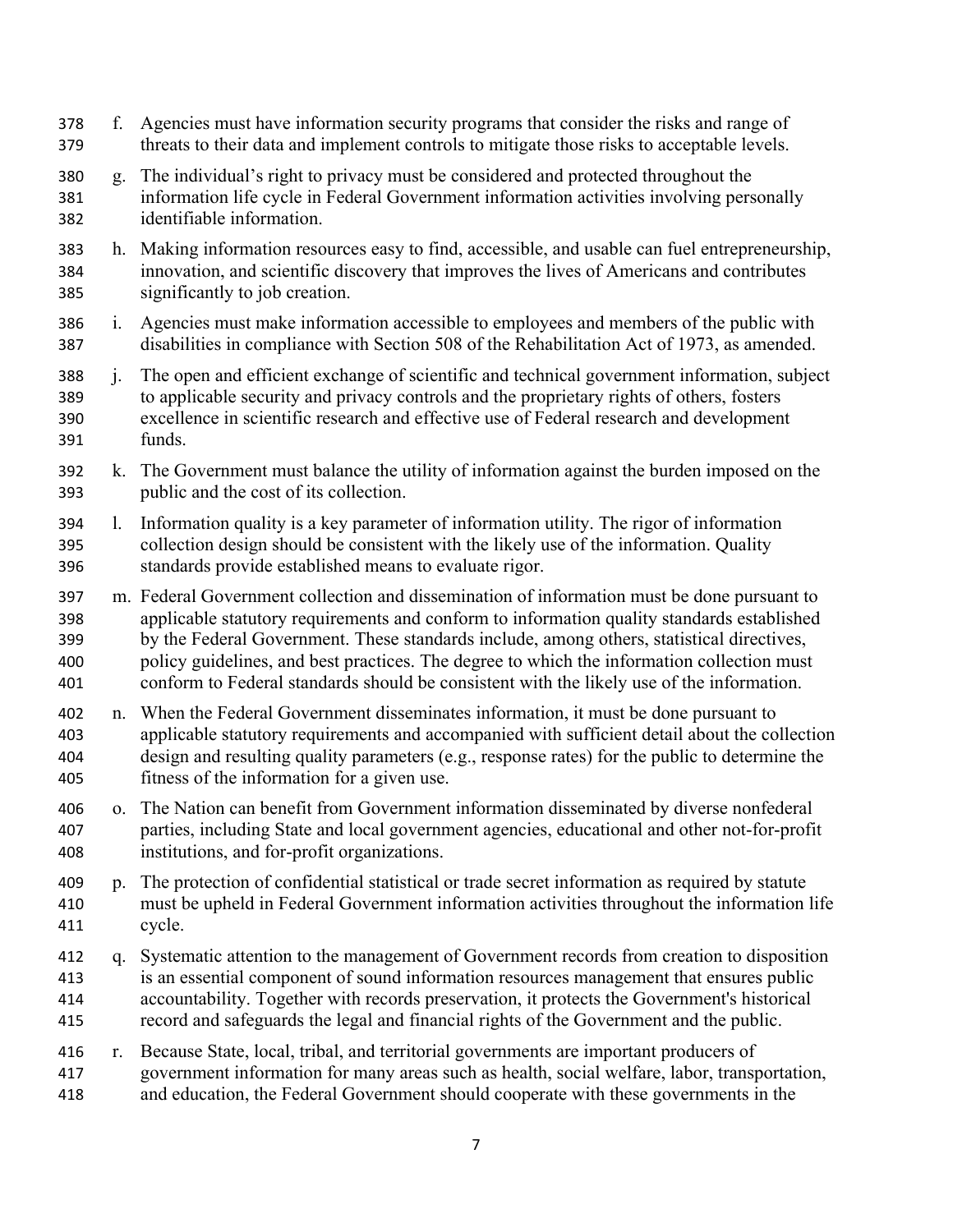f. Agencies must have information security programs that consider the risks and range of threats to their data and implement controls to mitigate those risks to acceptable levels.

g. The individual's right to privacy must be considered and protected throughout the information life cycle in Federal Government information activities involving personally identifiable information.

h. Making information resources easy to find, accessible, and usable can fuel entrepreneurship, innovation, and scientific discovery that improves the lives of Americans and contributes significantly to job creation.

i. Agencies must make information accessible to employees and members of the public with disabilities in compliance with Section 508 of the Rehabilitation Act of 1973, as amended.

j. The open and efficient exchange of scientific and technical government information, subject to applicable security and privacy controls and the proprietary rights of others, fosters excellence in scientific research and effective use of Federal research and development funds.

k. The Government must balance the utility of information against the burden imposed on the public and the cost of its collection.

l. Information quality is a key parameter of information utility. The rigor of information collection design should be consistent with the likely use of the information. Quality standards provide established means to evaluate rigor.

m. Federal Government collection and dissemination of information must be done pursuant to applicable statutory requirements and conform to information quality standards established by the Federal Government. These standards include, among others, statistical directives, policy guidelines, and best practices. The degree to which the information collection must conform to Federal standards should be consistent with the likely use of the information.

n. When the Federal Government disseminates information, it must be done pursuant to applicable statutory requirements and accompanied with sufficient detail about the collection design and resulting quality parameters (e.g., response rates) for the public to determine the fitness of the information for a given use.

o. The Nation can benefit from Government information disseminated by diverse nonfederal parties, including State and local government agencies, educational and other not-for-profit institutions, and for-profit organizations.

p. The protection of confidential statistical or trade secret information as required by statute must be upheld in Federal Government information activities throughout the information life cycle.

q. Systematic attention to the management of Government records from creation to disposition is an essential component of sound information resources management that ensures public accountability. Together with records preservation, it protects the Government's historical record and safeguards the legal and financial rights of the Government and the public.

r. Because State, local, tribal, and territorial governments are important producers of government information for many areas such as health, social welfare, labor, transportation, and education, the Federal Government should cooperate with these governments in the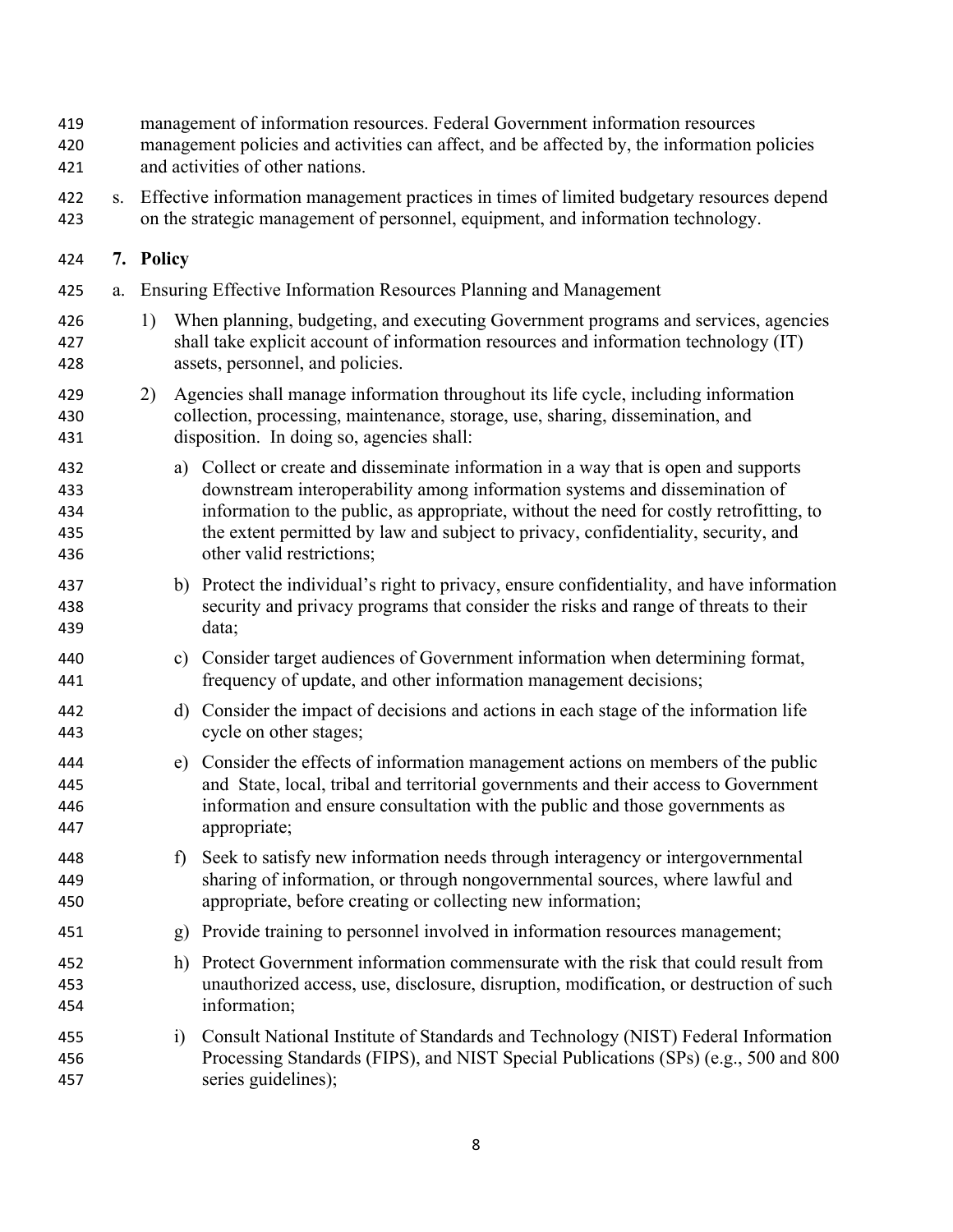management of information resources. Federal Government information resources management policies and activities can affect, and be affected by, the information policies and activities of other nations.

s. Effective information management practices in times of limited budgetary resources depend on the strategic management of personnel, equipment, and information technology.

## 7. Policy

a. Ensuring Effective Information Resources Planning and Management

1) When planning, budgeting, and executing Government programs and services, agencies shall take explicit account of information resources and information technology (IT) assets, personnel, and policies.

2) Agencies shall manage information throughout its life cycle, including information collection, processing, maintenance, storage, use, sharing, dissemination, and disposition. In doing so, agencies shall:

a) Collect or create and disseminate information in a way that is open and supports downstream interoperability among information systems and dissemination of information to the public, as appropriate, without the need for costly retrofitting, to the extent permitted by law and subject to privacy, confidentiality, security, and other valid restrictions;

b) Protect the individual's right to privacy, ensure confidentiality, and have information security and privacy programs that consider the risks and range of threats to their data;

c) Consider target audiences of Government information when determining format, frequency of update, and other information management decisions;

d) Consider the impact of decisions and actions in each stage of the information life cycle on other stages;

e) Consider the effects of information management actions on members of the public and State, local, tribal and territorial governments and their access to Government information and ensure consultation with the public and those governments as appropriate;

f) Seek to satisfy new information needs through interagency or intergovernmental sharing of information, or through nongovernmental sources, where lawful and appropriate, before creating or collecting new information;

g) Provide training to personnel involved in information resources management;

h) Protect Government information commensurate with the risk that could result from unauthorized access, use, disclosure, disruption, modification, or destruction of such information;

i) Consult National Institute of Standards and Technology (NIST) Federal Information Processing Standards (FIPS), and NIST Special Publications (SPs) (e.g., 500 and 800 series guidelines);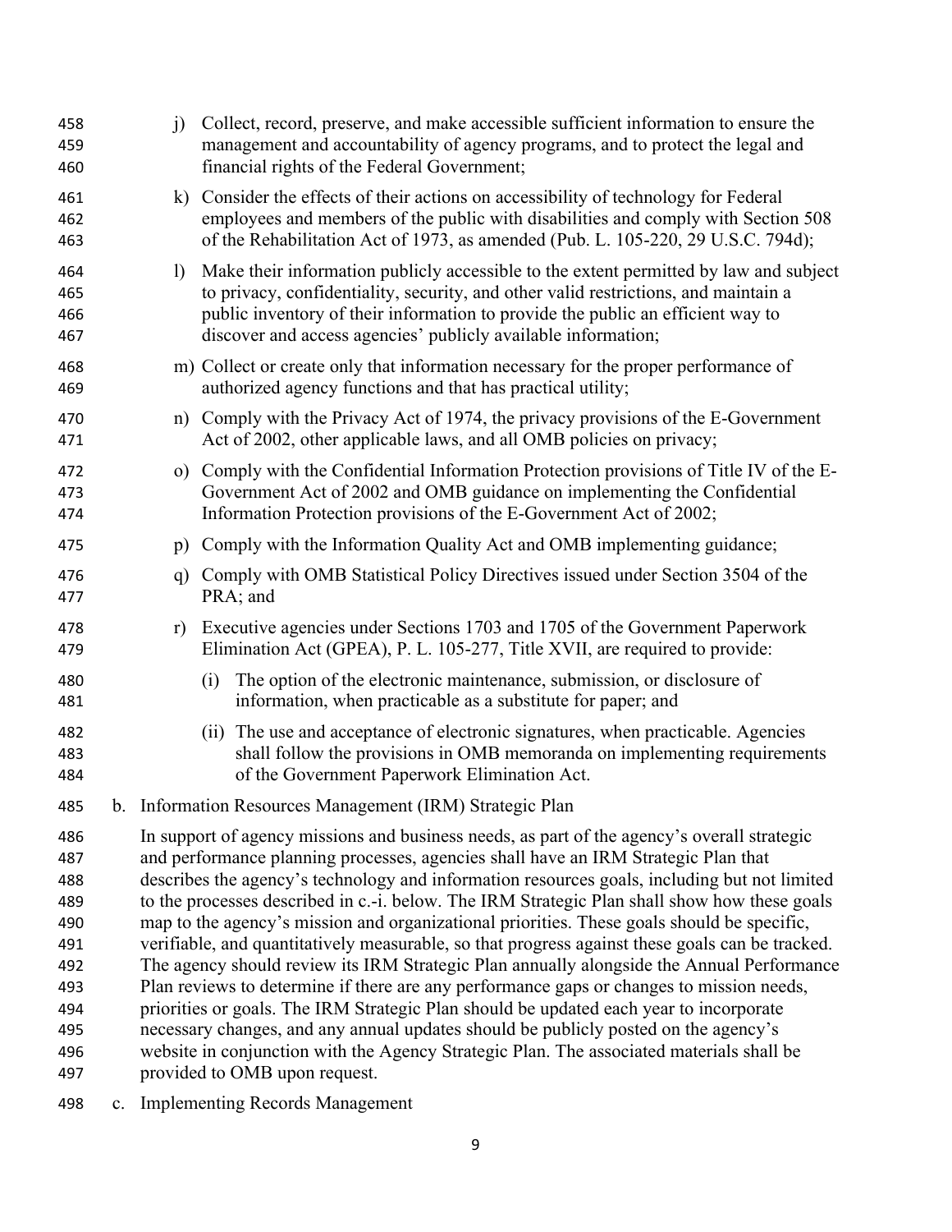j) Collect, record, preserve, and make accessible sufficient information to ensure the management and accountability of agency programs, and to protect the legal and financial rights of the Federal Government;

k) Consider the effects of their actions on accessibility of technology for Federal employees and members of the public with disabilities and comply with Section 508 of the Rehabilitation Act of 1973, as amended (Pub. L. 105-220, 29 U.S.C. 794d);

l) Make their information publicly accessible to the extent permitted by law and subject to privacy, confidentiality, security, and other valid restrictions, and maintain a public inventory of their information to provide the public an efficient way to discover and access agencies' publicly available information;

m) Collect or create only that information necessary for the proper performance of authorized agency functions and that has practical utility;

n) Comply with the Privacy Act of 1974, the privacy provisions of the E-Government Act of 2002, other applicable laws, and all OMB policies on privacy;

o) Comply with the Confidential Information Protection provisions of Title IV of the E-Government Act of 2002 and OMB guidance on implementing the Confidential Information Protection provisions of the E-Government Act of 2002;

p) Comply with the Information Quality Act and OMB implementing guidance;

q) Comply with OMB Statistical Policy Directives issued under Section 3504 of the PRA; and

r) Executive agencies under Sections 1703 and 1705 of the Government Paperwork Elimination Act (GPEA), P. L. 105-277, Title XVII, are required to provide:

   (i) The option of the electronic maintenance, submission, or disclosure of information, when practicable as a substitute for paper; and

   (ii) The use and acceptance of electronic signatures, when practicable. Agencies shall follow the provisions in OMB memoranda on implementing requirements of the Government Paperwork Elimination Act.

b. Information Resources Management (IRM) Strategic Plan

In support of agency missions and business needs, as part of the agency's overall strategic and performance planning processes, agencies shall have an IRM Strategic Plan that describes the agency's technology and information resources goals, including but not limited to the processes described in c.-i. below. The IRM Strategic Plan shall show how these goals map to the agency's mission and organizational priorities. These goals should be specific, verifiable, and quantitatively measurable, so that progress against these goals can be tracked. The agency should review its IRM Strategic Plan annually alongside the Annual Performance Plan reviews to determine if there are any performance gaps or changes to mission needs, priorities or goals. The IRM Strategic Plan should be updated each year to incorporate necessary changes, and any annual updates should be publicly posted on the agency's website in conjunction with the Agency Strategic Plan. The associated materials shall be provided to OMB upon request.

c. Implementing Records Management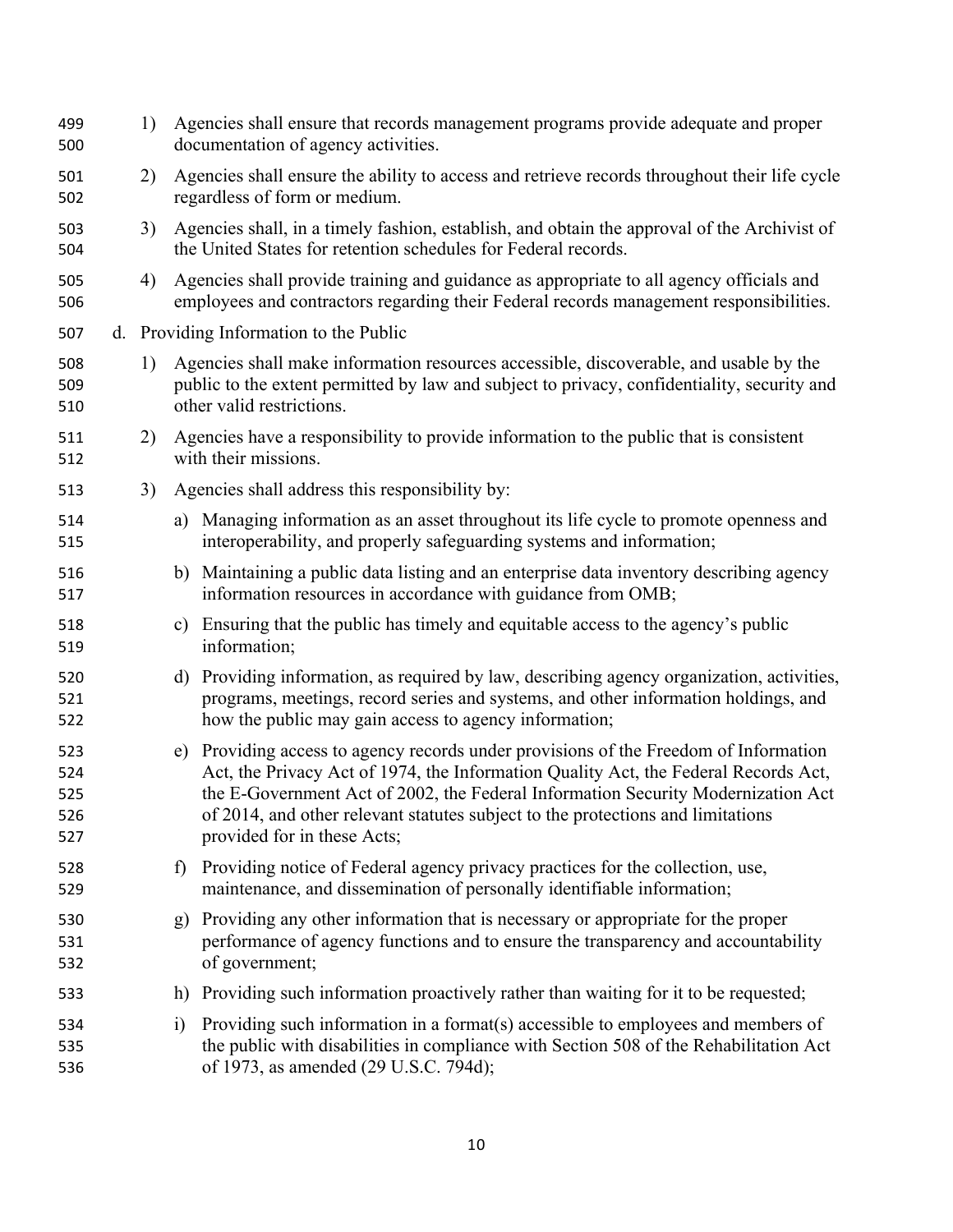1) Agencies shall ensure that records management programs provide adequate and proper documentation of agency activities.

2) Agencies shall ensure the ability to access and retrieve records throughout their life cycle regardless of form or medium.

3) Agencies shall, in a timely fashion, establish, and obtain the approval of the Archivist of the United States for retention schedules for Federal records.

4) Agencies shall provide training and guidance as appropriate to all agency officials and employees and contractors regarding their Federal records management responsibilities.

d. Providing Information to the Public

1) Agencies shall make information resources accessible, discoverable, and usable by the public to the extent permitted by law and subject to privacy, confidentiality, security and other valid restrictions.

2) Agencies have a responsibility to provide information to the public that is consistent with their missions.

3) Agencies shall address this responsibility by:

a) Managing information as an asset throughout its life cycle to promote openness and interoperability, and properly safeguarding systems and information;

b) Maintaining a public data listing and an enterprise data inventory describing agency information resources in accordance with guidance from OMB;

c) Ensuring that the public has timely and equitable access to the agency's public information;

d) Providing information, as required by law, describing agency organization, activities, programs, meetings, record series and systems, and other information holdings, and how the public may gain access to agency information;

e) Providing access to agency records under provisions of the Freedom of Information Act, the Privacy Act of 1974, the Information Quality Act, the Federal Records Act, the E-Government Act of 2002, the Federal Information Security Modernization Act of 2014, and other relevant statutes subject to the protections and limitations provided for in these Acts;

f) Providing notice of Federal agency privacy practices for the collection, use, maintenance, and dissemination of personally identifiable information;

g) Providing any other information that is necessary or appropriate for the proper performance of agency functions and to ensure the transparency and accountability of government;

h) Providing such information proactively rather than waiting for it to be requested;

i) Providing such information in a format(s) accessible to employees and members of the public with disabilities in compliance with Section 508 of the Rehabilitation Act of 1973, as amended (29 U.S.C. 794d);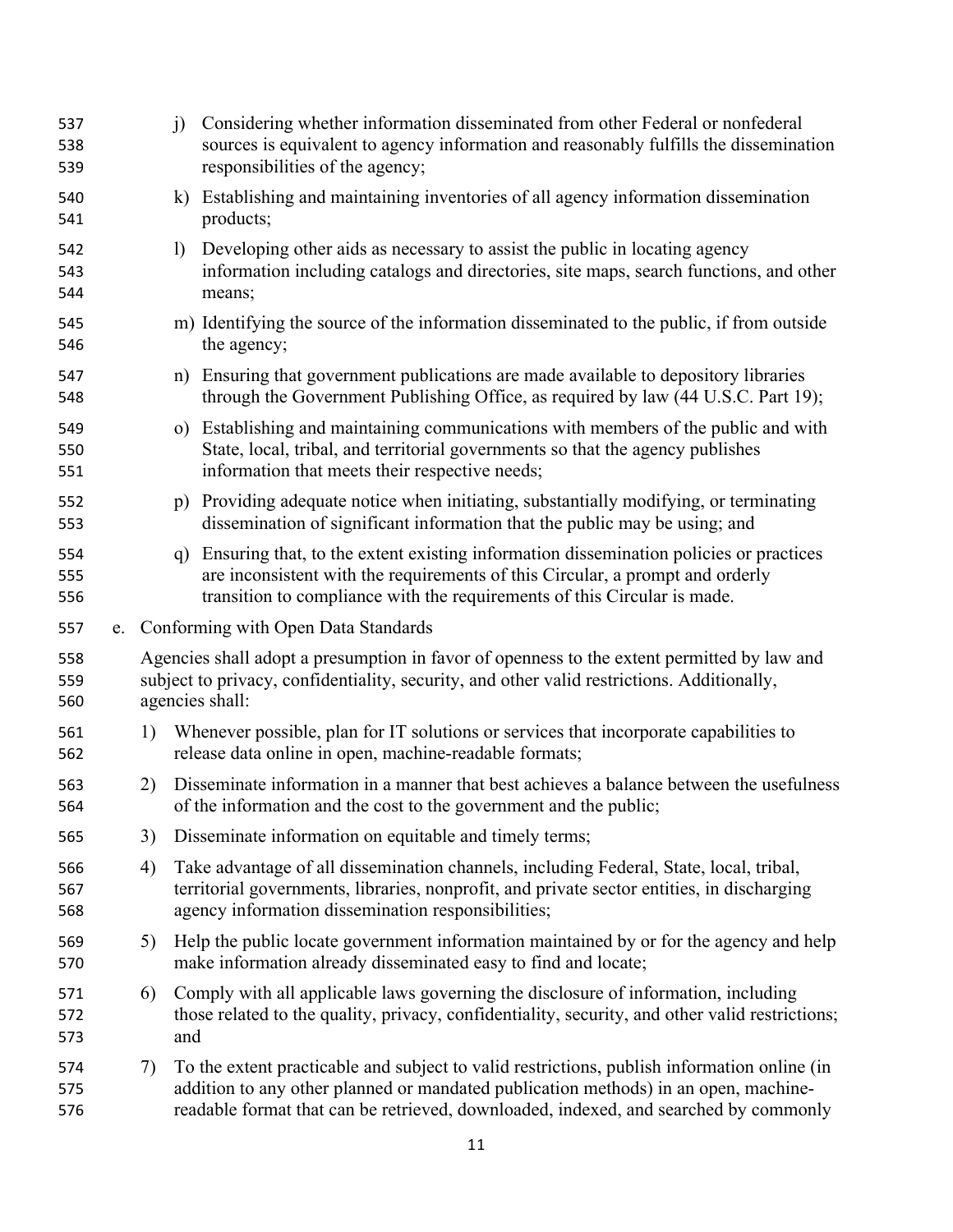j) Considering whether information disseminated from other Federal or nonfederal sources is equivalent to agency information and reasonably fulfills the dissemination responsibilities of the agency;

k) Establishing and maintaining inventories of all agency information dissemination products;

l) Developing other aids as necessary to assist the public in locating agency information including catalogs and directories, site maps, search functions, and other means;

m) Identifying the source of the information disseminated to the public, if from outside the agency;

n) Ensuring that government publications are made available to depository libraries through the Government Publishing Office, as required by law (44 U.S.C. Part 19);

o) Establishing and maintaining communications with members of the public and with State, local, tribal, and territorial governments so that the agency publishes information that meets their respective needs;

p) Providing adequate notice when initiating, substantially modifying, or terminating dissemination of significant information that the public may be using; and

q) Ensuring that, to the extent existing information dissemination policies or practices are inconsistent with the requirements of this Circular, a prompt and orderly transition to compliance with the requirements of this Circular is made.

e. Conforming with Open Data Standards

Agencies shall adopt a presumption in favor of openness to the extent permitted by law and subject to privacy, confidentiality, security, and other valid restrictions. Additionally, agencies shall:

1) Whenever possible, plan for IT solutions or services that incorporate capabilities to release data online in open, machine-readable formats;

2) Disseminate information in a manner that best achieves a balance between the usefulness of the information and the cost to the government and the public;

3) Disseminate information on equitable and timely terms;

4) Take advantage of all dissemination channels, including Federal, State, local, tribal, territorial governments, libraries, nonprofit, and private sector entities, in discharging agency information dissemination responsibilities;

5) Help the public locate government information maintained by or for the agency and help make information already disseminated easy to find and locate;

6) Comply with all applicable laws governing the disclosure of information, including those related to the quality, privacy, confidentiality, security, and other valid restrictions; and

7) To the extent practicable and subject to valid restrictions, publish information online (in addition to any other planned or mandated publication methods) in an open, machine-readable format that can be retrieved, downloaded, indexed, and searched by commonly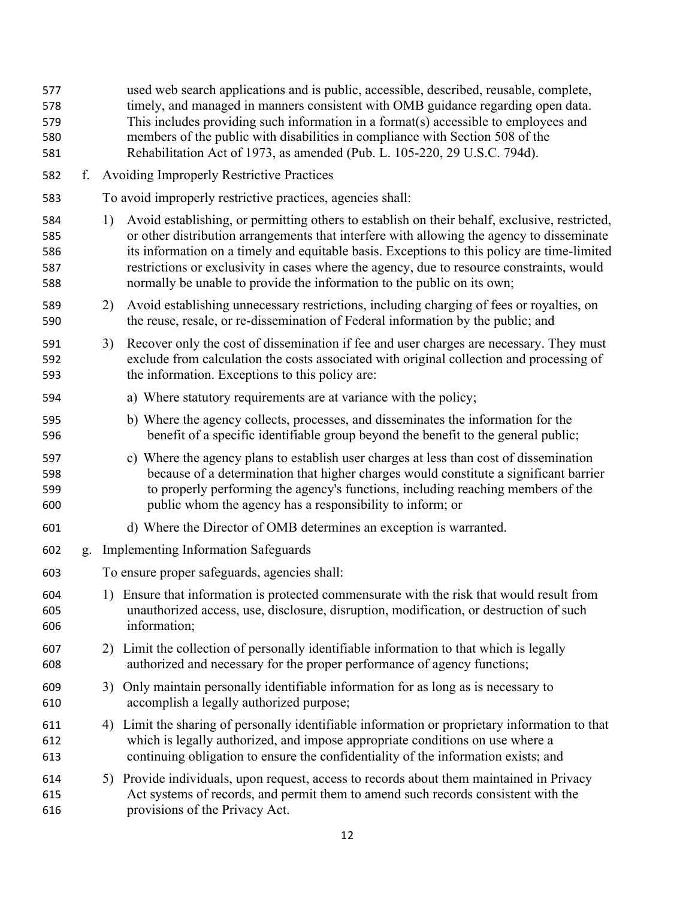used web search applications and is public, accessible, described, reusable, complete, timely, and managed in manners consistent with OMB guidance regarding open data. This includes providing such information in a format(s) accessible to employees and members of the public with disabilities in compliance with Section 508 of the Rehabilitation Act of 1973, as amended (Pub. L. 105-220, 29 U.S.C. 794d).

f. Avoiding Improperly Restrictive Practices

To avoid improperly restrictive practices, agencies shall:

1) Avoid establishing, or permitting others to establish on their behalf, exclusive, restricted, or other distribution arrangements that interfere with allowing the agency to disseminate its information on a timely and equitable basis. Exceptions to this policy are time-limited restrictions or exclusivity in cases where the agency, due to resource constraints, would normally be unable to provide the information to the public on its own;

2) Avoid establishing unnecessary restrictions, including charging of fees or royalties, on the reuse, resale, or re-dissemination of Federal information by the public; and

3) Recover only the cost of dissemination if fee and user charges are necessary. They must exclude from calculation the costs associated with original collection and processing of the information. Exceptions to this policy are:

   a) Where statutory requirements are at variance with the policy;

   b) Where the agency collects, processes, and disseminates the information for the benefit of a specific identifiable group beyond the benefit to the general public;

   c) Where the agency plans to establish user charges at less than cost of dissemination because of a determination that higher charges would constitute a significant barrier to properly performing the agency's functions, including reaching members of the public whom the agency has a responsibility to inform; or

   d) Where the Director of OMB determines an exception is warranted.

g. Implementing Information Safeguards

To ensure proper safeguards, agencies shall:

1) Ensure that information is protected commensurate with the risk that would result from unauthorized access, use, disclosure, disruption, modification, or destruction of such information;

2) Limit the collection of personally identifiable information to that which is legally authorized and necessary for the proper performance of agency functions;

3) Only maintain personally identifiable information for as long as is necessary to accomplish a legally authorized purpose;

4) Limit the sharing of personally identifiable information or proprietary information to that which is legally authorized, and impose appropriate conditions on use where a continuing obligation to ensure the confidentiality of the information exists; and

5) Provide individuals, upon request, access to records about them maintained in Privacy Act systems of records, and permit them to amend such records consistent with the provisions of the Privacy Act.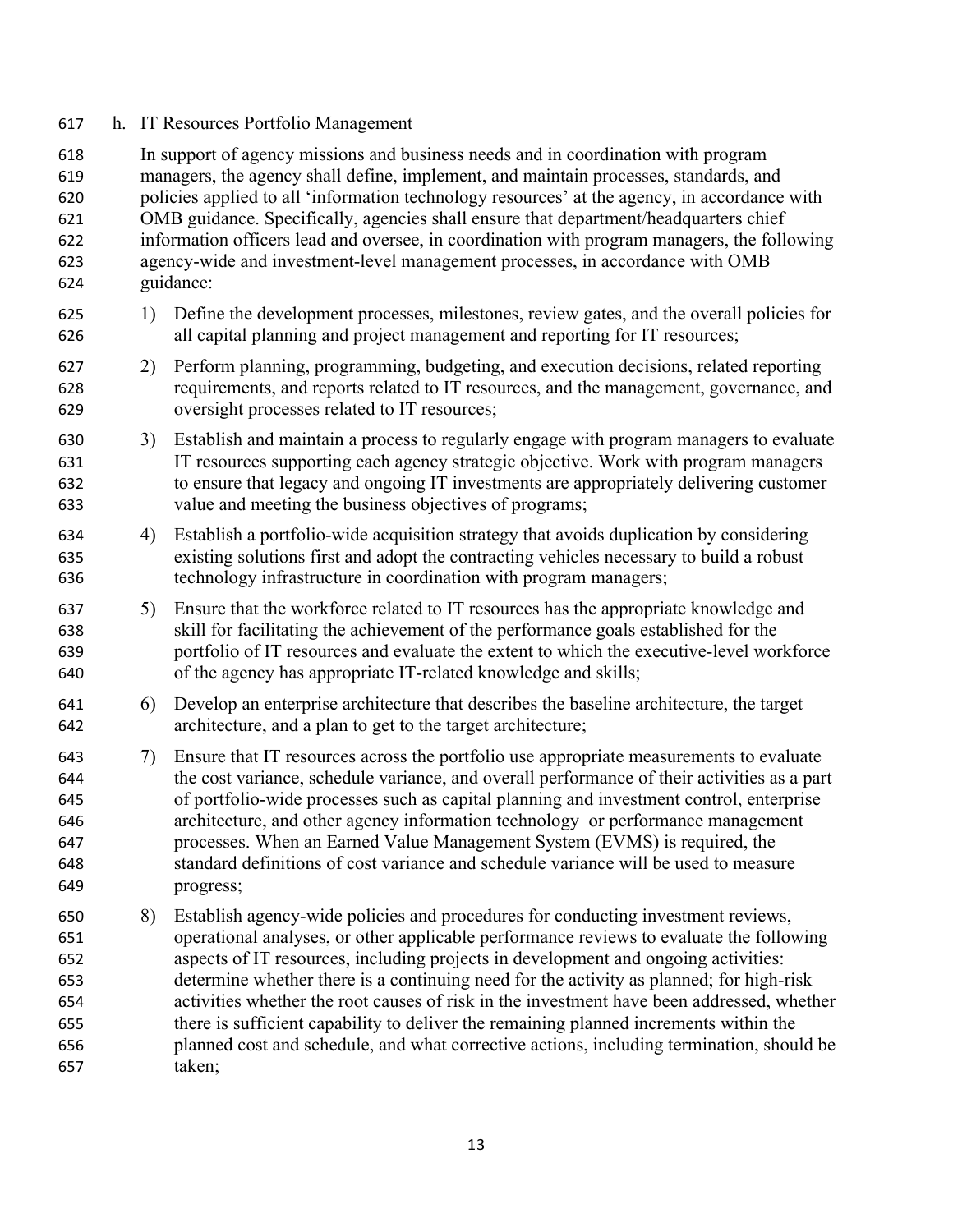h. IT Resources Portfolio Management

In support of agency missions and business needs and in coordination with program managers, the agency shall define, implement, and maintain processes, standards, and policies applied to all 'information technology resources' at the agency, in accordance with OMB guidance. Specifically, agencies shall ensure that department/headquarters chief information officers lead and oversee, in coordination with program managers, the following agency-wide and investment-level management processes, in accordance with OMB guidance:

1) Define the development processes, milestones, review gates, and the overall policies for all capital planning and project management and reporting for IT resources;

2) Perform planning, programming, budgeting, and execution decisions, related reporting requirements, and reports related to IT resources, and the management, governance, and oversight processes related to IT resources;

3) Establish and maintain a process to regularly engage with program managers to evaluate IT resources supporting each agency strategic objective. Work with program managers to ensure that legacy and ongoing IT investments are appropriately delivering customer value and meeting the business objectives of programs;

4) Establish a portfolio-wide acquisition strategy that avoids duplication by considering existing solutions first and adopt the contracting vehicles necessary to build a robust technology infrastructure in coordination with program managers;

5) Ensure that the workforce related to IT resources has the appropriate knowledge and skill for facilitating the achievement of the performance goals established for the portfolio of IT resources and evaluate the extent to which the executive-level workforce of the agency has appropriate IT-related knowledge and skills;

6) Develop an enterprise architecture that describes the baseline architecture, the target architecture, and a plan to get to the target architecture;

7) Ensure that IT resources across the portfolio use appropriate measurements to evaluate the cost variance, schedule variance, and overall performance of their activities as a part of portfolio-wide processes such as capital planning and investment control, enterprise architecture, and other agency information technology or performance management processes. When an Earned Value Management System (EVMS) is required, the standard definitions of cost variance and schedule variance will be used to measure progress;

8) Establish agency-wide policies and procedures for conducting investment reviews, operational analyses, or other applicable performance reviews to evaluate the following aspects of IT resources, including projects in development and ongoing activities: determine whether there is a continuing need for the activity as planned; for high-risk activities whether the root causes of risk in the investment have been addressed, whether there is sufficient capability to deliver the remaining planned increments within the planned cost and schedule, and what corrective actions, including termination, should be taken;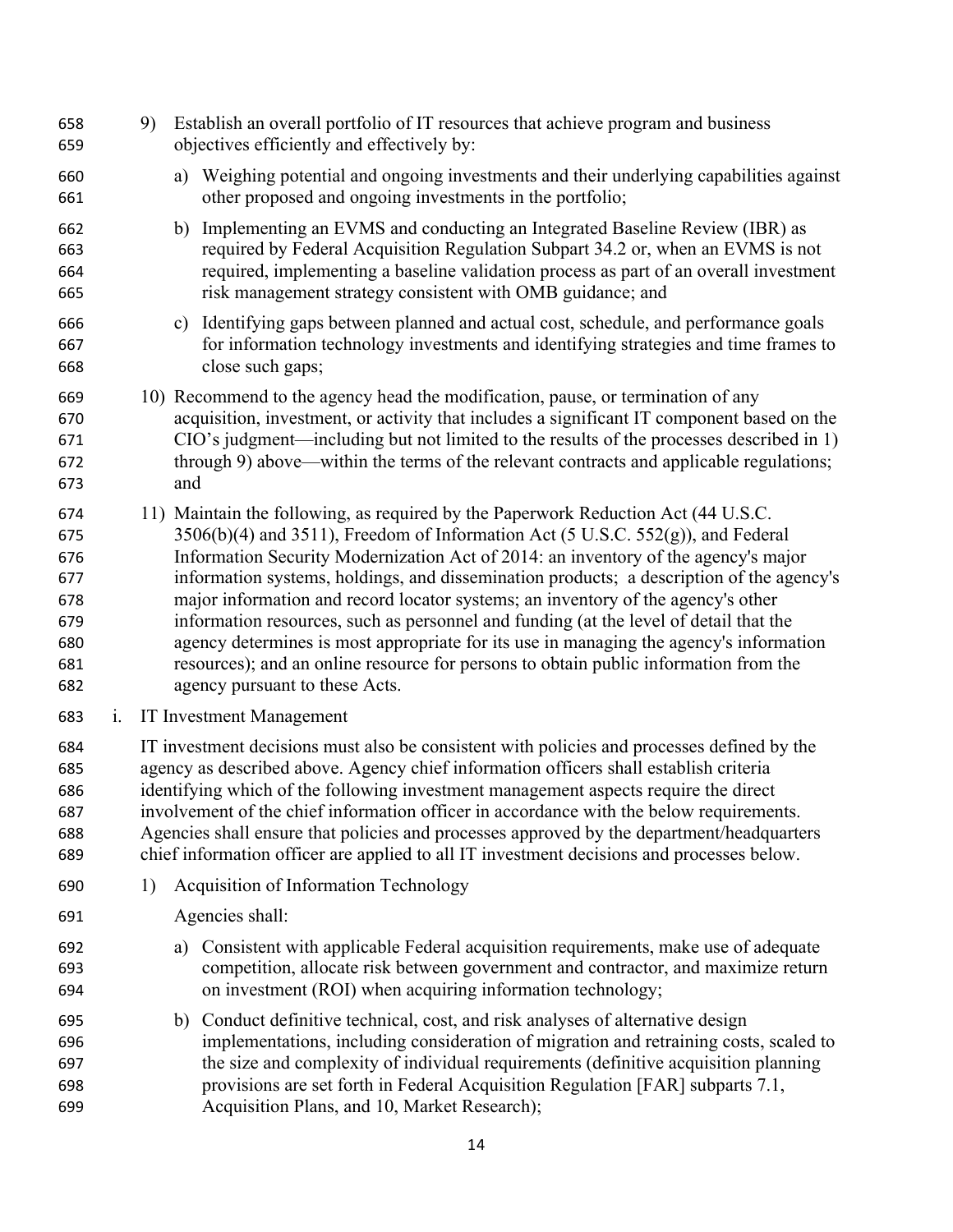9) Establish an overall portfolio of IT resources that achieve program and business objectives efficiently and effectively by:

   a) Weighing potential and ongoing investments and their underlying capabilities against other proposed and ongoing investments in the portfolio;

   b) Implementing an EVMS and conducting an Integrated Baseline Review (IBR) as required by Federal Acquisition Regulation Subpart 34.2 or, when an EVMS is not required, implementing a baseline validation process as part of an overall investment risk management strategy consistent with OMB guidance; and

   c) Identifying gaps between planned and actual cost, schedule, and performance goals for information technology investments and identifying strategies and time frames to close such gaps;

10) Recommend to the agency head the modification, pause, or termination of any acquisition, investment, or activity that includes a significant IT component based on the CIO's judgment—including but not limited to the results of the processes described in 1) through 9) above—within the terms of the relevant contracts and applicable regulations; and

11) Maintain the following, as required by the Paperwork Reduction Act (44 U.S.C. 3506(b)(4) and 3511), Freedom of Information Act (5 U.S.C. 552(g)), and Federal Information Security Modernization Act of 2014: an inventory of the agency's major information systems, holdings, and dissemination products; a description of the agency's major information and record locator systems; an inventory of the agency's other information resources, such as personnel and funding (at the level of detail that the agency determines is most appropriate for its use in managing the agency's information resources); and an online resource for persons to obtain public information from the agency pursuant to these Acts.

### i. IT Investment Management

IT investment decisions must also be consistent with policies and processes defined by the agency as described above. Agency chief information officers shall establish criteria identifying which of the following investment management aspects require the direct involvement of the chief information officer in accordance with the below requirements. Agencies shall ensure that policies and processes approved by the department/headquarters chief information officer are applied to all IT investment decisions and processes below.

1) Acquisition of Information Technology

   Agencies shall:

   a) Consistent with applicable Federal acquisition requirements, make use of adequate competition, allocate risk between government and contractor, and maximize return on investment (ROI) when acquiring information technology;

   b) Conduct definitive technical, cost, and risk analyses of alternative design implementations, including consideration of migration and retraining costs, scaled to the size and complexity of individual requirements (definitive acquisition planning provisions are set forth in Federal Acquisition Regulation [FAR] subparts 7.1, Acquisition Plans, and 10, Market Research);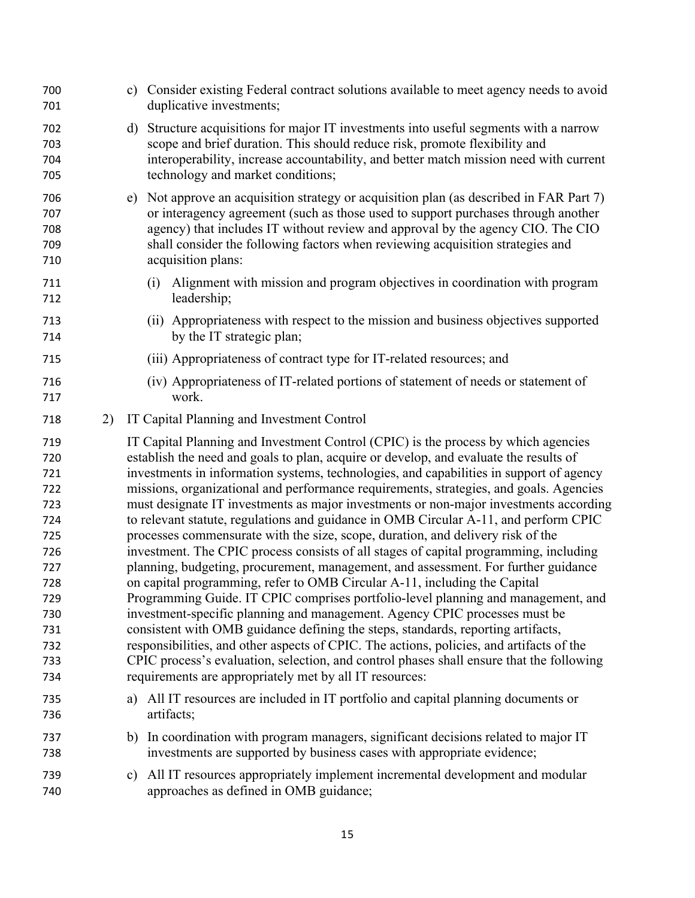c) Consider existing Federal contract solutions available to meet agency needs to avoid duplicative investments;

d) Structure acquisitions for major IT investments into useful segments with a narrow scope and brief duration. This should reduce risk, promote flexibility and interoperability, increase accountability, and better match mission need with current technology and market conditions;

e) Not approve an acquisition strategy or acquisition plan (as described in FAR Part 7) or interagency agreement (such as those used to support purchases through another agency) that includes IT without review and approval by the agency CIO. The CIO shall consider the following factors when reviewing acquisition strategies and acquisition plans:

   (i) Alignment with mission and program objectives in coordination with program leadership;

   (ii) Appropriateness with respect to the mission and business objectives supported by the IT strategic plan;

   (iii) Appropriateness of contract type for IT-related resources; and

   (iv) Appropriateness of IT-related portions of statement of needs or statement of work.

2) IT Capital Planning and Investment Control

IT Capital Planning and Investment Control (CPIC) is the process by which agencies establish the need and goals to plan, acquire or develop, and evaluate the results of investments in information systems, technologies, and capabilities in support of agency missions, organizational and performance requirements, strategies, and goals. Agencies must designate IT investments as major investments or non-major investments according to relevant statute, regulations and guidance in OMB Circular A-11, and perform CPIC processes commensurate with the size, scope, duration, and delivery risk of the investment. The CPIC process consists of all stages of capital programming, including planning, budgeting, procurement, management, and assessment. For further guidance on capital programming, refer to OMB Circular A-11, including the Capital Programming Guide. IT CPIC comprises portfolio-level planning and management, and investment-specific planning and management. Agency CPIC processes must be consistent with OMB guidance defining the steps, standards, reporting artifacts, responsibilities, and other aspects of CPIC. The actions, policies, and artifacts of the CPIC process's evaluation, selection, and control phases shall ensure that the following requirements are appropriately met by all IT resources:

a) All IT resources are included in IT portfolio and capital planning documents or artifacts;

b) In coordination with program managers, significant decisions related to major IT investments are supported by business cases with appropriate evidence;

c) All IT resources appropriately implement incremental development and modular approaches as defined in OMB guidance;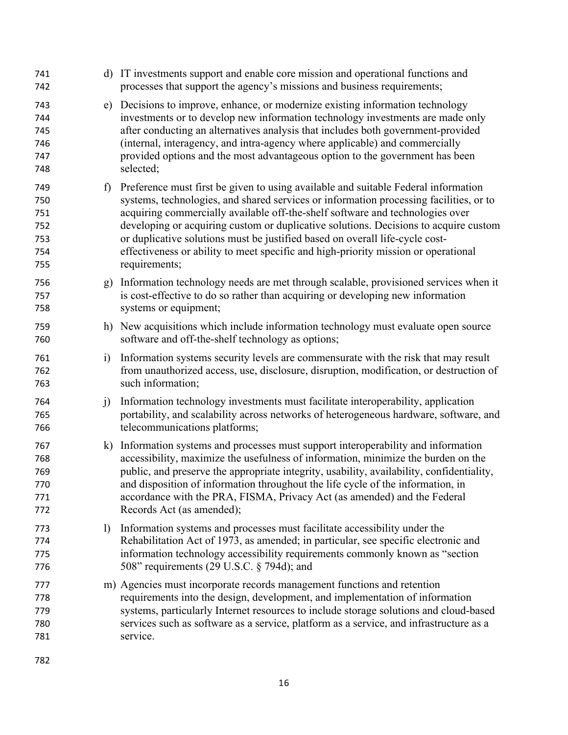d) IT investments support and enable core mission and operational functions and processes that support the agency's missions and business requirements;

e) Decisions to improve, enhance, or modernize existing information technology investments or to develop new information technology investments are made only after conducting an alternatives analysis that includes both government-provided (internal, interagency, and intra-agency where applicable) and commercially provided options and the most advantageous option to the government has been selected;

f) Preference must first be given to using available and suitable Federal information systems, technologies, and shared services or information processing facilities, or to acquiring commercially available off-the-shelf software and technologies over developing or acquiring custom or duplicative solutions. Decisions to acquire custom or duplicative solutions must be justified based on overall life-cycle cost-effectiveness or ability to meet specific and high-priority mission or operational requirements;

g) Information technology needs are met through scalable, provisioned services when it is cost-effective to do so rather than acquiring or developing new information systems or equipment;

h) New acquisitions which include information technology must evaluate open source software and off-the-shelf technology as options;

i) Information systems security levels are commensurate with the risk that may result from unauthorized access, use, disclosure, disruption, modification, or destruction of such information;

j) Information technology investments must facilitate interoperability, application portability, and scalability across networks of heterogeneous hardware, software, and telecommunications platforms;

k) Information systems and processes must support interoperability and information accessibility, maximize the usefulness of information, minimize the burden on the public, and preserve the appropriate integrity, usability, availability, confidentiality, and disposition of information throughout the life cycle of the information, in accordance with the PRA, FISMA, Privacy Act (as amended) and the Federal Records Act (as amended);

l) Information systems and processes must facilitate accessibility under the Rehabilitation Act of 1973, as amended; in particular, see specific electronic and information technology accessibility requirements commonly known as "section 508" requirements (29 U.S.C. § 794d); and

m) Agencies must incorporate records management functions and retention requirements into the design, development, and implementation of information systems, particularly Internet resources to include storage solutions and cloud-based services such as software as a service, platform as a service, and infrastructure as a service.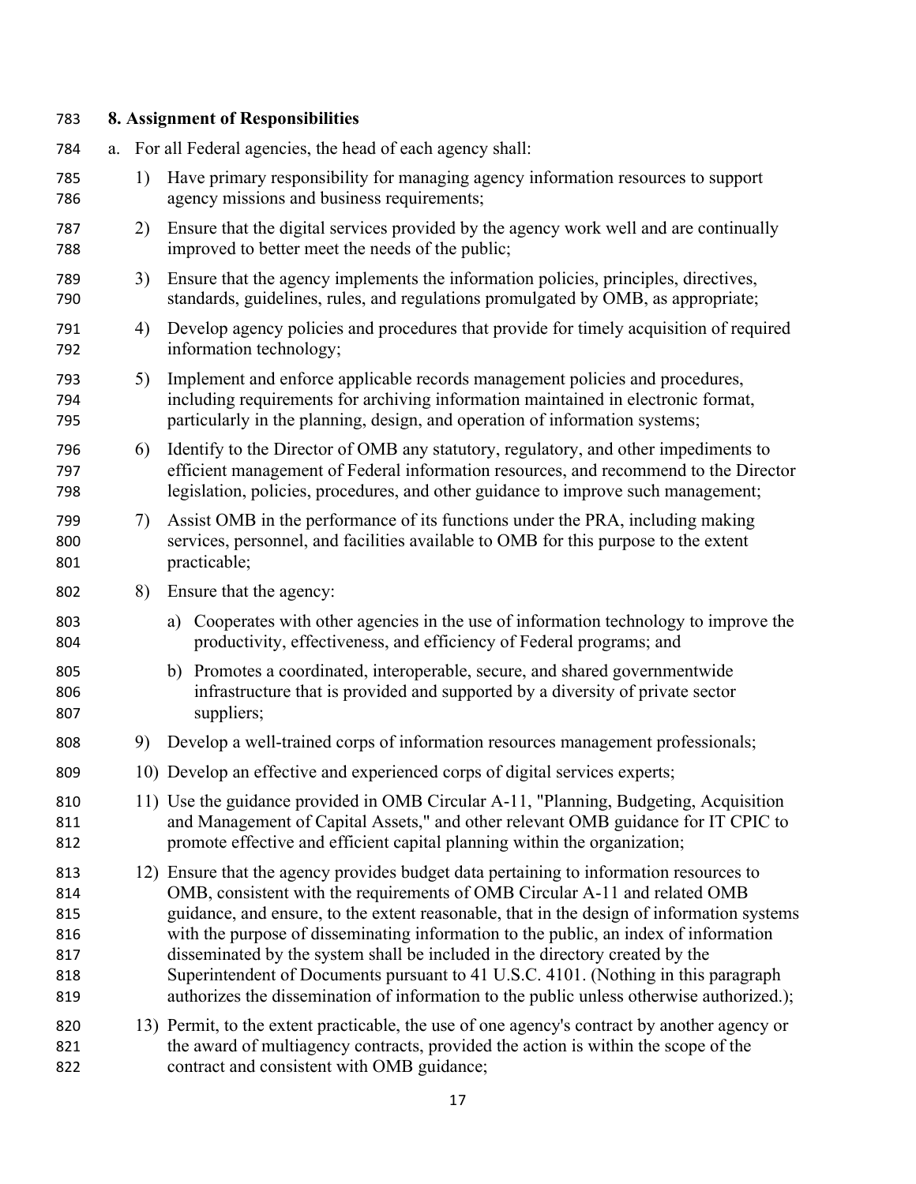## 8. Assignment of Responsibilities

a. For all Federal agencies, the head of each agency shall:

1) Have primary responsibility for managing agency information resources to support agency missions and business requirements;

2) Ensure that the digital services provided by the agency work well and are continually improved to better meet the needs of the public;

3) Ensure that the agency implements the information policies, principles, directives, standards, guidelines, rules, and regulations promulgated by OMB, as appropriate;

4) Develop agency policies and procedures that provide for timely acquisition of required information technology;

5) Implement and enforce applicable records management policies and procedures, including requirements for archiving information maintained in electronic format, particularly in the planning, design, and operation of information systems;

6) Identify to the Director of OMB any statutory, regulatory, and other impediments to efficient management of Federal information resources, and recommend to the Director legislation, policies, procedures, and other guidance to improve such management;

7) Assist OMB in the performance of its functions under the PRA, including making services, personnel, and facilities available to OMB for this purpose to the extent practicable;

8) Ensure that the agency:

   a) Cooperates with other agencies in the use of information technology to improve the productivity, effectiveness, and efficiency of Federal programs; and

   b) Promotes a coordinated, interoperable, secure, and shared governmentwide infrastructure that is provided and supported by a diversity of private sector suppliers;

9) Develop a well-trained corps of information resources management professionals;

10) Develop an effective and experienced corps of digital services experts;

11) Use the guidance provided in OMB Circular A-11, "Planning, Budgeting, Acquisition and Management of Capital Assets," and other relevant OMB guidance for IT CPIC to promote effective and efficient capital planning within the organization;

12) Ensure that the agency provides budget data pertaining to information resources to OMB, consistent with the requirements of OMB Circular A-11 and related OMB guidance, and ensure, to the extent reasonable, that in the design of information systems with the purpose of disseminating information to the public, an index of information disseminated by the system shall be included in the directory created by the Superintendent of Documents pursuant to 41 U.S.C. 4101. (Nothing in this paragraph authorizes the dissemination of information to the public unless otherwise authorized.);

13) Permit, to the extent practicable, the use of one agency's contract by another agency or the award of multiagency contracts, provided the action is within the scope of the contract and consistent with OMB guidance;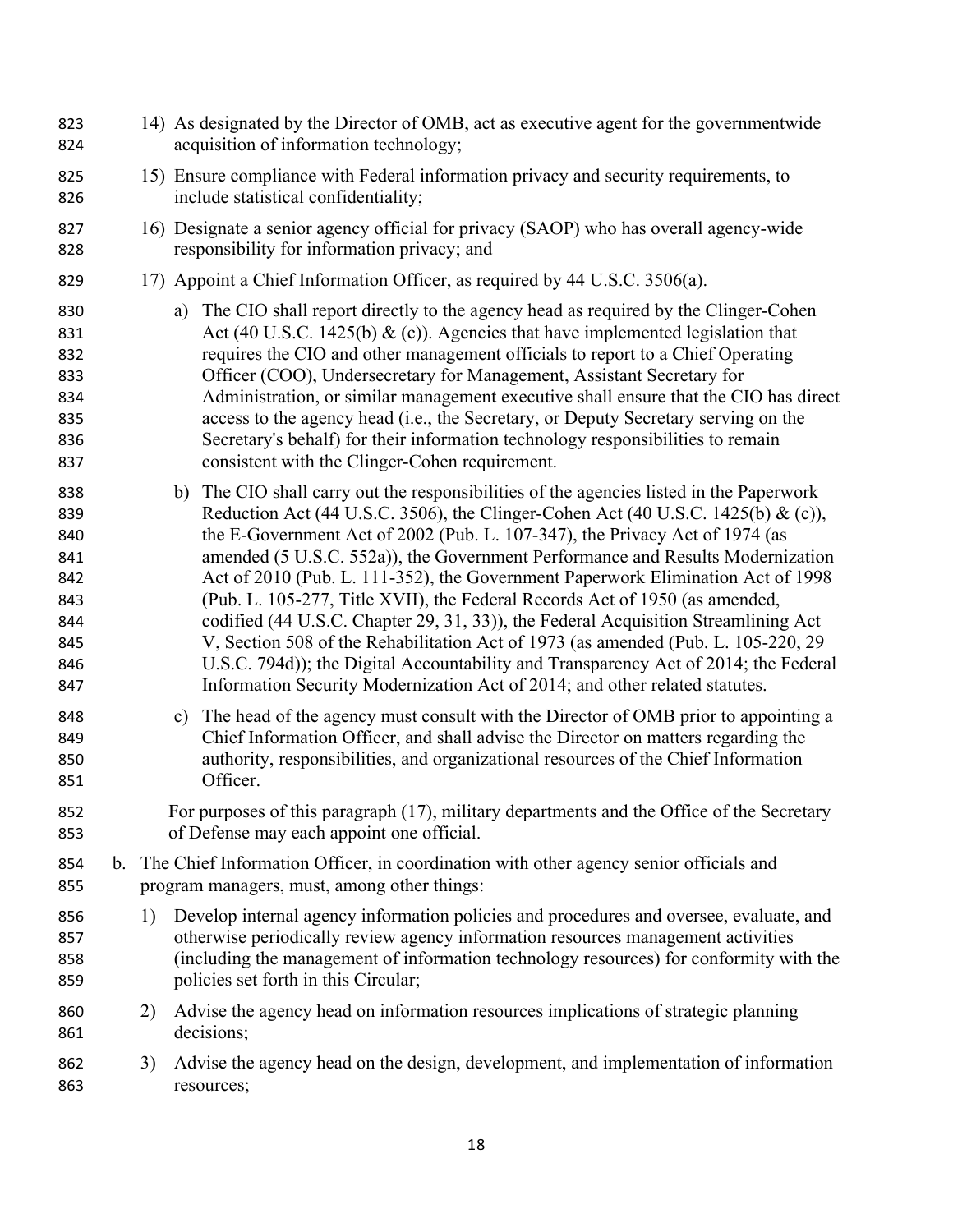14) As designated by the Director of OMB, act as executive agent for the governmentwide acquisition of information technology;

15) Ensure compliance with Federal information privacy and security requirements, to include statistical confidentiality;

16) Designate a senior agency official for privacy (SAOP) who has overall agency-wide responsibility for information privacy; and

17) Appoint a Chief Information Officer, as required by 44 U.S.C. 3506(a).

    a) The CIO shall report directly to the agency head as required by the Clinger-Cohen Act (40 U.S.C. 1425(b) & (c)). Agencies that have implemented legislation that requires the CIO and other management officials to report to a Chief Operating Officer (COO), Undersecretary for Management, Assistant Secretary for Administration, or similar management executive shall ensure that the CIO has direct access to the agency head (i.e., the Secretary, or Deputy Secretary serving on the Secretary's behalf) for their information technology responsibilities to remain consistent with the Clinger-Cohen requirement.

    b) The CIO shall carry out the responsibilities of the agencies listed in the Paperwork Reduction Act (44 U.S.C. 3506), the Clinger-Cohen Act (40 U.S.C. 1425(b) & (c)), the E-Government Act of 2002 (Pub. L. 107-347), the Privacy Act of 1974 (as amended (5 U.S.C. 552a)), the Government Performance and Results Modernization Act of 2010 (Pub. L. 111-352), the Government Paperwork Elimination Act of 1998 (Pub. L. 105-277, Title XVII), the Federal Records Act of 1950 (as amended, codified (44 U.S.C. Chapter 29, 31, 33)), the Federal Acquisition Streamlining Act V, Section 508 of the Rehabilitation Act of 1973 (as amended (Pub. L. 105-220, 29 U.S.C. 794d)); the Digital Accountability and Transparency Act of 2014; the Federal Information Security Modernization Act of 2014; and other related statutes.

    c) The head of the agency must consult with the Director of OMB prior to appointing a Chief Information Officer, and shall advise the Director on matters regarding the authority, responsibilities, and organizational resources of the Chief Information Officer.

    For purposes of this paragraph (17), military departments and the Office of the Secretary of Defense may each appoint one official.

b. The Chief Information Officer, in coordination with other agency senior officials and program managers, must, among other things:

1) Develop internal agency information policies and procedures and oversee, evaluate, and otherwise periodically review agency information resources management activities (including the management of information technology resources) for conformity with the policies set forth in this Circular;

2) Advise the agency head on information resources implications of strategic planning decisions;

3) Advise the agency head on the design, development, and implementation of information resources;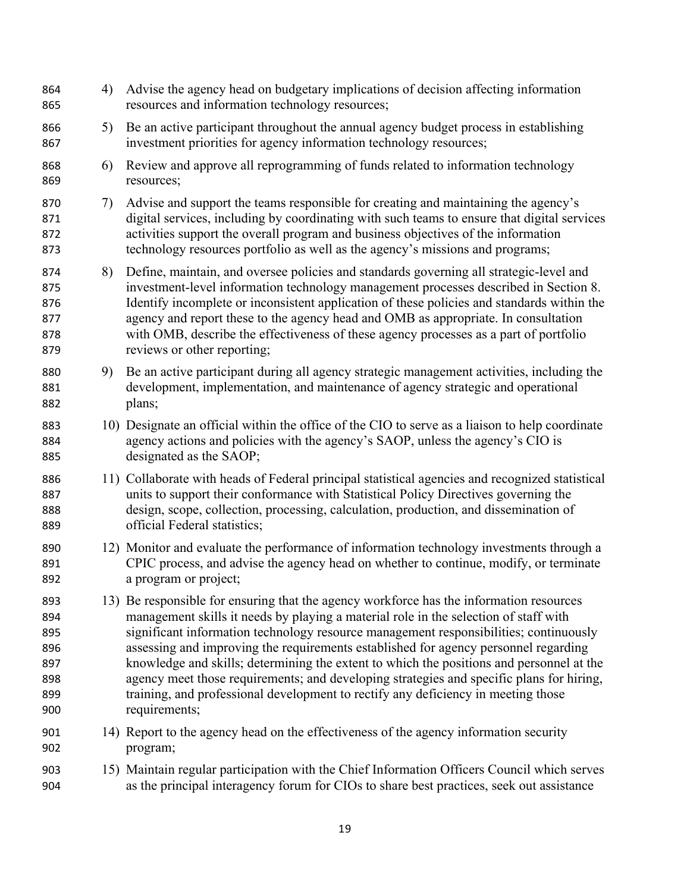4) Advise the agency head on budgetary implications of decision affecting information resources and information technology resources;

5) Be an active participant throughout the annual agency budget process in establishing investment priorities for agency information technology resources;

6) Review and approve all reprogramming of funds related to information technology resources;

7) Advise and support the teams responsible for creating and maintaining the agency's digital services, including by coordinating with such teams to ensure that digital services activities support the overall program and business objectives of the information technology resources portfolio as well as the agency's missions and programs;

8) Define, maintain, and oversee policies and standards governing all strategic-level and investment-level information technology management processes described in Section 8. Identify incomplete or inconsistent application of these policies and standards within the agency and report these to the agency head and OMB as appropriate. In consultation with OMB, describe the effectiveness of these agency processes as a part of portfolio reviews or other reporting;

9) Be an active participant during all agency strategic management activities, including the development, implementation, and maintenance of agency strategic and operational plans;

10) Designate an official within the office of the CIO to serve as a liaison to help coordinate agency actions and policies with the agency's SAOP, unless the agency's CIO is designated as the SAOP;

11) Collaborate with heads of Federal principal statistical agencies and recognized statistical units to support their conformance with Statistical Policy Directives governing the design, scope, collection, processing, calculation, production, and dissemination of official Federal statistics;

12) Monitor and evaluate the performance of information technology investments through a CPIC process, and advise the agency head on whether to continue, modify, or terminate a program or project;

13) Be responsible for ensuring that the agency workforce has the information resources management skills it needs by playing a material role in the selection of staff with significant information technology resource management responsibilities; continuously assessing and improving the requirements established for agency personnel regarding knowledge and skills; determining the extent to which the positions and personnel at the agency meet those requirements; and developing strategies and specific plans for hiring, training, and professional development to rectify any deficiency in meeting those requirements;

14) Report to the agency head on the effectiveness of the agency information security program;

15) Maintain regular participation with the Chief Information Officers Council which serves as the principal interagency forum for CIOs to share best practices, seek out assistance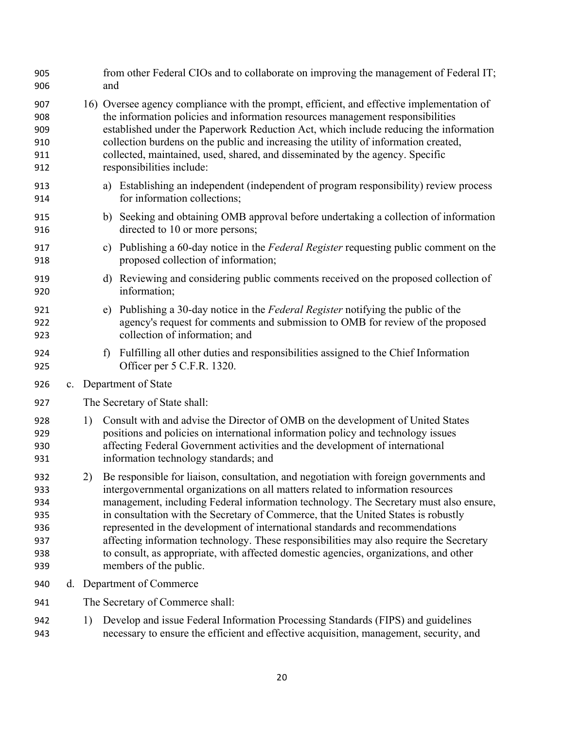from other Federal CIOs and to collaborate on improving the management of Federal IT; and

16) Oversee agency compliance with the prompt, efficient, and effective implementation of the information policies and information resources management responsibilities established under the Paperwork Reduction Act, which include reducing the information collection burdens on the public and increasing the utility of information created, collected, maintained, used, shared, and disseminated by the agency. Specific responsibilities include:

    a) Establishing an independent (independent of program responsibility) review process for information collections;

    b) Seeking and obtaining OMB approval before undertaking a collection of information directed to 10 or more persons;

    c) Publishing a 60-day notice in the *Federal Register* requesting public comment on the proposed collection of information;

    d) Reviewing and considering public comments received on the proposed collection of information;

    e) Publishing a 30-day notice in the *Federal Register* notifying the public of the agency's request for comments and submission to OMB for review of the proposed collection of information; and

    f) Fulfilling all other duties and responsibilities assigned to the Chief Information Officer per 5 C.F.R. 1320.

c. Department of State

The Secretary of State shall:

1) Consult with and advise the Director of OMB on the development of United States positions and policies on international information policy and technology issues affecting Federal Government activities and the development of international information technology standards; and

2) Be responsible for liaison, consultation, and negotiation with foreign governments and intergovernmental organizations on all matters related to information resources management, including Federal information technology. The Secretary must also ensure, in consultation with the Secretary of Commerce, that the United States is robustly represented in the development of international standards and recommendations affecting information technology. These responsibilities may also require the Secretary to consult, as appropriate, with affected domestic agencies, organizations, and other members of the public.

d. Department of Commerce

The Secretary of Commerce shall:

1) Develop and issue Federal Information Processing Standards (FIPS) and guidelines necessary to ensure the efficient and effective acquisition, management, security, and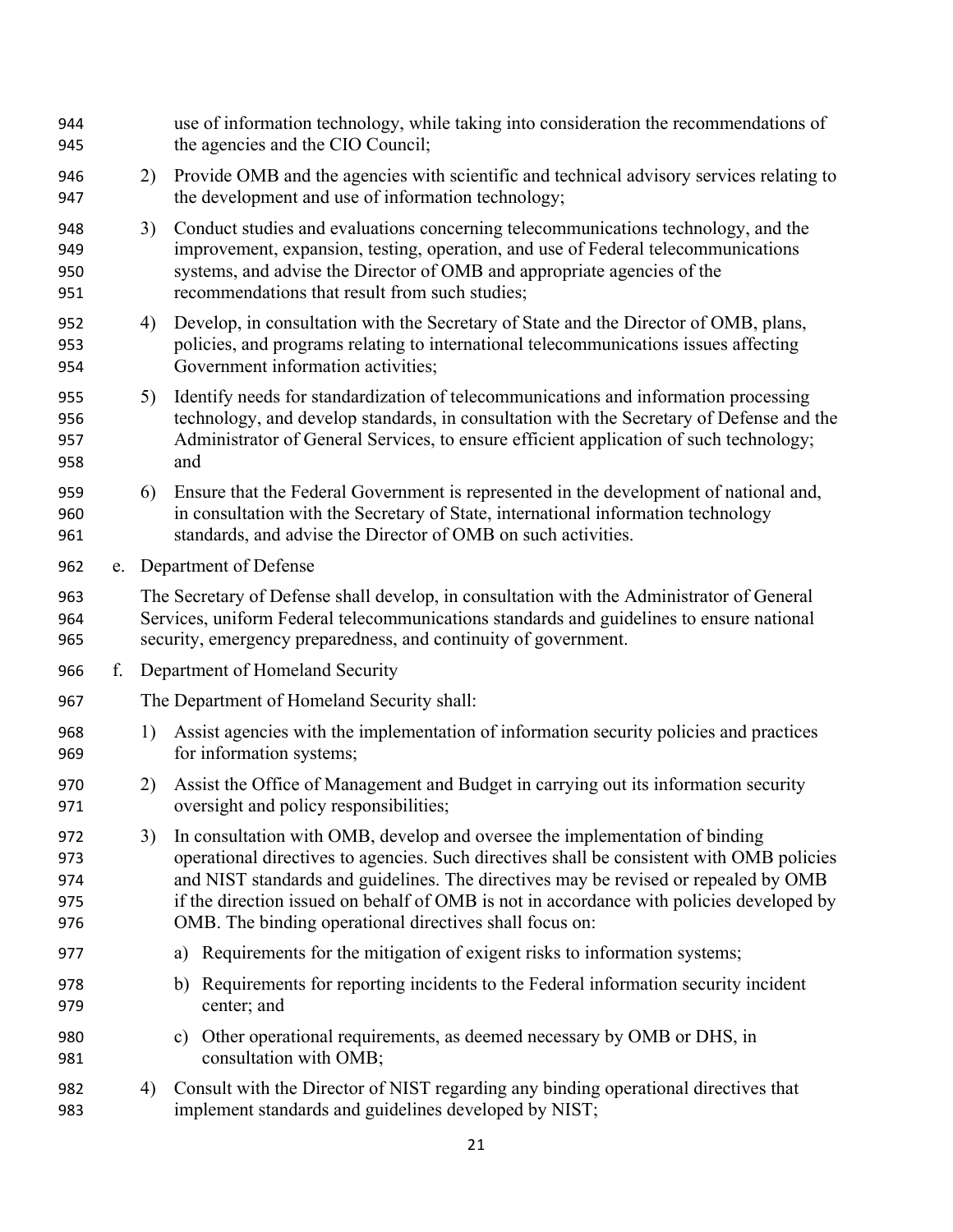use of information technology, while taking into consideration the recommendations of the agencies and the CIO Council;

2) Provide OMB and the agencies with scientific and technical advisory services relating to the development and use of information technology;

3) Conduct studies and evaluations concerning telecommunications technology, and the improvement, expansion, testing, operation, and use of Federal telecommunications systems, and advise the Director of OMB and appropriate agencies of the recommendations that result from such studies;

4) Develop, in consultation with the Secretary of State and the Director of OMB, plans, policies, and programs relating to international telecommunications issues affecting Government information activities;

5) Identify needs for standardization of telecommunications and information processing technology, and develop standards, in consultation with the Secretary of Defense and the Administrator of General Services, to ensure efficient application of such technology; and

6) Ensure that the Federal Government is represented in the development of national and, in consultation with the Secretary of State, international information technology standards, and advise the Director of OMB on such activities.

e. Department of Defense

The Secretary of Defense shall develop, in consultation with the Administrator of General Services, uniform Federal telecommunications standards and guidelines to ensure national security, emergency preparedness, and continuity of government.

f. Department of Homeland Security

The Department of Homeland Security shall:

1) Assist agencies with the implementation of information security policies and practices for information systems;

2) Assist the Office of Management and Budget in carrying out its information security oversight and policy responsibilities;

3) In consultation with OMB, develop and oversee the implementation of binding operational directives to agencies. Such directives shall be consistent with OMB policies and NIST standards and guidelines. The directives may be revised or repealed by OMB if the direction issued on behalf of OMB is not in accordance with policies developed by OMB. The binding operational directives shall focus on:

   a) Requirements for the mitigation of exigent risks to information systems;

   b) Requirements for reporting incidents to the Federal information security incident center; and

   c) Other operational requirements, as deemed necessary by OMB or DHS, in consultation with OMB;

4) Consult with the Director of NIST regarding any binding operational directives that implement standards and guidelines developed by NIST;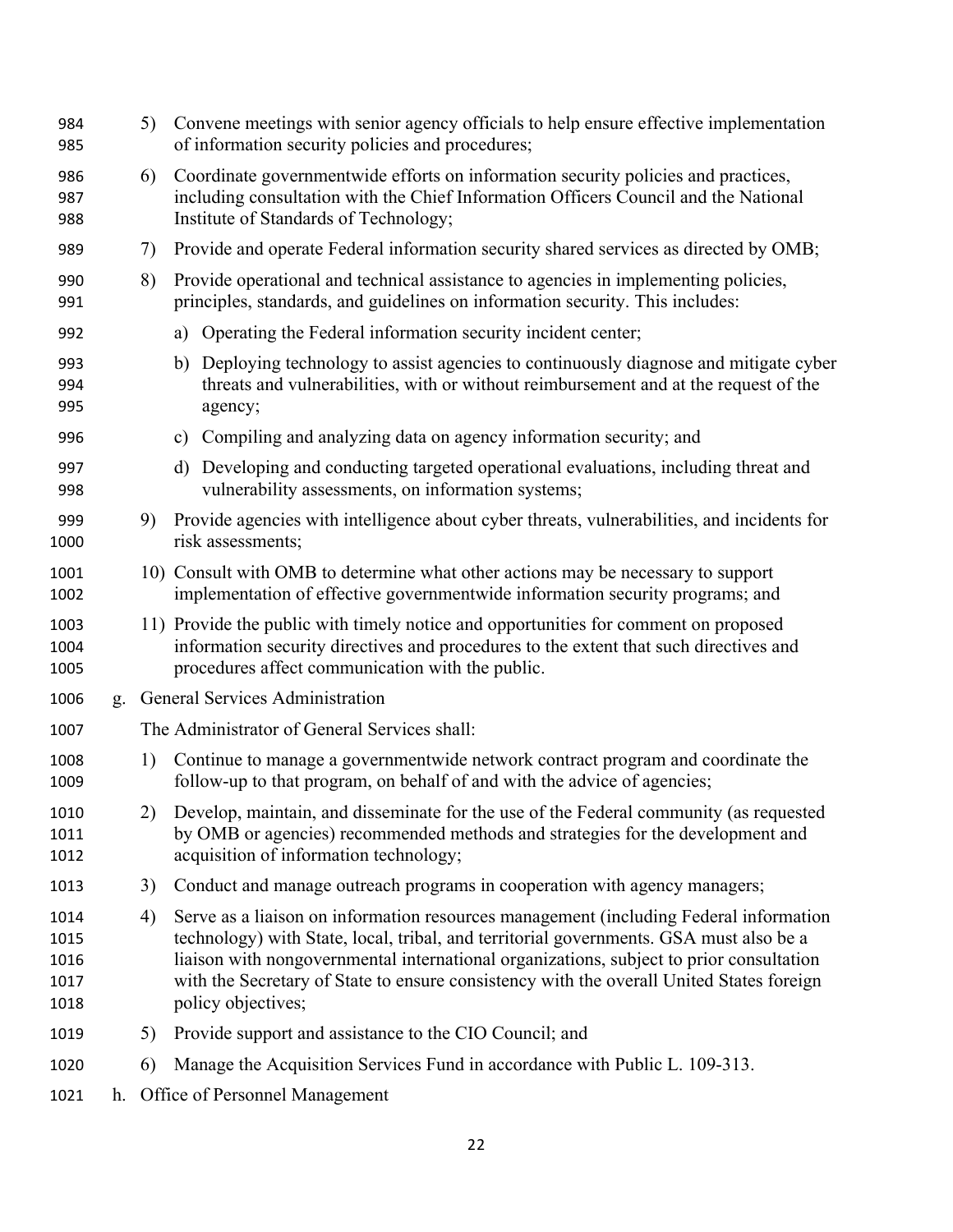5) Convene meetings with senior agency officials to help ensure effective implementation of information security policies and procedures;

6) Coordinate governmentwide efforts on information security policies and practices, including consultation with the Chief Information Officers Council and the National Institute of Standards of Technology;

7) Provide and operate Federal information security shared services as directed by OMB;

8) Provide operational and technical assistance to agencies in implementing policies, principles, standards, and guidelines on information security. This includes:

   a) Operating the Federal information security incident center;

   b) Deploying technology to assist agencies to continuously diagnose and mitigate cyber threats and vulnerabilities, with or without reimbursement and at the request of the agency;

   c) Compiling and analyzing data on agency information security; and

   d) Developing and conducting targeted operational evaluations, including threat and vulnerability assessments, on information systems;

9) Provide agencies with intelligence about cyber threats, vulnerabilities, and incidents for risk assessments;

10) Consult with OMB to determine what other actions may be necessary to support implementation of effective governmentwide information security programs; and

11) Provide the public with timely notice and opportunities for comment on proposed information security directives and procedures to the extent that such directives and procedures affect communication with the public.

g. General Services Administration

The Administrator of General Services shall:

1) Continue to manage a governmentwide network contract program and coordinate the follow-up to that program, on behalf of and with the advice of agencies;

2) Develop, maintain, and disseminate for the use of the Federal community (as requested by OMB or agencies) recommended methods and strategies for the development and acquisition of information technology;

3) Conduct and manage outreach programs in cooperation with agency managers;

4) Serve as a liaison on information resources management (including Federal information technology) with State, local, tribal, and territorial governments. GSA must also be a liaison with nongovernmental international organizations, subject to prior consultation with the Secretary of State to ensure consistency with the overall United States foreign policy objectives;

5) Provide support and assistance to the CIO Council; and

6) Manage the Acquisition Services Fund in accordance with Public L. 109-313.

h. Office of Personnel Management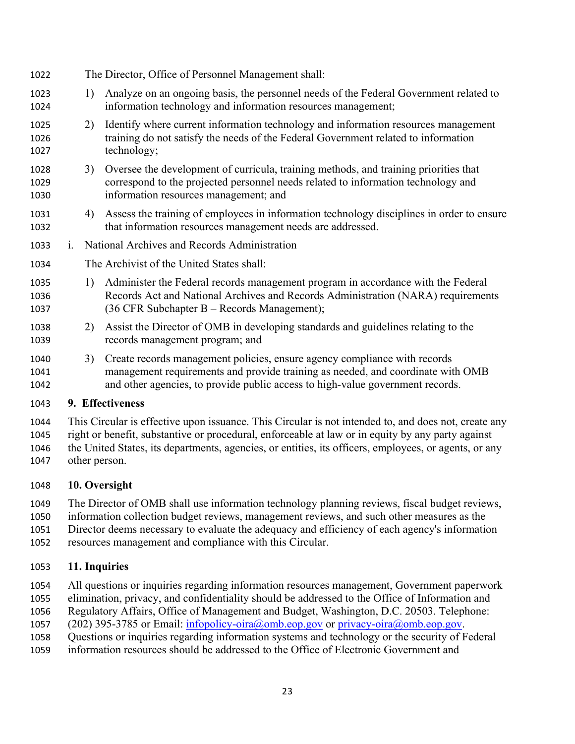The Director, Office of Personnel Management shall:

1) Analyze on an ongoing basis, the personnel needs of the Federal Government related to information technology and information resources management;
2) Identify where current information technology and information resources management training do not satisfy the needs of the Federal Government related to information technology;
3) Oversee the development of curricula, training methods, and training priorities that correspond to the projected personnel needs related to information technology and information resources management; and
4) Assess the training of employees in information technology disciplines in order to ensure that information resources management needs are addressed.

i. National Archives and Records Administration

The Archivist of the United States shall:

1) Administer the Federal records management program in accordance with the Federal Records Act and National Archives and Records Administration (NARA) requirements (36 CFR Subchapter B – Records Management);
2) Assist the Director of OMB in developing standards and guidelines relating to the records management program; and
3) Create records management policies, ensure agency compliance with records management requirements and provide training as needed, and coordinate with OMB and other agencies, to provide public access to high-value government records.

## 9. Effectiveness

This Circular is effective upon issuance. This Circular is not intended to, and does not, create any right or benefit, substantive or procedural, enforceable at law or in equity by any party against the United States, its departments, agencies, or entities, its officers, employees, or agents, or any other person.

## 10. Oversight

The Director of OMB shall use information technology planning reviews, fiscal budget reviews, information collection budget reviews, management reviews, and such other measures as the Director deems necessary to evaluate the adequacy and efficiency of each agency's information resources management and compliance with this Circular.

## 11. Inquiries

All questions or inquiries regarding information resources management, Government paperwork elimination, privacy, and confidentiality should be addressed to the Office of Information and Regulatory Affairs, Office of Management and Budget, Washington, D.C. 20503. Telephone: (202) 395-3785 or Email: infopolicy-oira@omb.eop.gov or privacy-oira@omb.eop.gov. Questions or inquiries regarding information systems and technology or the security of Federal information resources should be addressed to the Office of Electronic Government and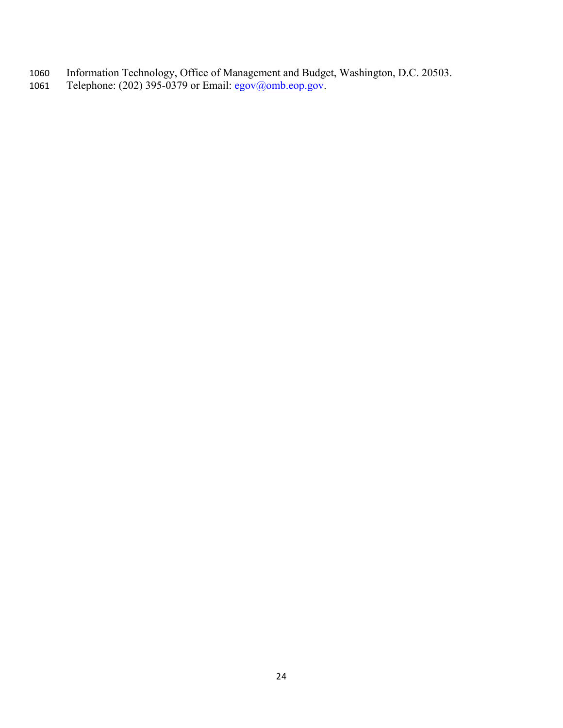Information Technology, Office of Management and Budget, Washington, D.C. 20503.
Telephone: (202) 395-0379 or Email: egov@omb.eop.gov.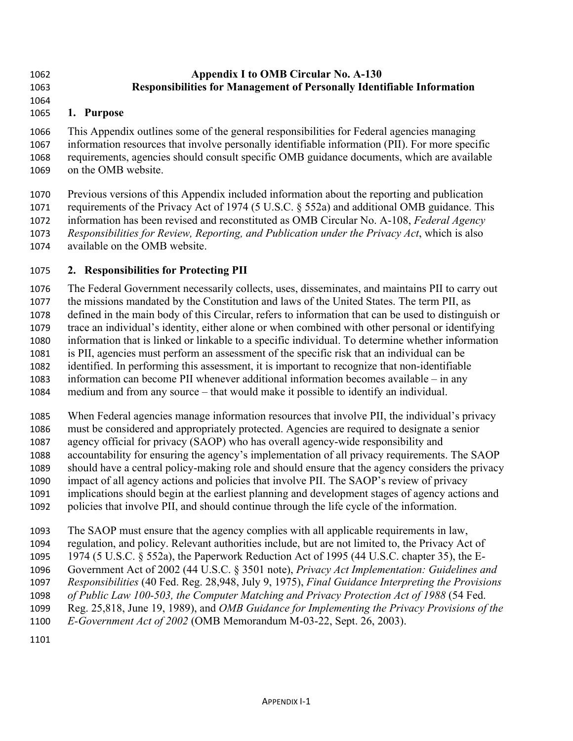# Appendix I to OMB Circular No. A-130
# Responsibilities for Management of Personally Identifiable Information

## 1. Purpose

This Appendix outlines some of the general responsibilities for Federal agencies managing information resources that involve personally identifiable information (PII). For more specific requirements, agencies should consult specific OMB guidance documents, which are available on the OMB website.

Previous versions of this Appendix included information about the reporting and publication requirements of the Privacy Act of 1974 (5 U.S.C. § 552a) and additional OMB guidance. This information has been revised and reconstituted as OMB Circular No. A-108, *Federal Agency Responsibilities for Review, Reporting, and Publication under the Privacy Act*, which is also available on the OMB website.

## 2. Responsibilities for Protecting PII

The Federal Government necessarily collects, uses, disseminates, and maintains PII to carry out the missions mandated by the Constitution and laws of the United States. The term PII, as defined in the main body of this Circular, refers to information that can be used to distinguish or trace an individual's identity, either alone or when combined with other personal or identifying information that is linked or linkable to a specific individual. To determine whether information is PII, agencies must perform an assessment of the specific risk that an individual can be identified. In performing this assessment, it is important to recognize that non-identifiable information can become PII whenever additional information becomes available – in any medium and from any source – that would make it possible to identify an individual.

When Federal agencies manage information resources that involve PII, the individual's privacy must be considered and appropriately protected. Agencies are required to designate a senior agency official for privacy (SAOP) who has overall agency-wide responsibility and accountability for ensuring the agency's implementation of all privacy requirements. The SAOP should have a central policy-making role and should ensure that the agency considers the privacy impact of all agency actions and policies that involve PII. The SAOP's review of privacy implications should begin at the earliest planning and development stages of agency actions and policies that involve PII, and should continue through the life cycle of the information.

The SAOP must ensure that the agency complies with all applicable requirements in law, regulation, and policy. Relevant authorities include, but are not limited to, the Privacy Act of 1974 (5 U.S.C. § 552a), the Paperwork Reduction Act of 1995 (44 U.S.C. chapter 35), the E-Government Act of 2002 (44 U.S.C. § 3501 note), *Privacy Act Implementation: Guidelines and Responsibilities* (40 Fed. Reg. 28,948, July 9, 1975), *Final Guidance Interpreting the Provisions of Public Law 100-503, the Computer Matching and Privacy Protection Act of 1988* (54 Fed. Reg. 25,818, June 19, 1989), and *OMB Guidance for Implementing the Privacy Provisions of the E-Government Act of 2002* (OMB Memorandum M-03-22, Sept. 26, 2003).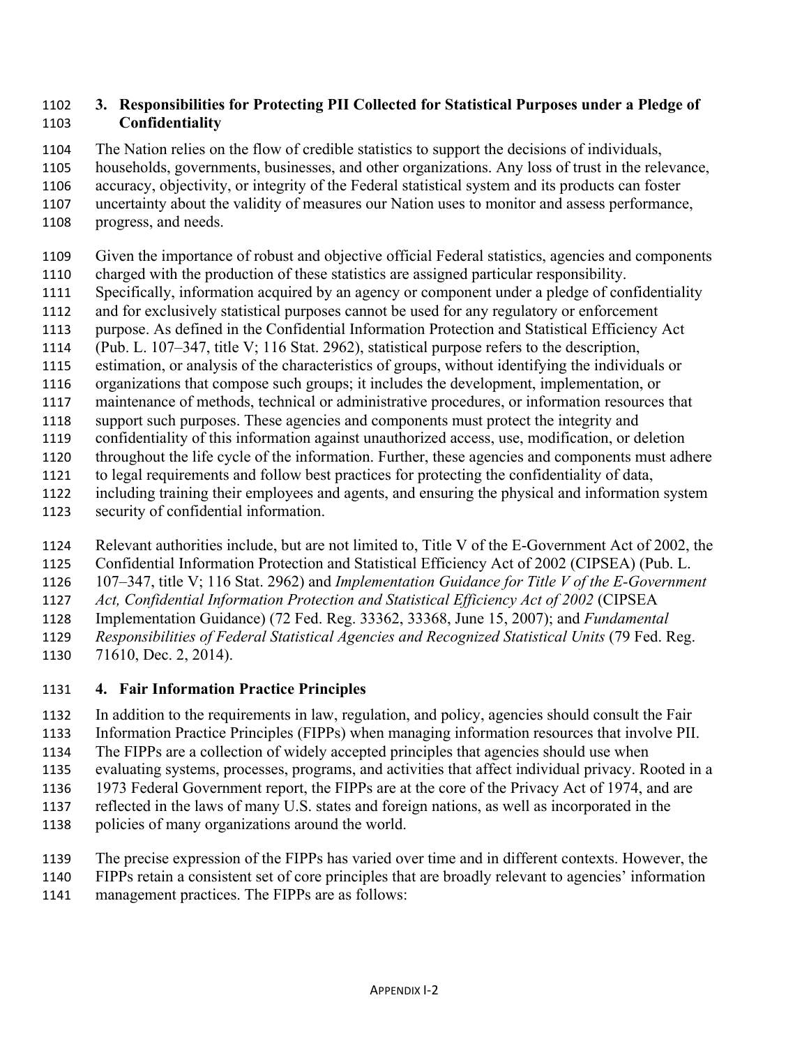### 3. Responsibilities for Protecting PII Collected for Statistical Purposes under a Pledge of Confidentiality

The Nation relies on the flow of credible statistics to support the decisions of individuals, households, governments, businesses, and other organizations. Any loss of trust in the relevance, accuracy, objectivity, or integrity of the Federal statistical system and its products can foster uncertainty about the validity of measures our Nation uses to monitor and assess performance, progress, and needs.

Given the importance of robust and objective official Federal statistics, agencies and components charged with the production of these statistics are assigned particular responsibility. Specifically, information acquired by an agency or component under a pledge of confidentiality and for exclusively statistical purposes cannot be used for any regulatory or enforcement purpose. As defined in the Confidential Information Protection and Statistical Efficiency Act (Pub. L. 107–347, title V; 116 Stat. 2962), statistical purpose refers to the description, estimation, or analysis of the characteristics of groups, without identifying the individuals or organizations that compose such groups; it includes the development, implementation, or maintenance of methods, technical or administrative procedures, or information resources that support such purposes. These agencies and components must protect the integrity and confidentiality of this information against unauthorized access, use, modification, or deletion throughout the life cycle of the information. Further, these agencies and components must adhere to legal requirements and follow best practices for protecting the confidentiality of data, including training their employees and agents, and ensuring the physical and information system security of confidential information.

Relevant authorities include, but are not limited to, Title V of the E-Government Act of 2002, the Confidential Information Protection and Statistical Efficiency Act of 2002 (CIPSEA) (Pub. L. 107–347, title V; 116 Stat. 2962) and *Implementation Guidance for Title V of the E-Government Act, Confidential Information Protection and Statistical Efficiency Act of 2002* (CIPSEA Implementation Guidance) (72 Fed. Reg. 33362, 33368, June 15, 2007); and *Fundamental Responsibilities of Federal Statistical Agencies and Recognized Statistical Units* (79 Fed. Reg. 71610, Dec. 2, 2014).

### 4. Fair Information Practice Principles

In addition to the requirements in law, regulation, and policy, agencies should consult the Fair Information Practice Principles (FIPPs) when managing information resources that involve PII. The FIPPs are a collection of widely accepted principles that agencies should use when evaluating systems, processes, programs, and activities that affect individual privacy. Rooted in a 1973 Federal Government report, the FIPPs are at the core of the Privacy Act of 1974, and are reflected in the laws of many U.S. states and foreign nations, as well as incorporated in the policies of many organizations around the world.

The precise expression of the FIPPs has varied over time and in different contexts. However, the FIPPs retain a consistent set of core principles that are broadly relevant to agencies' information management practices. The FIPPs are as follows: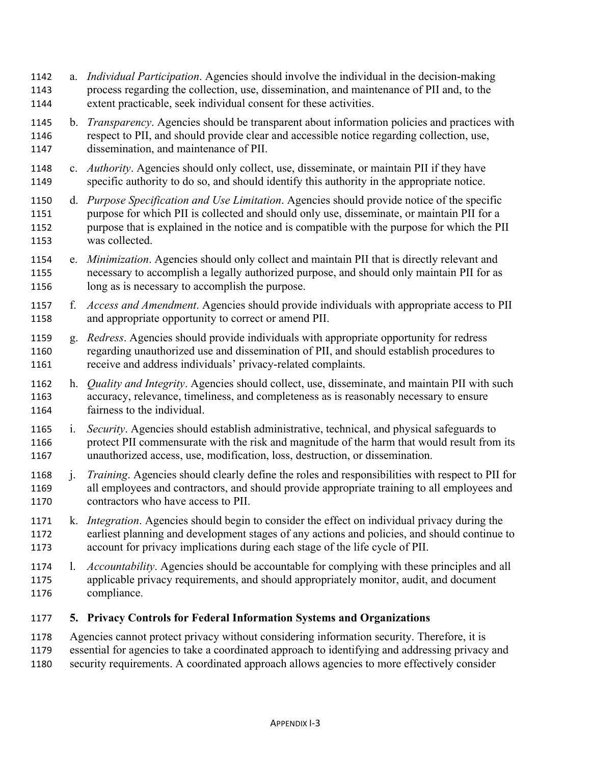a. *Individual Participation*. Agencies should involve the individual in the decision-making process regarding the collection, use, dissemination, and maintenance of PII and, to the extent practicable, seek individual consent for these activities.

b. *Transparency*. Agencies should be transparent about information policies and practices with respect to PII, and should provide clear and accessible notice regarding collection, use, dissemination, and maintenance of PII.

c. *Authority*. Agencies should only collect, use, disseminate, or maintain PII if they have specific authority to do so, and should identify this authority in the appropriate notice.

d. *Purpose Specification and Use Limitation*. Agencies should provide notice of the specific purpose for which PII is collected and should only use, disseminate, or maintain PII for a purpose that is explained in the notice and is compatible with the purpose for which the PII was collected.

e. *Minimization*. Agencies should only collect and maintain PII that is directly relevant and necessary to accomplish a legally authorized purpose, and should only maintain PII for as long as is necessary to accomplish the purpose.

f. *Access and Amendment*. Agencies should provide individuals with appropriate access to PII and appropriate opportunity to correct or amend PII.

g. *Redress*. Agencies should provide individuals with appropriate opportunity for redress regarding unauthorized use and dissemination of PII, and should establish procedures to receive and address individuals' privacy-related complaints.

h. *Quality and Integrity*. Agencies should collect, use, disseminate, and maintain PII with such accuracy, relevance, timeliness, and completeness as is reasonably necessary to ensure fairness to the individual.

i. *Security*. Agencies should establish administrative, technical, and physical safeguards to protect PII commensurate with the risk and magnitude of the harm that would result from its unauthorized access, use, modification, loss, destruction, or dissemination.

j. *Training*. Agencies should clearly define the roles and responsibilities with respect to PII for all employees and contractors, and should provide appropriate training to all employees and contractors who have access to PII.

k. *Integration*. Agencies should begin to consider the effect on individual privacy during the earliest planning and development stages of any actions and policies, and should continue to account for privacy implications during each stage of the life cycle of PII.

l. *Accountability*. Agencies should be accountable for complying with these principles and all applicable privacy requirements, and should appropriately monitor, audit, and document compliance.

## 5. Privacy Controls for Federal Information Systems and Organizations

Agencies cannot protect privacy without considering information security. Therefore, it is essential for agencies to take a coordinated approach to identifying and addressing privacy and security requirements. A coordinated approach allows agencies to more effectively consider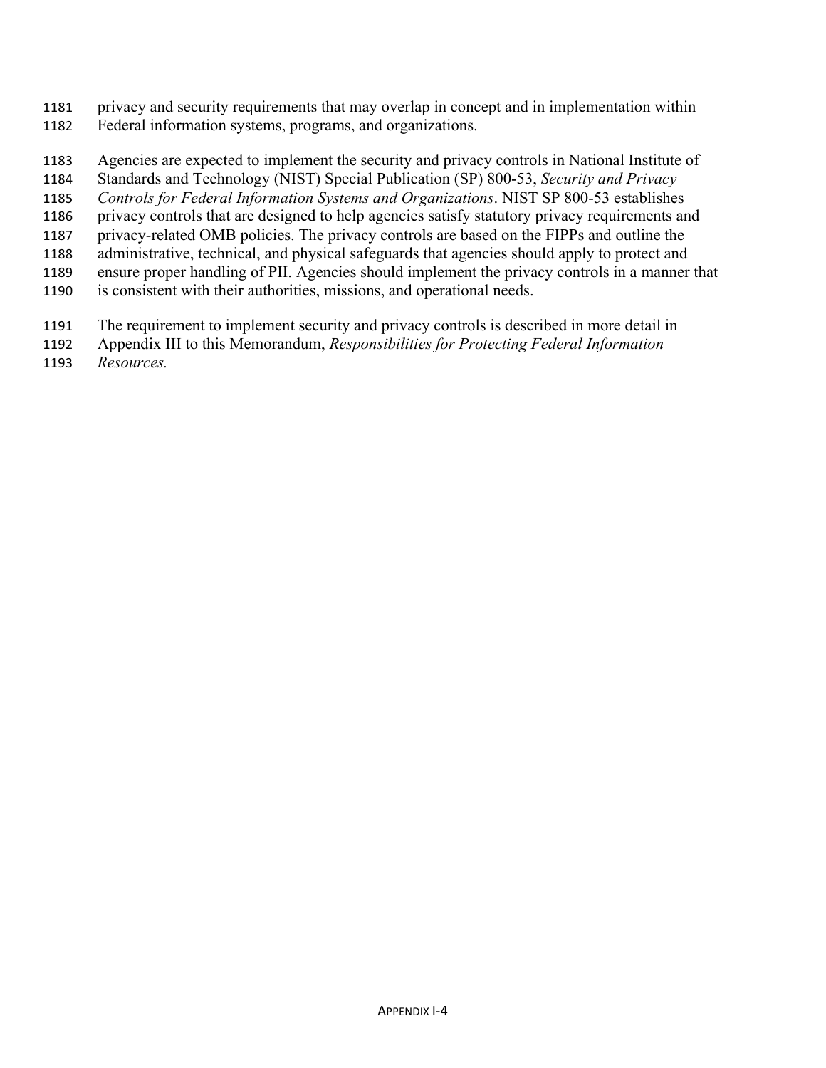privacy and security requirements that may overlap in concept and in implementation within Federal information systems, programs, and organizations.

Agencies are expected to implement the security and privacy controls in National Institute of Standards and Technology (NIST) Special Publication (SP) 800-53, *Security and Privacy Controls for Federal Information Systems and Organizations*. NIST SP 800-53 establishes privacy controls that are designed to help agencies satisfy statutory privacy requirements and privacy-related OMB policies. The privacy controls are based on the FIPPs and outline the administrative, technical, and physical safeguards that agencies should apply to protect and ensure proper handling of PII. Agencies should implement the privacy controls in a manner that is consistent with their authorities, missions, and operational needs.

The requirement to implement security and privacy controls is described in more detail in Appendix III to this Memorandum, *Responsibilities for Protecting Federal Information Resources.*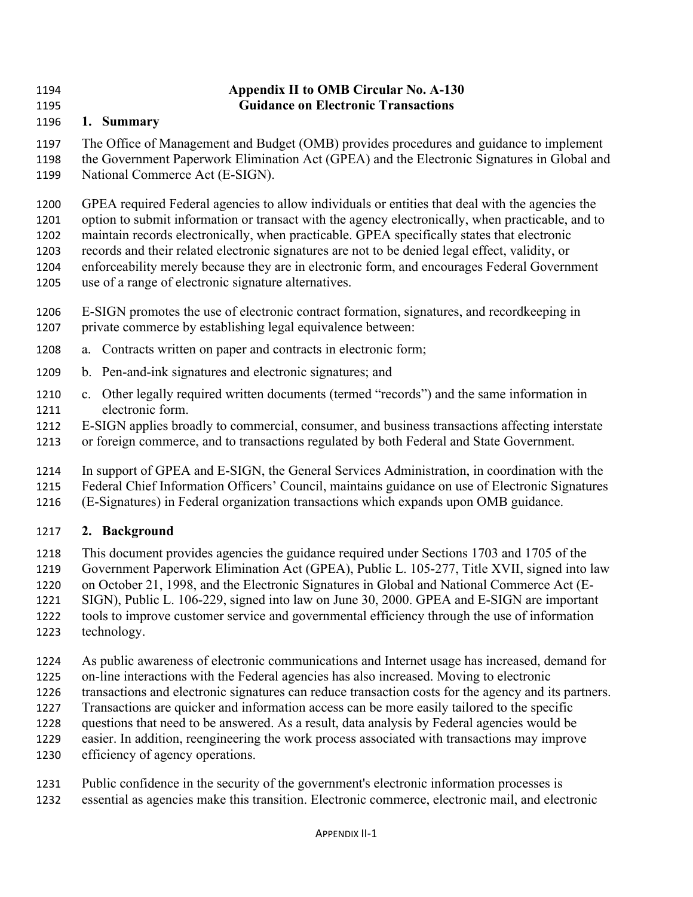# Appendix II to OMB Circular No. A-130
# Guidance on Electronic Transactions

## 1. Summary

The Office of Management and Budget (OMB) provides procedures and guidance to implement the Government Paperwork Elimination Act (GPEA) and the Electronic Signatures in Global and National Commerce Act (E-SIGN).

GPEA required Federal agencies to allow individuals or entities that deal with the agencies the option to submit information or transact with the agency electronically, when practicable, and to maintain records electronically, when practicable. GPEA specifically states that electronic records and their related electronic signatures are not to be denied legal effect, validity, or enforceability merely because they are in electronic form, and encourages Federal Government use of a range of electronic signature alternatives.

E-SIGN promotes the use of electronic contract formation, signatures, and recordkeeping in private commerce by establishing legal equivalence between:

a. Contracts written on paper and contracts in electronic form;

b. Pen-and-ink signatures and electronic signatures; and

c. Other legally required written documents (termed "records") and the same information in electronic form.

E-SIGN applies broadly to commercial, consumer, and business transactions affecting interstate or foreign commerce, and to transactions regulated by both Federal and State Government.

In support of GPEA and E-SIGN, the General Services Administration, in coordination with the Federal Chief Information Officers' Council, maintains guidance on use of Electronic Signatures (E-Signatures) in Federal organization transactions which expands upon OMB guidance.

## 2. Background

This document provides agencies the guidance required under Sections 1703 and 1705 of the Government Paperwork Elimination Act (GPEA), Public L. 105-277, Title XVII, signed into law on October 21, 1998, and the Electronic Signatures in Global and National Commerce Act (E-SIGN), Public L. 106-229, signed into law on June 30, 2000. GPEA and E-SIGN are important tools to improve customer service and governmental efficiency through the use of information technology.

As public awareness of electronic communications and Internet usage has increased, demand for on-line interactions with the Federal agencies has also increased. Moving to electronic transactions and electronic signatures can reduce transaction costs for the agency and its partners. Transactions are quicker and information access can be more easily tailored to the specific questions that need to be answered. As a result, data analysis by Federal agencies would be easier. In addition, reengineering the work process associated with transactions may improve efficiency of agency operations.

Public confidence in the security of the government's electronic information processes is essential as agencies make this transition. Electronic commerce, electronic mail, and electronic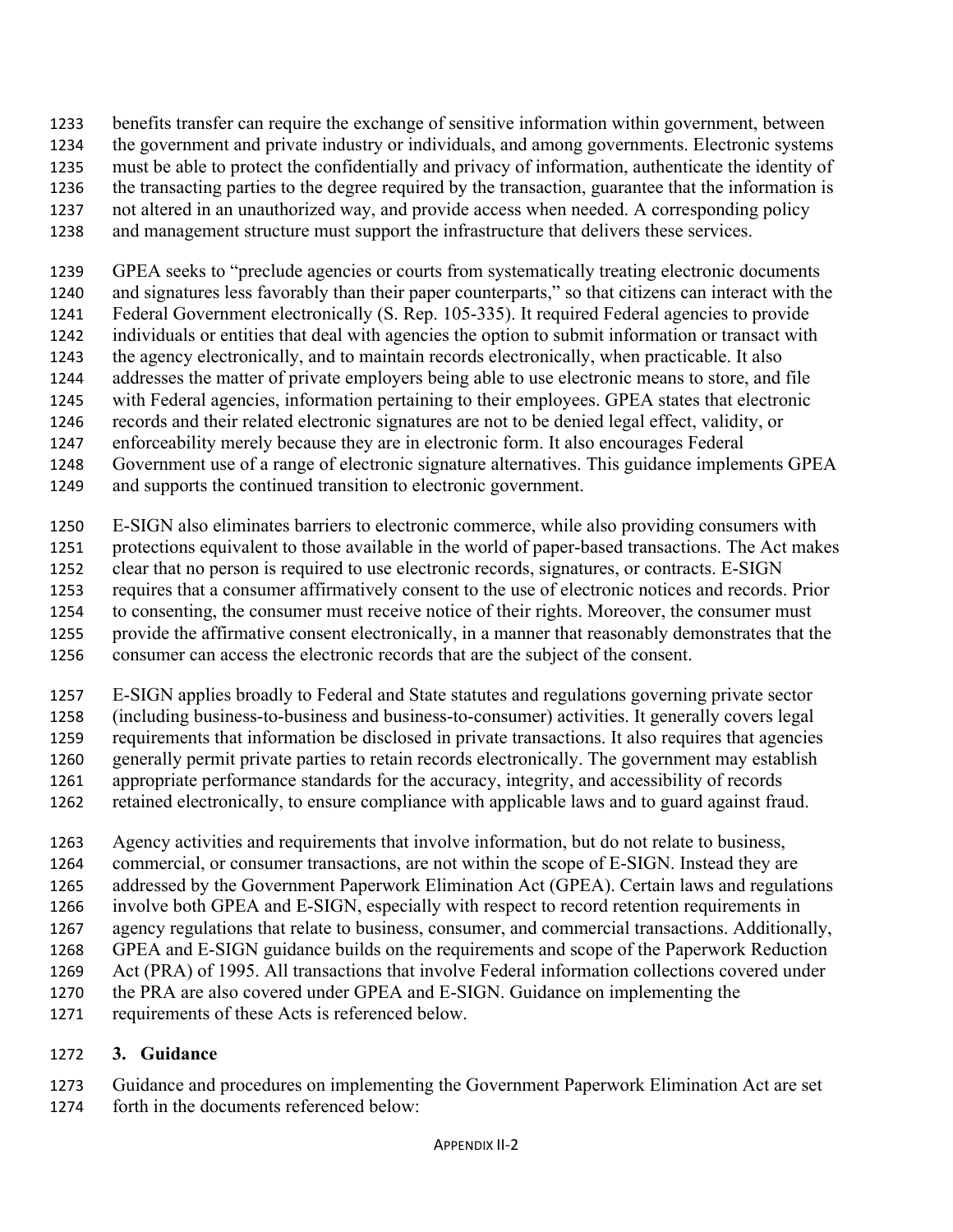benefits transfer can require the exchange of sensitive information within government, between the government and private industry or individuals, and among governments. Electronic systems must be able to protect the confidentially and privacy of information, authenticate the identity of the transacting parties to the degree required by the transaction, guarantee that the information is not altered in an unauthorized way, and provide access when needed. A corresponding policy and management structure must support the infrastructure that delivers these services.

GPEA seeks to "preclude agencies or courts from systematically treating electronic documents and signatures less favorably than their paper counterparts," so that citizens can interact with the Federal Government electronically (S. Rep. 105-335). It required Federal agencies to provide individuals or entities that deal with agencies the option to submit information or transact with the agency electronically, and to maintain records electronically, when practicable. It also addresses the matter of private employers being able to use electronic means to store, and file with Federal agencies, information pertaining to their employees. GPEA states that electronic records and their related electronic signatures are not to be denied legal effect, validity, or enforceability merely because they are in electronic form. It also encourages Federal Government use of a range of electronic signature alternatives. This guidance implements GPEA and supports the continued transition to electronic government.

E-SIGN also eliminates barriers to electronic commerce, while also providing consumers with protections equivalent to those available in the world of paper-based transactions. The Act makes clear that no person is required to use electronic records, signatures, or contracts. E-SIGN requires that a consumer affirmatively consent to the use of electronic notices and records. Prior to consenting, the consumer must receive notice of their rights. Moreover, the consumer must provide the affirmative consent electronically, in a manner that reasonably demonstrates that the consumer can access the electronic records that are the subject of the consent.

E-SIGN applies broadly to Federal and State statutes and regulations governing private sector (including business-to-business and business-to-consumer) activities. It generally covers legal requirements that information be disclosed in private transactions. It also requires that agencies generally permit private parties to retain records electronically. The government may establish appropriate performance standards for the accuracy, integrity, and accessibility of records retained electronically, to ensure compliance with applicable laws and to guard against fraud.

Agency activities and requirements that involve information, but do not relate to business, commercial, or consumer transactions, are not within the scope of E-SIGN. Instead they are addressed by the Government Paperwork Elimination Act (GPEA). Certain laws and regulations involve both GPEA and E-SIGN, especially with respect to record retention requirements in agency regulations that relate to business, consumer, and commercial transactions. Additionally, GPEA and E-SIGN guidance builds on the requirements and scope of the Paperwork Reduction Act (PRA) of 1995. All transactions that involve Federal information collections covered under the PRA are also covered under GPEA and E-SIGN. Guidance on implementing the requirements of these Acts is referenced below.

## 3. Guidance

Guidance and procedures on implementing the Government Paperwork Elimination Act are set forth in the documents referenced below: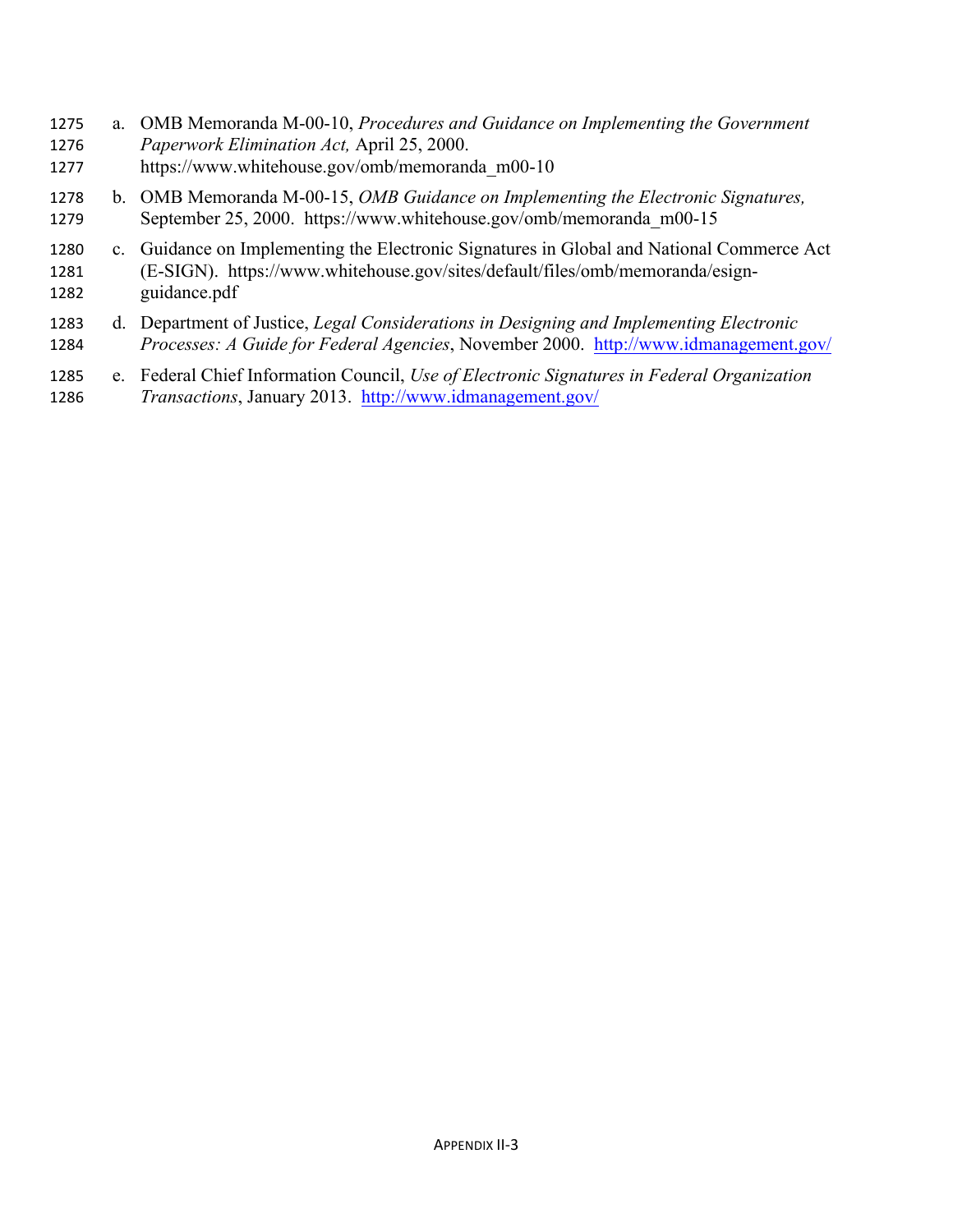a. OMB Memoranda M-00-10, *Procedures and Guidance on Implementing the Government Paperwork Elimination Act,* April 25, 2000. https://www.whitehouse.gov/omb/memoranda_m00-10

b. OMB Memoranda M-00-15, *OMB Guidance on Implementing the Electronic Signatures,* September 25, 2000. https://www.whitehouse.gov/omb/memoranda_m00-15

c. Guidance on Implementing the Electronic Signatures in Global and National Commerce Act (E-SIGN). https://www.whitehouse.gov/sites/default/files/omb/memoranda/esign-guidance.pdf

d. Department of Justice, *Legal Considerations in Designing and Implementing Electronic Processes: A Guide for Federal Agencies*, November 2000. http://www.idmanagement.gov/

e. Federal Chief Information Council, *Use of Electronic Signatures in Federal Organization Transactions*, January 2013. http://www.idmanagement.gov/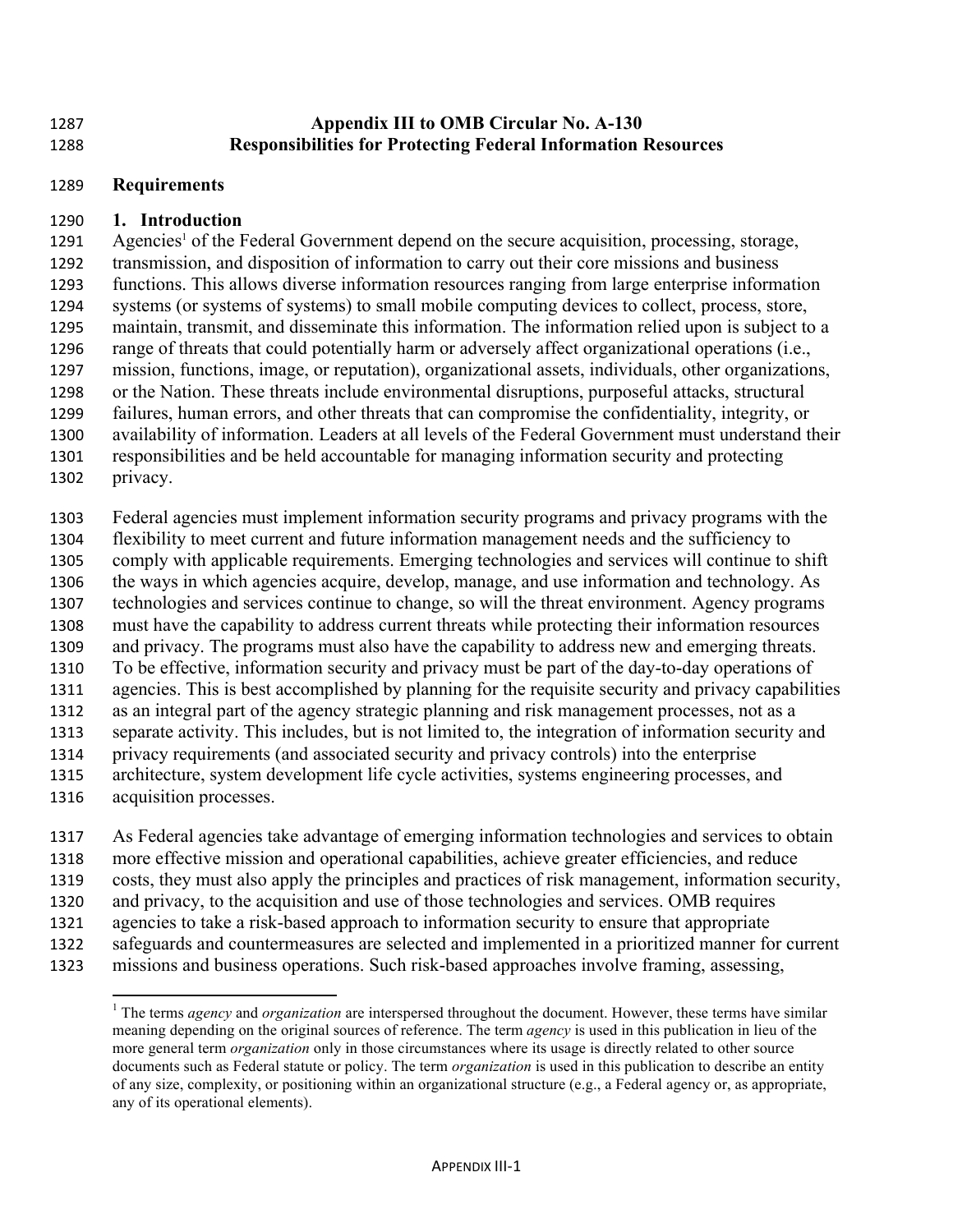# Appendix III to OMB Circular No. A-130
# Responsibilities for Protecting Federal Information Resources

## Requirements

### 1. Introduction

Agencies[1] of the Federal Government depend on the secure acquisition, processing, storage, transmission, and disposition of information to carry out their core missions and business functions. This allows diverse information resources ranging from large enterprise information systems (or systems of systems) to small mobile computing devices to collect, process, store, maintain, transmit, and disseminate this information. The information relied upon is subject to a range of threats that could potentially harm or adversely affect organizational operations (i.e., mission, functions, image, or reputation), organizational assets, individuals, other organizations, or the Nation. These threats include environmental disruptions, purposeful attacks, structural failures, human errors, and other threats that can compromise the confidentiality, integrity, or availability of information. Leaders at all levels of the Federal Government must understand their responsibilities and be held accountable for managing information security and protecting privacy.

Federal agencies must implement information security programs and privacy programs with the flexibility to meet current and future information management needs and the sufficiency to comply with applicable requirements. Emerging technologies and services will continue to shift the ways in which agencies acquire, develop, manage, and use information and technology. As technologies and services continue to change, so will the threat environment. Agency programs must have the capability to address current threats while protecting their information resources and privacy. The programs must also have the capability to address new and emerging threats. To be effective, information security and privacy must be part of the day-to-day operations of agencies. This is best accomplished by planning for the requisite security and privacy capabilities as an integral part of the agency strategic planning and risk management processes, not as a separate activity. This includes, but is not limited to, the integration of information security and privacy requirements (and associated security and privacy controls) into the enterprise architecture, system development life cycle activities, systems engineering processes, and acquisition processes.

As Federal agencies take advantage of emerging information technologies and services to obtain more effective mission and operational capabilities, achieve greater efficiencies, and reduce costs, they must also apply the principles and practices of risk management, information security, and privacy, to the acquisition and use of those technologies and services. OMB requires agencies to take a risk-based approach to information security to ensure that appropriate safeguards and countermeasures are selected and implemented in a prioritized manner for current missions and business operations. Such risk-based approaches involve framing, assessing,

[1] The terms *agency* and *organization* are interspersed throughout the document. However, these terms have similar meaning depending on the original sources of reference. The term *agency* is used in this publication in lieu of the more general term *organization* only in those circumstances where its usage is directly related to other source documents such as Federal statute or policy. The term *organization* is used in this publication to describe an entity of any size, complexity, or positioning within an organizational structure (e.g., a Federal agency or, as appropriate, any of its operational elements).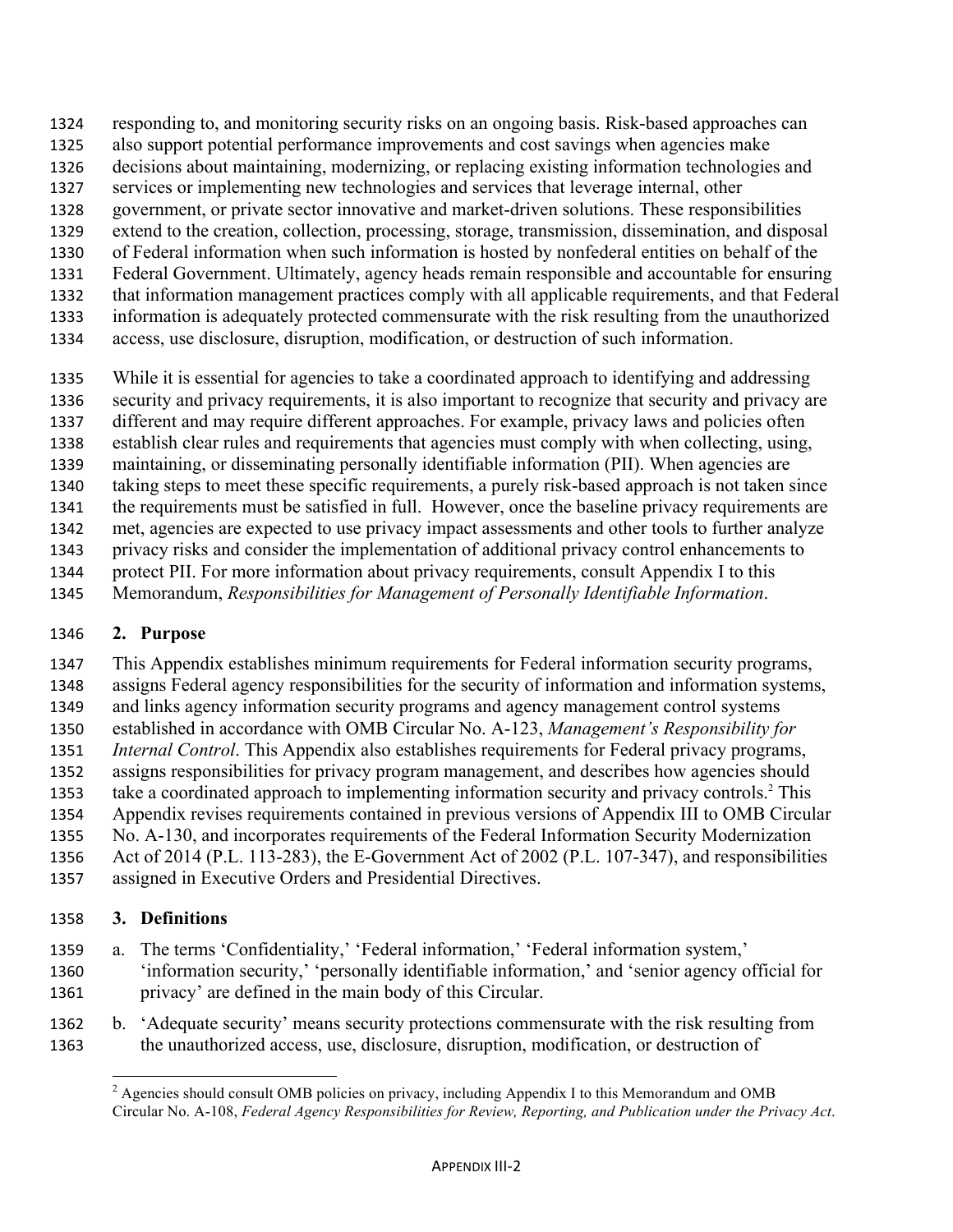responding to, and monitoring security risks on an ongoing basis. Risk-based approaches can also support potential performance improvements and cost savings when agencies make decisions about maintaining, modernizing, or replacing existing information technologies and services or implementing new technologies and services that leverage internal, other government, or private sector innovative and market-driven solutions. These responsibilities extend to the creation, collection, processing, storage, transmission, dissemination, and disposal of Federal information when such information is hosted by nonfederal entities on behalf of the Federal Government. Ultimately, agency heads remain responsible and accountable for ensuring that information management practices comply with all applicable requirements, and that Federal information is adequately protected commensurate with the risk resulting from the unauthorized access, use disclosure, disruption, modification, or destruction of such information.

While it is essential for agencies to take a coordinated approach to identifying and addressing security and privacy requirements, it is also important to recognize that security and privacy are different and may require different approaches. For example, privacy laws and policies often establish clear rules and requirements that agencies must comply with when collecting, using, maintaining, or disseminating personally identifiable information (PII). When agencies are taking steps to meet these specific requirements, a purely risk-based approach is not taken since the requirements must be satisfied in full. However, once the baseline privacy requirements are met, agencies are expected to use privacy impact assessments and other tools to further analyze privacy risks and consider the implementation of additional privacy control enhancements to protect PII. For more information about privacy requirements, consult Appendix I to this Memorandum, *Responsibilities for Management of Personally Identifiable Information*.

## 2. Purpose

This Appendix establishes minimum requirements for Federal information security programs, assigns Federal agency responsibilities for the security of information and information systems, and links agency information security programs and agency management control systems established in accordance with OMB Circular No. A-123, *Management's Responsibility for Internal Control*. This Appendix also establishes requirements for Federal privacy programs, assigns responsibilities for privacy program management, and describes how agencies should take a coordinated approach to implementing information security and privacy controls.[2] This Appendix revises requirements contained in previous versions of Appendix III to OMB Circular No. A-130, and incorporates requirements of the Federal Information Security Modernization Act of 2014 (P.L. 113-283), the E-Government Act of 2002 (P.L. 107-347), and responsibilities assigned in Executive Orders and Presidential Directives.

## 3. Definitions

a. The terms 'Confidentiality,' 'Federal information,' 'Federal information system,' 'information security,' 'personally identifiable information,' and 'senior agency official for privacy' are defined in the main body of this Circular.

b. 'Adequate security' means security protections commensurate with the risk resulting from the unauthorized access, use, disclosure, disruption, modification, or destruction of

[2] Agencies should consult OMB policies on privacy, including Appendix I to this Memorandum and OMB Circular No. A-108, *Federal Agency Responsibilities for Review, Reporting, and Publication under the Privacy Act*.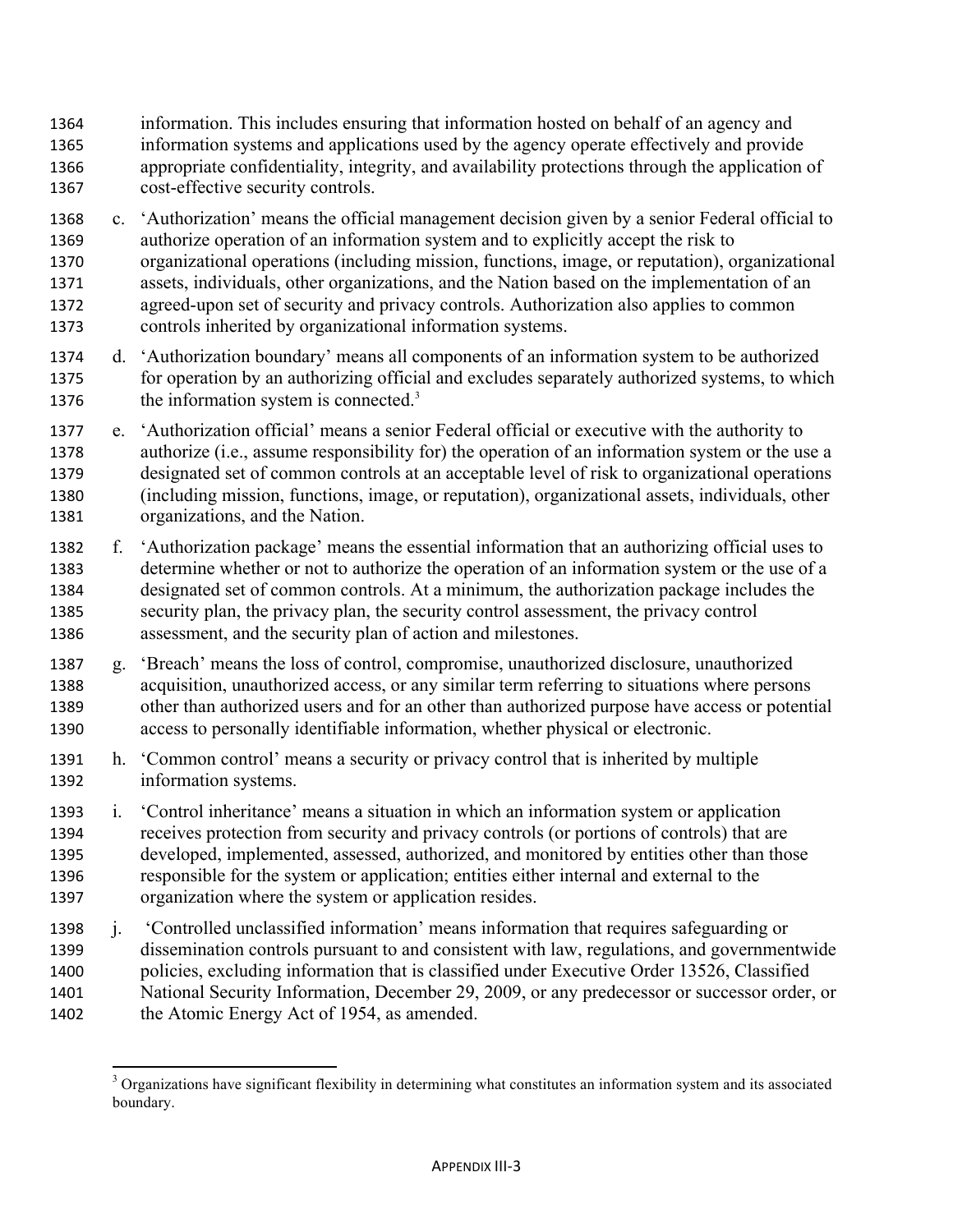information. This includes ensuring that information hosted on behalf of an agency and information systems and applications used by the agency operate effectively and provide appropriate confidentiality, integrity, and availability protections through the application of cost-effective security controls.

c. 'Authorization' means the official management decision given by a senior Federal official to authorize operation of an information system and to explicitly accept the risk to organizational operations (including mission, functions, image, or reputation), organizational assets, individuals, other organizations, and the Nation based on the implementation of an agreed-upon set of security and privacy controls. Authorization also applies to common controls inherited by organizational information systems.

d. 'Authorization boundary' means all components of an information system to be authorized for operation by an authorizing official and excludes separately authorized systems, to which the information system is connected.[3]

e. 'Authorization official' means a senior Federal official or executive with the authority to authorize (i.e., assume responsibility for) the operation of an information system or the use a designated set of common controls at an acceptable level of risk to organizational operations (including mission, functions, image, or reputation), organizational assets, individuals, other organizations, and the Nation.

f. 'Authorization package' means the essential information that an authorizing official uses to determine whether or not to authorize the operation of an information system or the use of a designated set of common controls. At a minimum, the authorization package includes the security plan, the privacy plan, the security control assessment, the privacy control assessment, and the security plan of action and milestones.

g. 'Breach' means the loss of control, compromise, unauthorized disclosure, unauthorized acquisition, unauthorized access, or any similar term referring to situations where persons other than authorized users and for an other than authorized purpose have access or potential access to personally identifiable information, whether physical or electronic.

h. 'Common control' means a security or privacy control that is inherited by multiple information systems.

i. 'Control inheritance' means a situation in which an information system or application receives protection from security and privacy controls (or portions of controls) that are developed, implemented, assessed, authorized, and monitored by entities other than those responsible for the system or application; entities either internal and external to the organization where the system or application resides.

j. 'Controlled unclassified information' means information that requires safeguarding or dissemination controls pursuant to and consistent with law, regulations, and governmentwide policies, excluding information that is classified under Executive Order 13526, Classified National Security Information, December 29, 2009, or any predecessor or successor order, or the Atomic Energy Act of 1954, as amended.

---

[3] Organizations have significant flexibility in determining what constitutes an information system and its associated boundary.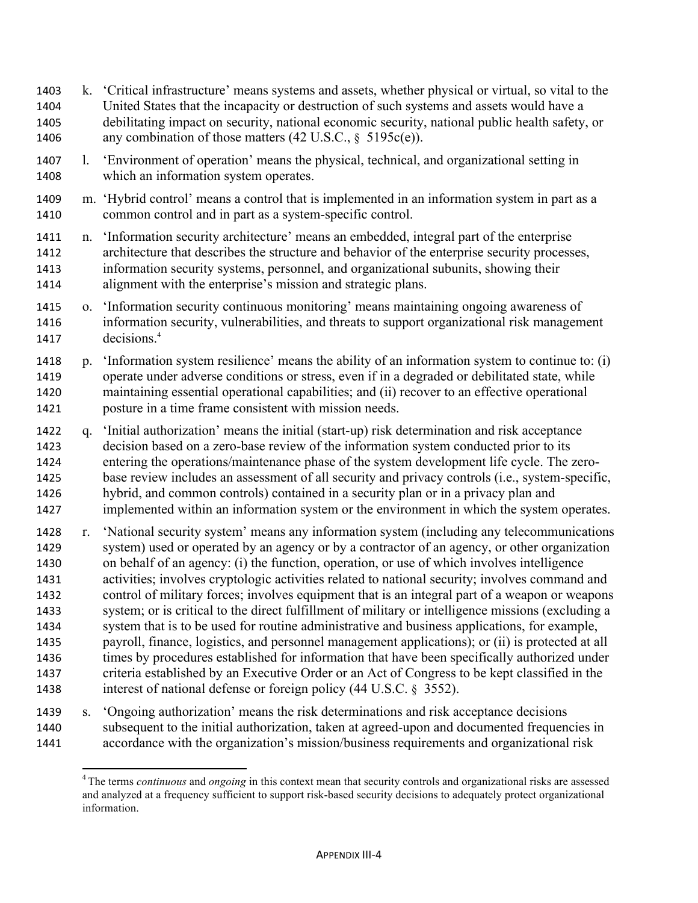k. 'Critical infrastructure' means systems and assets, whether physical or virtual, so vital to the United States that the incapacity or destruction of such systems and assets would have a debilitating impact on security, national economic security, national public health safety, or any combination of those matters (42 U.S.C., § 5195c(e)).

l. 'Environment of operation' means the physical, technical, and organizational setting in which an information system operates.

m. 'Hybrid control' means a control that is implemented in an information system in part as a common control and in part as a system-specific control.

n. 'Information security architecture' means an embedded, integral part of the enterprise architecture that describes the structure and behavior of the enterprise security processes, information security systems, personnel, and organizational subunits, showing their alignment with the enterprise's mission and strategic plans.

o. 'Information security continuous monitoring' means maintaining ongoing awareness of information security, vulnerabilities, and threats to support organizational risk management decisions.[4]

p. 'Information system resilience' means the ability of an information system to continue to: (i) operate under adverse conditions or stress, even if in a degraded or debilitated state, while maintaining essential operational capabilities; and (ii) recover to an effective operational posture in a time frame consistent with mission needs.

q. 'Initial authorization' means the initial (start-up) risk determination and risk acceptance decision based on a zero-base review of the information system conducted prior to its entering the operations/maintenance phase of the system development life cycle. The zero-base review includes an assessment of all security and privacy controls (i.e., system-specific, hybrid, and common controls) contained in a security plan or in a privacy plan and implemented within an information system or the environment in which the system operates.

r. 'National security system' means any information system (including any telecommunications system) used or operated by an agency or by a contractor of an agency, or other organization on behalf of an agency: (i) the function, operation, or use of which involves intelligence activities; involves cryptologic activities related to national security; involves command and control of military forces; involves equipment that is an integral part of a weapon or weapons system; or is critical to the direct fulfillment of military or intelligence missions (excluding a system that is to be used for routine administrative and business applications, for example, payroll, finance, logistics, and personnel management applications); or (ii) is protected at all times by procedures established for information that have been specifically authorized under criteria established by an Executive Order or an Act of Congress to be kept classified in the interest of national defense or foreign policy (44 U.S.C. § 3552).

s. 'Ongoing authorization' means the risk determinations and risk acceptance decisions subsequent to the initial authorization, taken at agreed-upon and documented frequencies in accordance with the organization's mission/business requirements and organizational risk

---

[4] The terms *continuous* and *ongoing* in this context mean that security controls and organizational risks are assessed and analyzed at a frequency sufficient to support risk-based security decisions to adequately protect organizational information.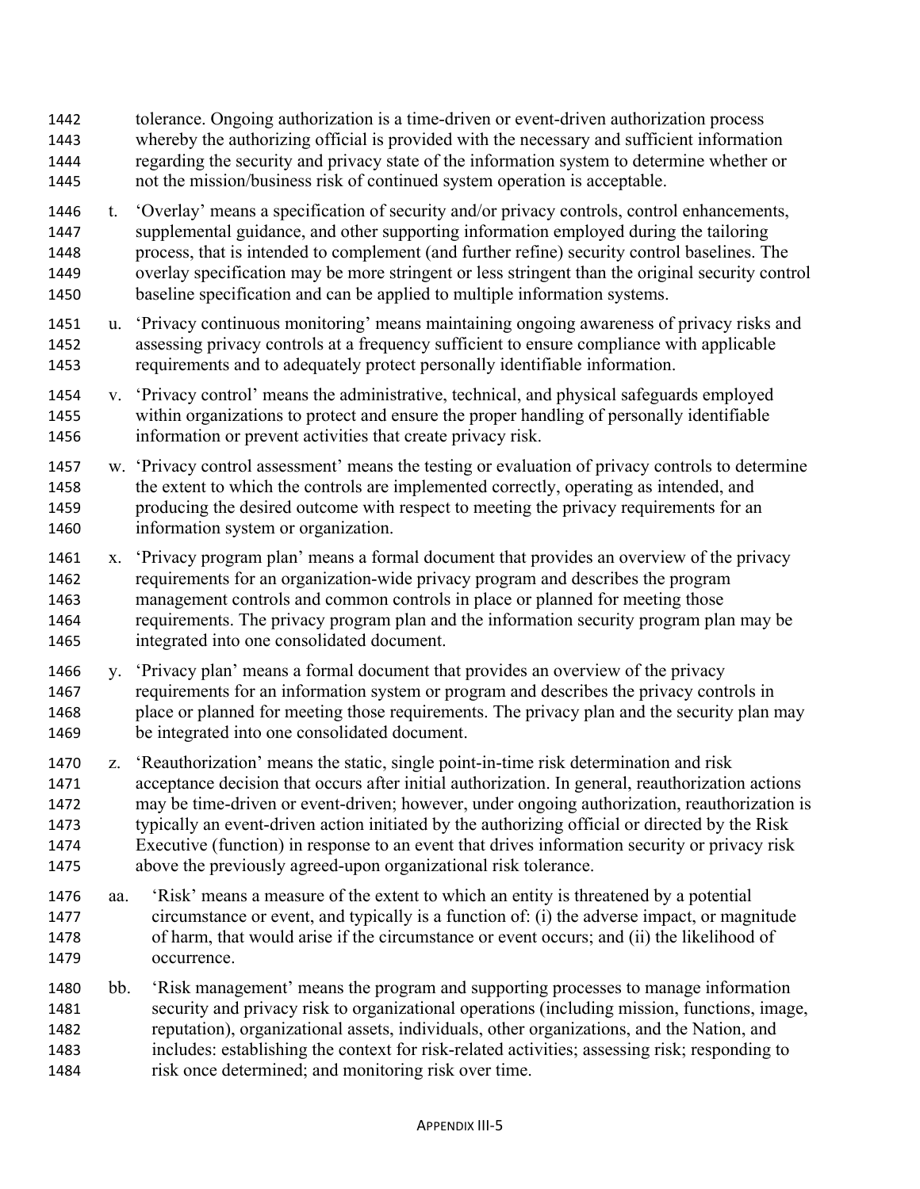tolerance. Ongoing authorization is a time-driven or event-driven authorization process whereby the authorizing official is provided with the necessary and sufficient information regarding the security and privacy state of the information system to determine whether or not the mission/business risk of continued system operation is acceptable.

t. 'Overlay' means a specification of security and/or privacy controls, control enhancements, supplemental guidance, and other supporting information employed during the tailoring process, that is intended to complement (and further refine) security control baselines. The overlay specification may be more stringent or less stringent than the original security control baseline specification and can be applied to multiple information systems.

u. 'Privacy continuous monitoring' means maintaining ongoing awareness of privacy risks and assessing privacy controls at a frequency sufficient to ensure compliance with applicable requirements and to adequately protect personally identifiable information.

v. 'Privacy control' means the administrative, technical, and physical safeguards employed within organizations to protect and ensure the proper handling of personally identifiable information or prevent activities that create privacy risk.

w. 'Privacy control assessment' means the testing or evaluation of privacy controls to determine the extent to which the controls are implemented correctly, operating as intended, and producing the desired outcome with respect to meeting the privacy requirements for an information system or organization.

x. 'Privacy program plan' means a formal document that provides an overview of the privacy requirements for an organization-wide privacy program and describes the program management controls and common controls in place or planned for meeting those requirements. The privacy program plan and the information security program plan may be integrated into one consolidated document.

y. 'Privacy plan' means a formal document that provides an overview of the privacy requirements for an information system or program and describes the privacy controls in place or planned for meeting those requirements. The privacy plan and the security plan may be integrated into one consolidated document.

z. 'Reauthorization' means the static, single point-in-time risk determination and risk acceptance decision that occurs after initial authorization. In general, reauthorization actions may be time-driven or event-driven; however, under ongoing authorization, reauthorization is typically an event-driven action initiated by the authorizing official or directed by the Risk Executive (function) in response to an event that drives information security or privacy risk above the previously agreed-upon organizational risk tolerance.

aa. 'Risk' means a measure of the extent to which an entity is threatened by a potential circumstance or event, and typically is a function of: (i) the adverse impact, or magnitude of harm, that would arise if the circumstance or event occurs; and (ii) the likelihood of occurrence.

bb. 'Risk management' means the program and supporting processes to manage information security and privacy risk to organizational operations (including mission, functions, image, reputation), organizational assets, individuals, other organizations, and the Nation, and includes: establishing the context for risk-related activities; assessing risk; responding to risk once determined; and monitoring risk over time.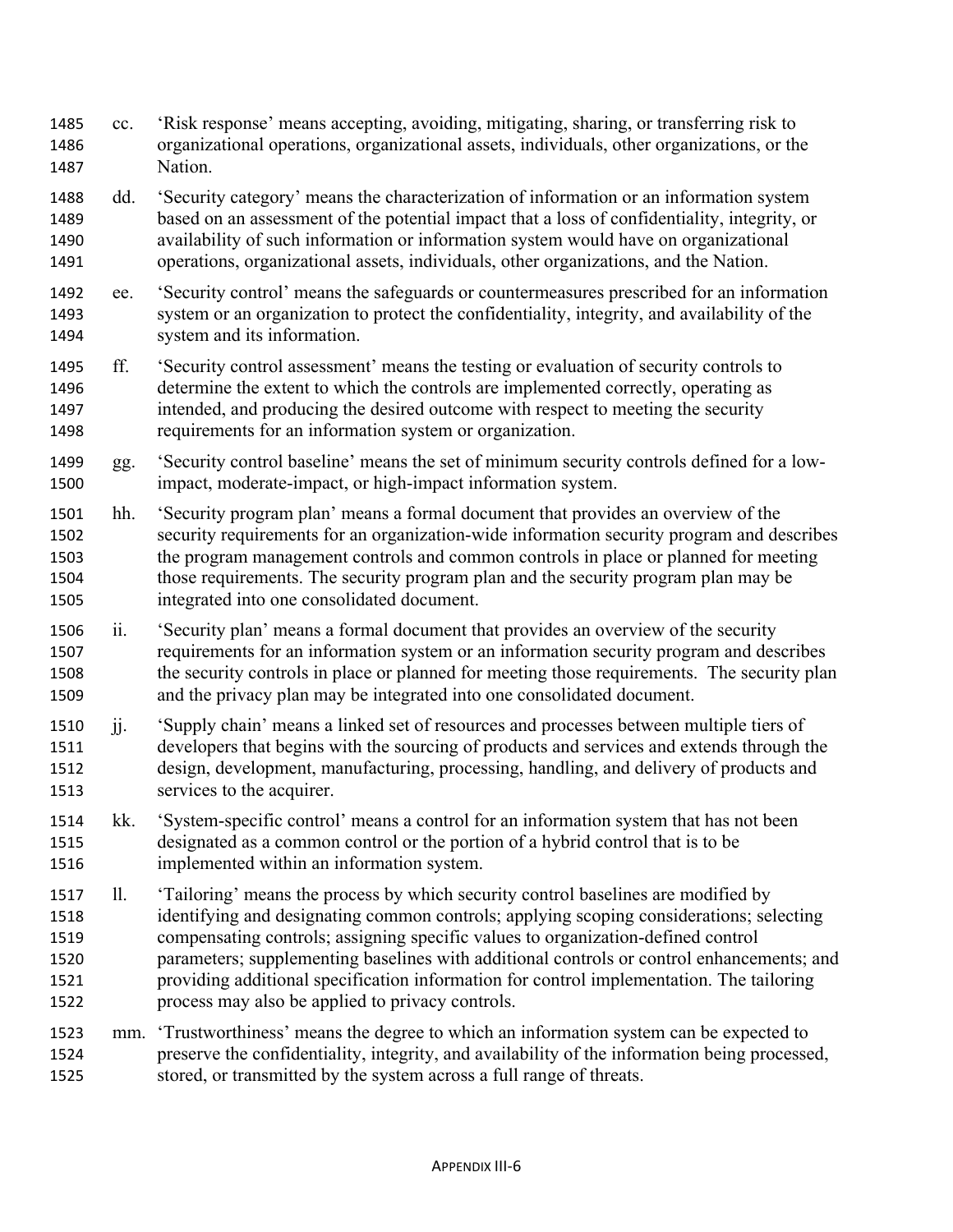cc. 'Risk response' means accepting, avoiding, mitigating, sharing, or transferring risk to organizational operations, organizational assets, individuals, other organizations, or the Nation.

dd. 'Security category' means the characterization of information or an information system based on an assessment of the potential impact that a loss of confidentiality, integrity, or availability of such information or information system would have on organizational operations, organizational assets, individuals, other organizations, and the Nation.

ee. 'Security control' means the safeguards or countermeasures prescribed for an information system or an organization to protect the confidentiality, integrity, and availability of the system and its information.

ff. 'Security control assessment' means the testing or evaluation of security controls to determine the extent to which the controls are implemented correctly, operating as intended, and producing the desired outcome with respect to meeting the security requirements for an information system or organization.

gg. 'Security control baseline' means the set of minimum security controls defined for a low-impact, moderate-impact, or high-impact information system.

hh. 'Security program plan' means a formal document that provides an overview of the security requirements for an organization-wide information security program and describes the program management controls and common controls in place or planned for meeting those requirements. The security program plan and the security program plan may be integrated into one consolidated document.

ii. 'Security plan' means a formal document that provides an overview of the security requirements for an information system or an information security program and describes the security controls in place or planned for meeting those requirements. The security plan and the privacy plan may be integrated into one consolidated document.

jj. 'Supply chain' means a linked set of resources and processes between multiple tiers of developers that begins with the sourcing of products and services and extends through the design, development, manufacturing, processing, handling, and delivery of products and services to the acquirer.

kk. 'System-specific control' means a control for an information system that has not been designated as a common control or the portion of a hybrid control that is to be implemented within an information system.

ll. 'Tailoring' means the process by which security control baselines are modified by identifying and designating common controls; applying scoping considerations; selecting compensating controls; assigning specific values to organization-defined control parameters; supplementing baselines with additional controls or control enhancements; and providing additional specification information for control implementation. The tailoring process may also be applied to privacy controls.

mm. 'Trustworthiness' means the degree to which an information system can be expected to preserve the confidentiality, integrity, and availability of the information being processed, stored, or transmitted by the system across a full range of threats.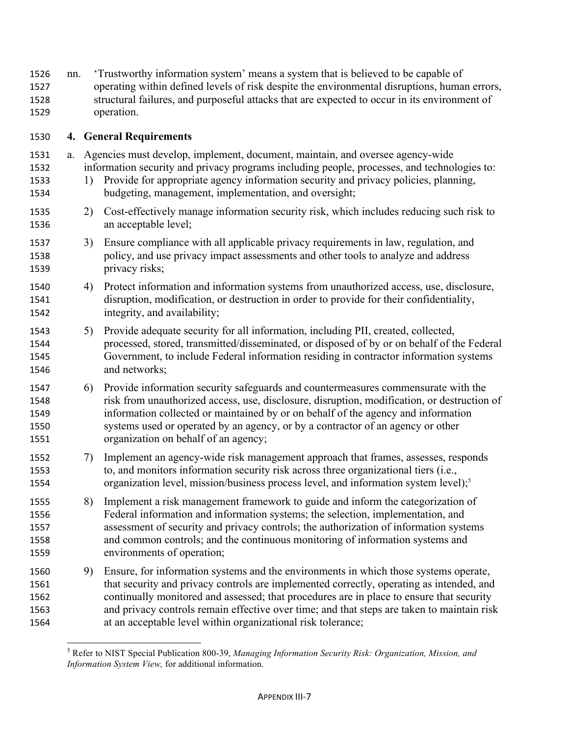nn. 'Trustworthy information system' means a system that is believed to be capable of operating within defined levels of risk despite the environmental disruptions, human errors, structural failures, and purposeful attacks that are expected to occur in its environment of operation.

## 4. General Requirements

a. Agencies must develop, implement, document, maintain, and oversee agency-wide information security and privacy programs including people, processes, and technologies to:

1) Provide for appropriate agency information security and privacy policies, planning, budgeting, management, implementation, and oversight;

2) Cost-effectively manage information security risk, which includes reducing such risk to an acceptable level;

3) Ensure compliance with all applicable privacy requirements in law, regulation, and policy, and use privacy impact assessments and other tools to analyze and address privacy risks;

4) Protect information and information systems from unauthorized access, use, disclosure, disruption, modification, or destruction in order to provide for their confidentiality, integrity, and availability;

5) Provide adequate security for all information, including PII, created, collected, processed, stored, transmitted/disseminated, or disposed of by or on behalf of the Federal Government, to include Federal information residing in contractor information systems and networks;

6) Provide information security safeguards and countermeasures commensurate with the risk from unauthorized access, use, disclosure, disruption, modification, or destruction of information collected or maintained by or on behalf of the agency and information systems used or operated by an agency, or by a contractor of an agency or other organization on behalf of an agency;

7) Implement an agency-wide risk management approach that frames, assesses, responds to, and monitors information security risk across three organizational tiers (i.e., organization level, mission/business process level, and information system level);[5]

8) Implement a risk management framework to guide and inform the categorization of Federal information and information systems; the selection, implementation, and assessment of security and privacy controls; the authorization of information systems and common controls; and the continuous monitoring of information systems and environments of operation;

9) Ensure, for information systems and the environments in which those systems operate, that security and privacy controls are implemented correctly, operating as intended, and continually monitored and assessed; that procedures are in place to ensure that security and privacy controls remain effective over time; and that steps are taken to maintain risk at an acceptable level within organizational risk tolerance;

---

[5] Refer to NIST Special Publication 800-39, *Managing Information Security Risk: Organization, Mission, and Information System View,* for additional information.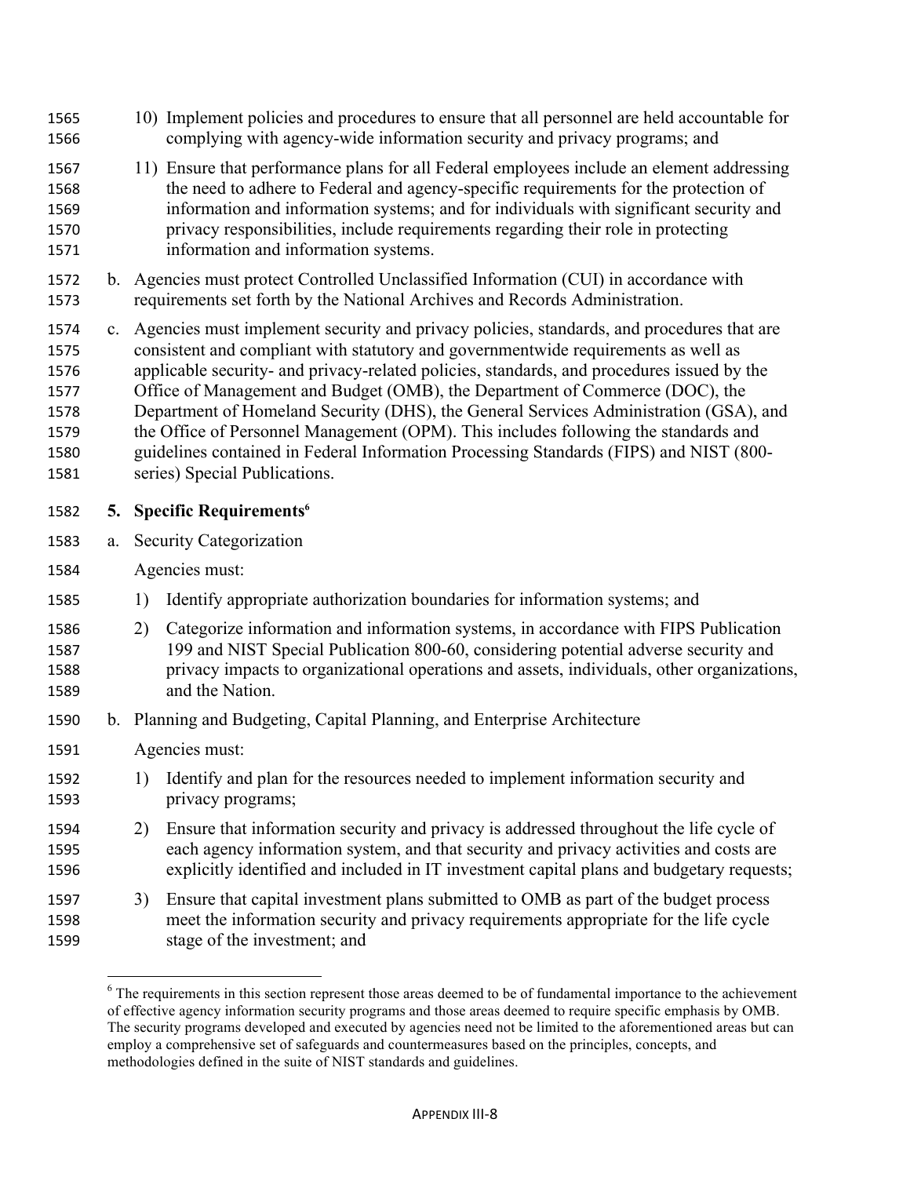10) Implement policies and procedures to ensure that all personnel are held accountable for complying with agency-wide information security and privacy programs; and

11) Ensure that performance plans for all Federal employees include an element addressing the need to adhere to Federal and agency-specific requirements for the protection of information and information systems; and for individuals with significant security and privacy responsibilities, include requirements regarding their role in protecting information and information systems.

b. Agencies must protect Controlled Unclassified Information (CUI) in accordance with requirements set forth by the National Archives and Records Administration.

c. Agencies must implement security and privacy policies, standards, and procedures that are consistent and compliant with statutory and governmentwide requirements as well as applicable security- and privacy-related policies, standards, and procedures issued by the Office of Management and Budget (OMB), the Department of Commerce (DOC), the Department of Homeland Security (DHS), the General Services Administration (GSA), and the Office of Personnel Management (OPM). This includes following the standards and guidelines contained in Federal Information Processing Standards (FIPS) and NIST (800-series) Special Publications.

## 5. Specific Requirements[6]

a. Security Categorization

Agencies must:

1) Identify appropriate authorization boundaries for information systems; and

2) Categorize information and information systems, in accordance with FIPS Publication 199 and NIST Special Publication 800-60, considering potential adverse security and privacy impacts to organizational operations and assets, individuals, other organizations, and the Nation.

b. Planning and Budgeting, Capital Planning, and Enterprise Architecture

Agencies must:

1) Identify and plan for the resources needed to implement information security and privacy programs;

2) Ensure that information security and privacy is addressed throughout the life cycle of each agency information system, and that security and privacy activities and costs are explicitly identified and included in IT investment capital plans and budgetary requests;

3) Ensure that capital investment plans submitted to OMB as part of the budget process meet the information security and privacy requirements appropriate for the life cycle stage of the investment; and

---

[6] The requirements in this section represent those areas deemed to be of fundamental importance to the achievement of effective agency information security programs and those areas deemed to require specific emphasis by OMB. The security programs developed and executed by agencies need not be limited to the aforementioned areas but can employ a comprehensive set of safeguards and countermeasures based on the principles, concepts, and methodologies defined in the suite of NIST standards and guidelines.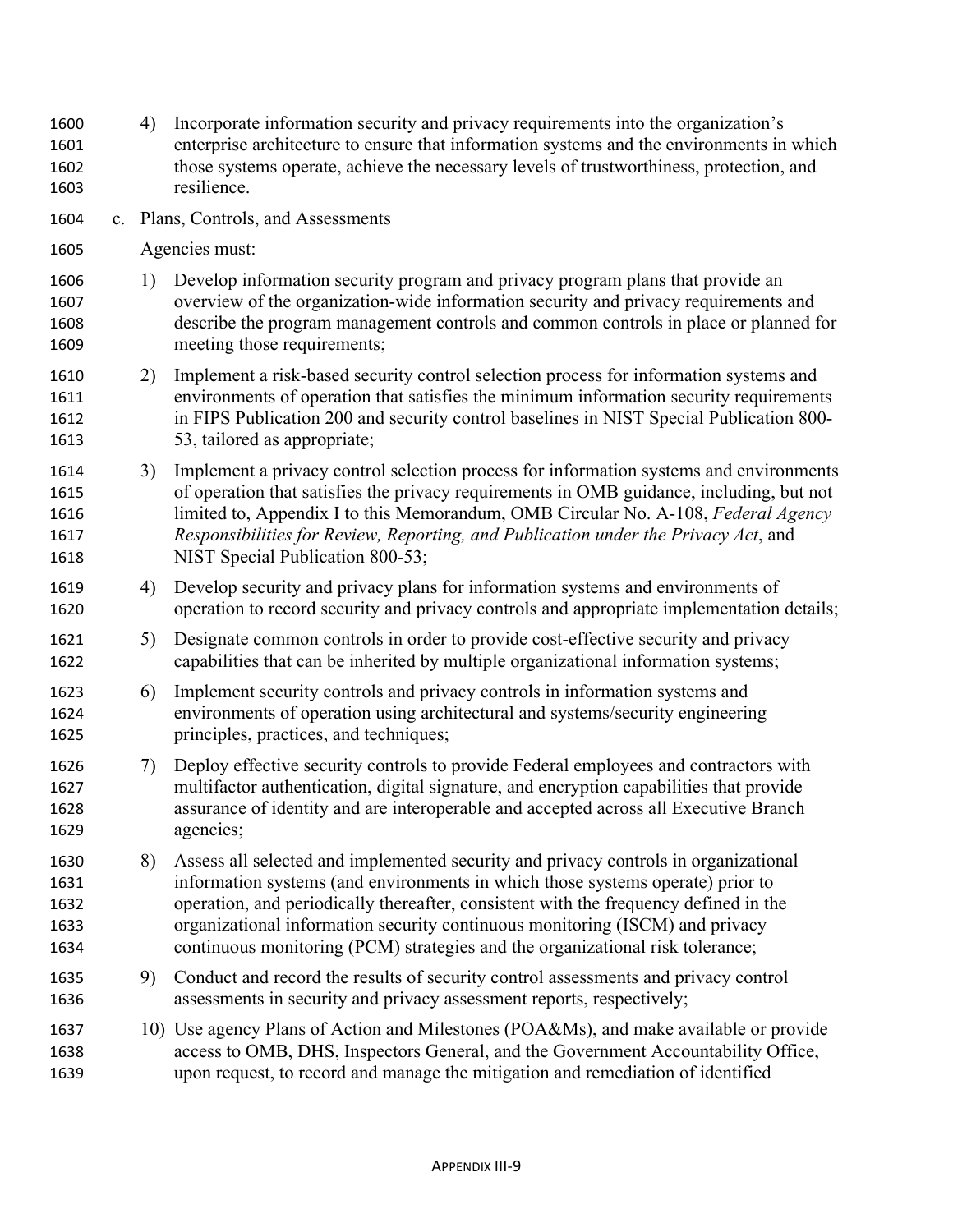4) Incorporate information security and privacy requirements into the organization's enterprise architecture to ensure that information systems and the environments in which those systems operate, achieve the necessary levels of trustworthiness, protection, and resilience.

c. Plans, Controls, and Assessments

Agencies must:

1) Develop information security program and privacy program plans that provide an overview of the organization-wide information security and privacy requirements and describe the program management controls and common controls in place or planned for meeting those requirements;

2) Implement a risk-based security control selection process for information systems and environments of operation that satisfies the minimum information security requirements in FIPS Publication 200 and security control baselines in NIST Special Publication 800-53, tailored as appropriate;

3) Implement a privacy control selection process for information systems and environments of operation that satisfies the privacy requirements in OMB guidance, including, but not limited to, Appendix I to this Memorandum, OMB Circular No. A-108, *Federal Agency Responsibilities for Review, Reporting, and Publication under the Privacy Act*, and NIST Special Publication 800-53;

4) Develop security and privacy plans for information systems and environments of operation to record security and privacy controls and appropriate implementation details;

5) Designate common controls in order to provide cost-effective security and privacy capabilities that can be inherited by multiple organizational information systems;

6) Implement security controls and privacy controls in information systems and environments of operation using architectural and systems/security engineering principles, practices, and techniques;

7) Deploy effective security controls to provide Federal employees and contractors with multifactor authentication, digital signature, and encryption capabilities that provide assurance of identity and are interoperable and accepted across all Executive Branch agencies;

8) Assess all selected and implemented security and privacy controls in organizational information systems (and environments in which those systems operate) prior to operation, and periodically thereafter, consistent with the frequency defined in the organizational information security continuous monitoring (ISCM) and privacy continuous monitoring (PCM) strategies and the organizational risk tolerance;

9) Conduct and record the results of security control assessments and privacy control assessments in security and privacy assessment reports, respectively;

10) Use agency Plans of Action and Milestones (POA&Ms), and make available or provide access to OMB, DHS, Inspectors General, and the Government Accountability Office, upon request, to record and manage the mitigation and remediation of identified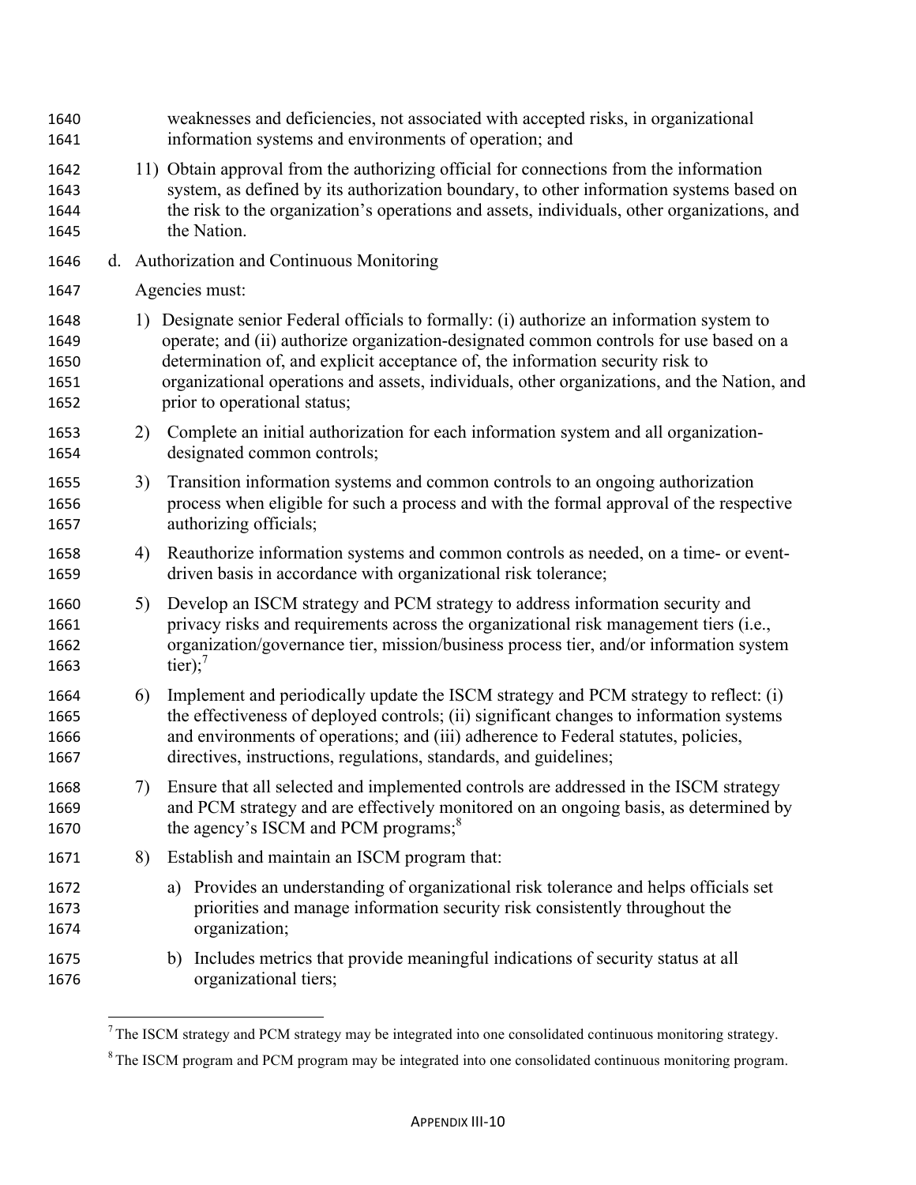weaknesses and deficiencies, not associated with accepted risks, in organizational information systems and environments of operation; and

11) Obtain approval from the authorizing official for connections from the information system, as defined by its authorization boundary, to other information systems based on the risk to the organization's operations and assets, individuals, other organizations, and the Nation.

d. Authorization and Continuous Monitoring

Agencies must:

1) Designate senior Federal officials to formally: (i) authorize an information system to operate; and (ii) authorize organization-designated common controls for use based on a determination of, and explicit acceptance of, the information security risk to organizational operations and assets, individuals, other organizations, and the Nation, and prior to operational status;

2) Complete an initial authorization for each information system and all organization-designated common controls;

3) Transition information systems and common controls to an ongoing authorization process when eligible for such a process and with the formal approval of the respective authorizing officials;

4) Reauthorize information systems and common controls as needed, on a time- or event-driven basis in accordance with organizational risk tolerance;

5) Develop an ISCM strategy and PCM strategy to address information security and privacy risks and requirements across the organizational risk management tiers (i.e., organization/governance tier, mission/business process tier, and/or information system tier);[7]

6) Implement and periodically update the ISCM strategy and PCM strategy to reflect: (i) the effectiveness of deployed controls; (ii) significant changes to information systems and environments of operations; and (iii) adherence to Federal statutes, policies, directives, instructions, regulations, standards, and guidelines;

7) Ensure that all selected and implemented controls are addressed in the ISCM strategy and PCM strategy and are effectively monitored on an ongoing basis, as determined by the agency's ISCM and PCM programs;[8]

8) Establish and maintain an ISCM program that:

    a) Provides an understanding of organizational risk tolerance and helps officials set priorities and manage information security risk consistently throughout the organization;

    b) Includes metrics that provide meaningful indications of security status at all organizational tiers;

---

[7] The ISCM strategy and PCM strategy may be integrated into one consolidated continuous monitoring strategy.

[8] The ISCM program and PCM program may be integrated into one consolidated continuous monitoring program.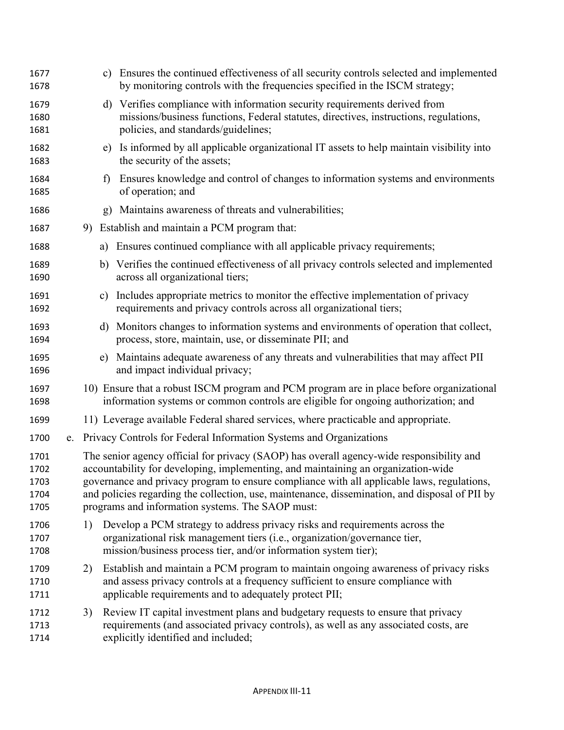c) Ensures the continued effectiveness of all security controls selected and implemented by monitoring controls with the frequencies specified in the ISCM strategy;

d) Verifies compliance with information security requirements derived from missions/business functions, Federal statutes, directives, instructions, regulations, policies, and standards/guidelines;

e) Is informed by all applicable organizational IT assets to help maintain visibility into the security of the assets;

f) Ensures knowledge and control of changes to information systems and environments of operation; and

g) Maintains awareness of threats and vulnerabilities;

9) Establish and maintain a PCM program that:

a) Ensures continued compliance with all applicable privacy requirements;

b) Verifies the continued effectiveness of all privacy controls selected and implemented across all organizational tiers;

c) Includes appropriate metrics to monitor the effective implementation of privacy requirements and privacy controls across all organizational tiers;

d) Monitors changes to information systems and environments of operation that collect, process, store, maintain, use, or disseminate PII; and

e) Maintains adequate awareness of any threats and vulnerabilities that may affect PII and impact individual privacy;

10) Ensure that a robust ISCM program and PCM program are in place before organizational information systems or common controls are eligible for ongoing authorization; and

11) Leverage available Federal shared services, where practicable and appropriate.

e. Privacy Controls for Federal Information Systems and Organizations

The senior agency official for privacy (SAOP) has overall agency-wide responsibility and accountability for developing, implementing, and maintaining an organization-wide governance and privacy program to ensure compliance with all applicable laws, regulations, and policies regarding the collection, use, maintenance, dissemination, and disposal of PII by programs and information systems. The SAOP must:

1) Develop a PCM strategy to address privacy risks and requirements across the organizational risk management tiers (i.e., organization/governance tier, mission/business process tier, and/or information system tier);

2) Establish and maintain a PCM program to maintain ongoing awareness of privacy risks and assess privacy controls at a frequency sufficient to ensure compliance with applicable requirements and to adequately protect PII;

3) Review IT capital investment plans and budgetary requests to ensure that privacy requirements (and associated privacy controls), as well as any associated costs, are explicitly identified and included;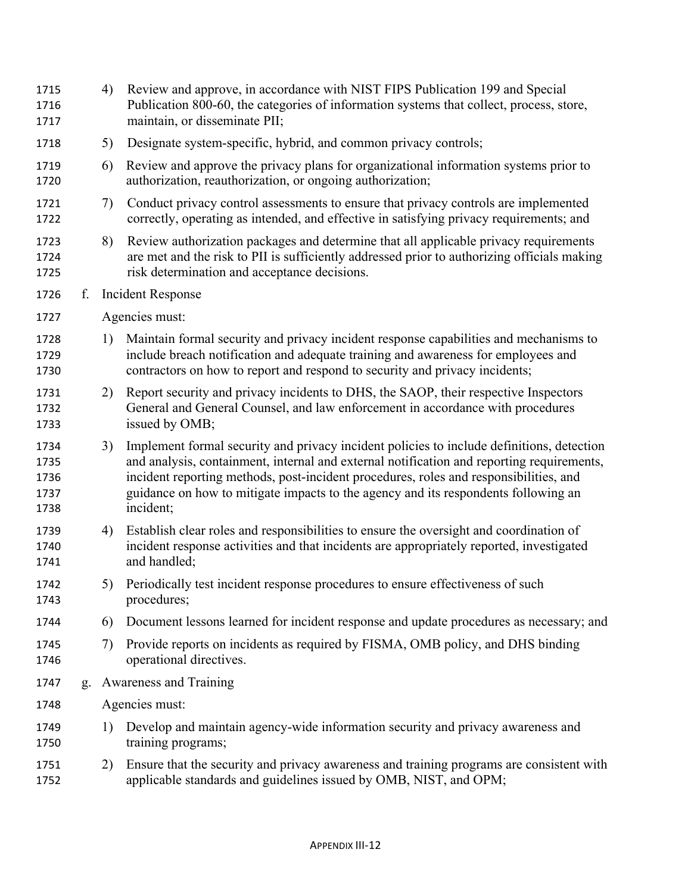4) Review and approve, in accordance with NIST FIPS Publication 199 and Special Publication 800-60, the categories of information systems that collect, process, store, maintain, or disseminate PII;

5) Designate system-specific, hybrid, and common privacy controls;

6) Review and approve the privacy plans for organizational information systems prior to authorization, reauthorization, or ongoing authorization;

7) Conduct privacy control assessments to ensure that privacy controls are implemented correctly, operating as intended, and effective in satisfying privacy requirements; and

8) Review authorization packages and determine that all applicable privacy requirements are met and the risk to PII is sufficiently addressed prior to authorizing officials making risk determination and acceptance decisions.

f. Incident Response

Agencies must:

1) Maintain formal security and privacy incident response capabilities and mechanisms to include breach notification and adequate training and awareness for employees and contractors on how to report and respond to security and privacy incidents;

2) Report security and privacy incidents to DHS, the SAOP, their respective Inspectors General and General Counsel, and law enforcement in accordance with procedures issued by OMB;

3) Implement formal security and privacy incident policies to include definitions, detection and analysis, containment, internal and external notification and reporting requirements, incident reporting methods, post-incident procedures, roles and responsibilities, and guidance on how to mitigate impacts to the agency and its respondents following an incident;

4) Establish clear roles and responsibilities to ensure the oversight and coordination of incident response activities and that incidents are appropriately reported, investigated and handled;

5) Periodically test incident response procedures to ensure effectiveness of such procedures;

6) Document lessons learned for incident response and update procedures as necessary; and

7) Provide reports on incidents as required by FISMA, OMB policy, and DHS binding operational directives.

g. Awareness and Training

Agencies must:

1) Develop and maintain agency-wide information security and privacy awareness and training programs;

2) Ensure that the security and privacy awareness and training programs are consistent with applicable standards and guidelines issued by OMB, NIST, and OPM;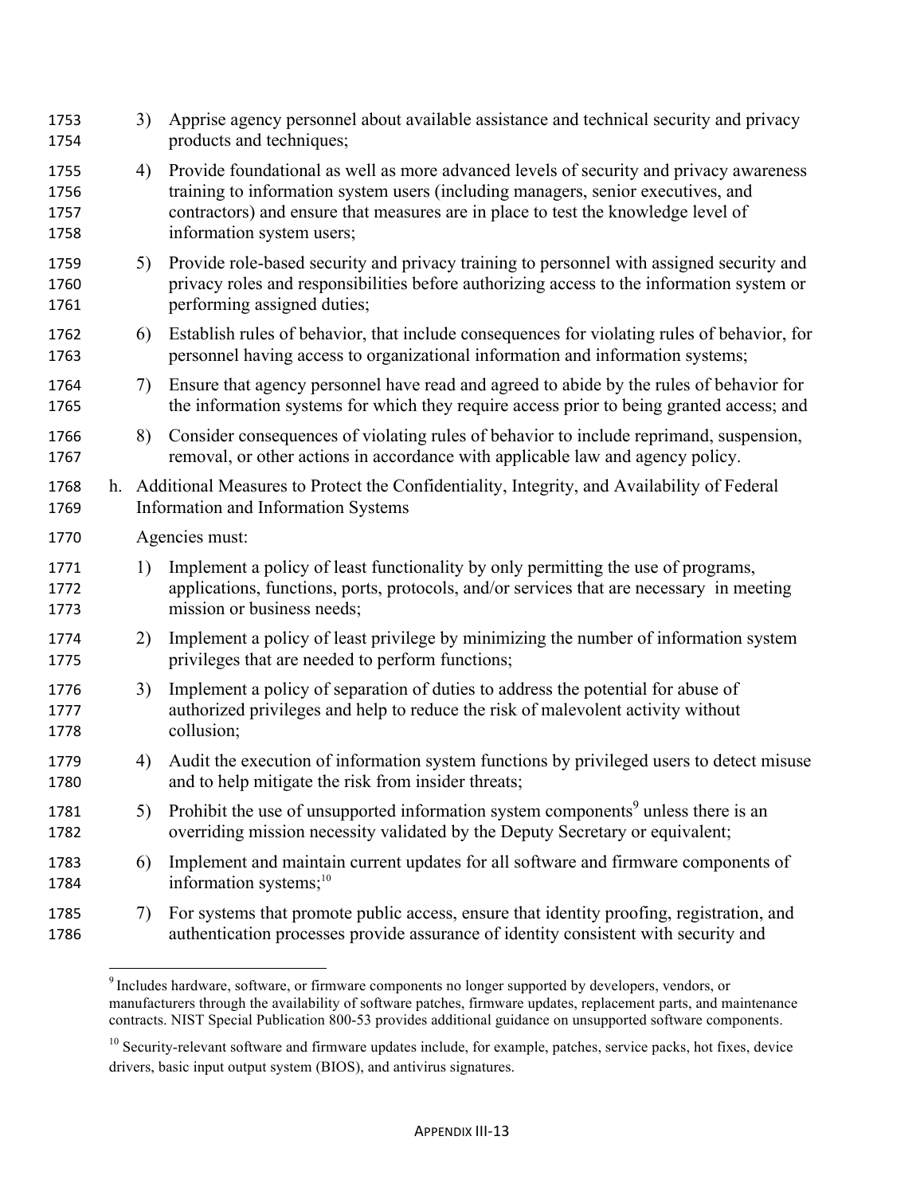3) Apprise agency personnel about available assistance and technical security and privacy products and techniques;

4) Provide foundational as well as more advanced levels of security and privacy awareness training to information system users (including managers, senior executives, and contractors) and ensure that measures are in place to test the knowledge level of information system users;

5) Provide role-based security and privacy training to personnel with assigned security and privacy roles and responsibilities before authorizing access to the information system or performing assigned duties;

6) Establish rules of behavior, that include consequences for violating rules of behavior, for personnel having access to organizational information and information systems;

7) Ensure that agency personnel have read and agreed to abide by the rules of behavior for the information systems for which they require access prior to being granted access; and

8) Consider consequences of violating rules of behavior to include reprimand, suspension, removal, or other actions in accordance with applicable law and agency policy.

h. Additional Measures to Protect the Confidentiality, Integrity, and Availability of Federal Information and Information Systems

Agencies must:

1) Implement a policy of least functionality by only permitting the use of programs, applications, functions, ports, protocols, and/or services that are necessary in meeting mission or business needs;

2) Implement a policy of least privilege by minimizing the number of information system privileges that are needed to perform functions;

3) Implement a policy of separation of duties to address the potential for abuse of authorized privileges and help to reduce the risk of malevolent activity without collusion;

4) Audit the execution of information system functions by privileged users to detect misuse and to help mitigate the risk from insider threats;

5) Prohibit the use of unsupported information system components[9] unless there is an overriding mission necessity validated by the Deputy Secretary or equivalent;

6) Implement and maintain current updates for all software and firmware components of information systems;[10]

7) For systems that promote public access, ensure that identity proofing, registration, and authentication processes provide assurance of identity consistent with security and

---

[9] Includes hardware, software, or firmware components no longer supported by developers, vendors, or manufacturers through the availability of software patches, firmware updates, replacement parts, and maintenance contracts. NIST Special Publication 800-53 provides additional guidance on unsupported software components.

[10] Security-relevant software and firmware updates include, for example, patches, service packs, hot fixes, device drivers, basic input output system (BIOS), and antivirus signatures.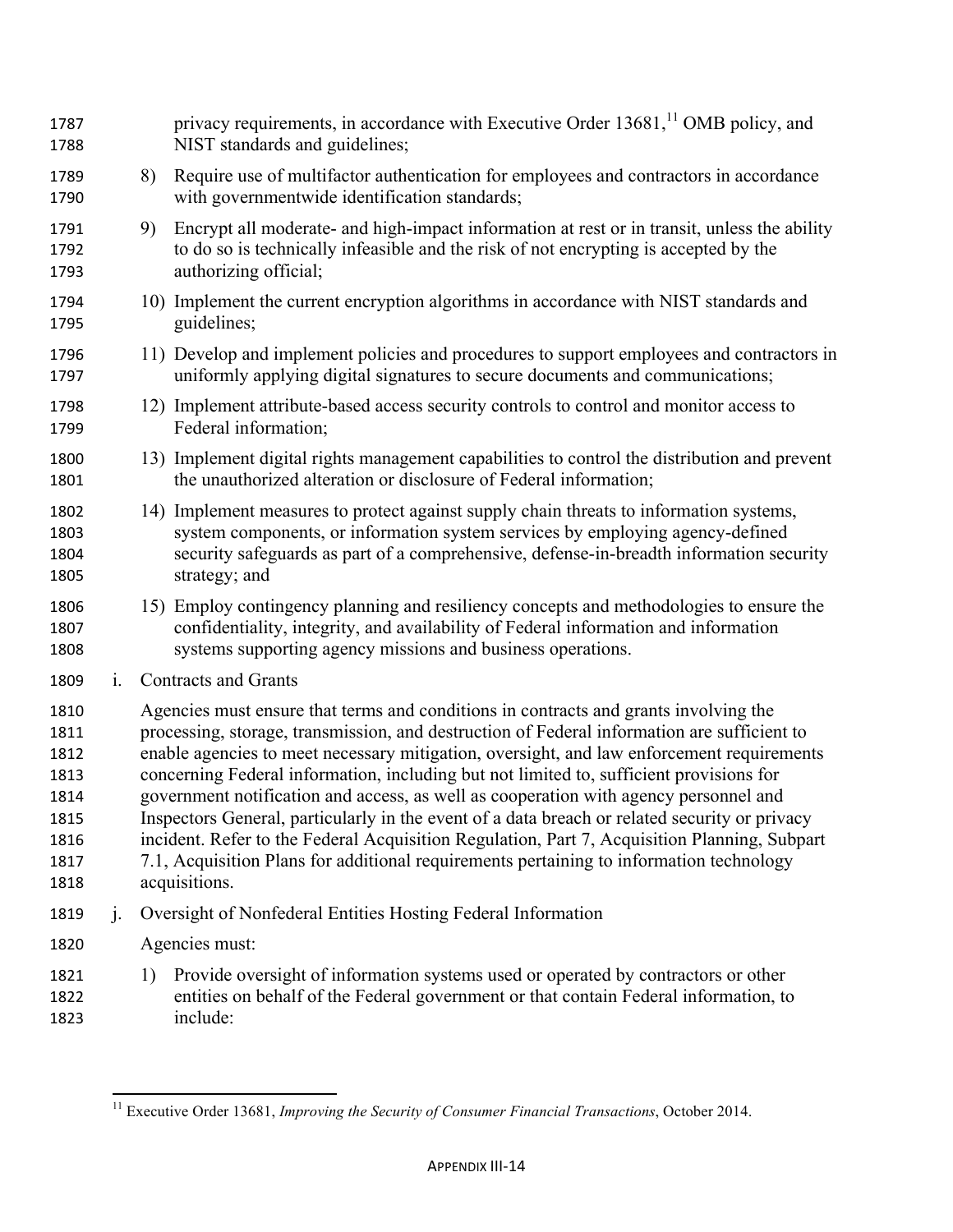privacy requirements, in accordance with Executive Order 13681,[11] OMB policy, and NIST standards and guidelines;

8) Require use of multifactor authentication for employees and contractors in accordance with governmentwide identification standards;

9) Encrypt all moderate- and high-impact information at rest or in transit, unless the ability to do so is technically infeasible and the risk of not encrypting is accepted by the authorizing official;

10) Implement the current encryption algorithms in accordance with NIST standards and guidelines;

11) Develop and implement policies and procedures to support employees and contractors in uniformly applying digital signatures to secure documents and communications;

12) Implement attribute-based access security controls to control and monitor access to Federal information;

13) Implement digital rights management capabilities to control the distribution and prevent the unauthorized alteration or disclosure of Federal information;

14) Implement measures to protect against supply chain threats to information systems, system components, or information system services by employing agency-defined security safeguards as part of a comprehensive, defense-in-breadth information security strategy; and

15) Employ contingency planning and resiliency concepts and methodologies to ensure the confidentiality, integrity, and availability of Federal information and information systems supporting agency missions and business operations.

i. Contracts and Grants

Agencies must ensure that terms and conditions in contracts and grants involving the processing, storage, transmission, and destruction of Federal information are sufficient to enable agencies to meet necessary mitigation, oversight, and law enforcement requirements concerning Federal information, including but not limited to, sufficient provisions for government notification and access, as well as cooperation with agency personnel and Inspectors General, particularly in the event of a data breach or related security or privacy incident. Refer to the Federal Acquisition Regulation, Part 7, Acquisition Planning, Subpart 7.1, Acquisition Plans for additional requirements pertaining to information technology acquisitions.

j. Oversight of Nonfederal Entities Hosting Federal Information

Agencies must:

1) Provide oversight of information systems used or operated by contractors or other entities on behalf of the Federal government or that contain Federal information, to include:

[11] Executive Order 13681, *Improving the Security of Consumer Financial Transactions*, October 2014.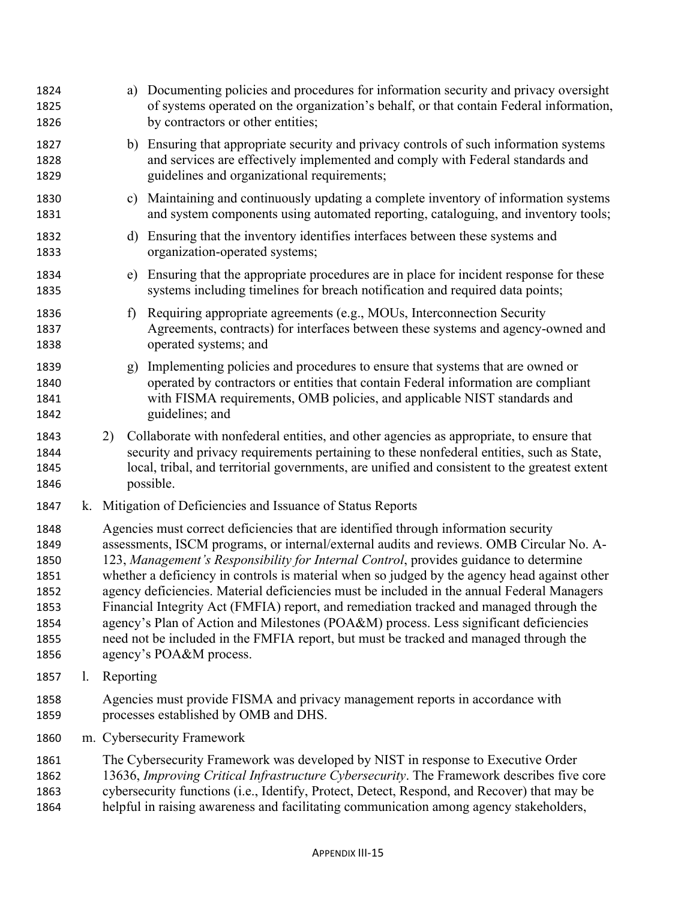a) Documenting policies and procedures for information security and privacy oversight of systems operated on the organization's behalf, or that contain Federal information, by contractors or other entities;

b) Ensuring that appropriate security and privacy controls of such information systems and services are effectively implemented and comply with Federal standards and guidelines and organizational requirements;

c) Maintaining and continuously updating a complete inventory of information systems and system components using automated reporting, cataloguing, and inventory tools;

d) Ensuring that the inventory identifies interfaces between these systems and organization-operated systems;

e) Ensuring that the appropriate procedures are in place for incident response for these systems including timelines for breach notification and required data points;

f) Requiring appropriate agreements (e.g., MOUs, Interconnection Security Agreements, contracts) for interfaces between these systems and agency-owned and operated systems; and

g) Implementing policies and procedures to ensure that systems that are owned or operated by contractors or entities that contain Federal information are compliant with FISMA requirements, OMB policies, and applicable NIST standards and guidelines; and

2) Collaborate with nonfederal entities, and other agencies as appropriate, to ensure that security and privacy requirements pertaining to these nonfederal entities, such as State, local, tribal, and territorial governments, are unified and consistent to the greatest extent possible.

k. Mitigation of Deficiencies and Issuance of Status Reports

Agencies must correct deficiencies that are identified through information security assessments, ISCM programs, or internal/external audits and reviews. OMB Circular No. A-123, *Management's Responsibility for Internal Control*, provides guidance to determine whether a deficiency in controls is material when so judged by the agency head against other agency deficiencies. Material deficiencies must be included in the annual Federal Managers Financial Integrity Act (FMFIA) report, and remediation tracked and managed through the agency's Plan of Action and Milestones (POA&M) process. Less significant deficiencies need not be included in the FMFIA report, but must be tracked and managed through the agency's POA&M process.

l. Reporting

Agencies must provide FISMA and privacy management reports in accordance with processes established by OMB and DHS.

m. Cybersecurity Framework

The Cybersecurity Framework was developed by NIST in response to Executive Order 13636, *Improving Critical Infrastructure Cybersecurity*. The Framework describes five core cybersecurity functions (i.e., Identify, Protect, Detect, Respond, and Recover) that may be helpful in raising awareness and facilitating communication among agency stakeholders,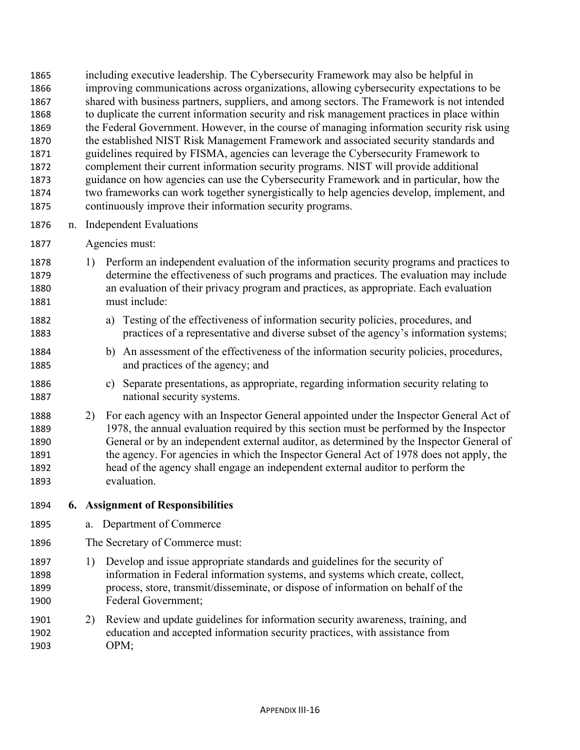including executive leadership. The Cybersecurity Framework may also be helpful in improving communications across organizations, allowing cybersecurity expectations to be shared with business partners, suppliers, and among sectors. The Framework is not intended to duplicate the current information security and risk management practices in place within the Federal Government. However, in the course of managing information security risk using the established NIST Risk Management Framework and associated security standards and guidelines required by FISMA, agencies can leverage the Cybersecurity Framework to complement their current information security programs. NIST will provide additional guidance on how agencies can use the Cybersecurity Framework and in particular, how the two frameworks can work together synergistically to help agencies develop, implement, and continuously improve their information security programs.

n. Independent Evaluations

Agencies must:

1) Perform an independent evaluation of the information security programs and practices to determine the effectiveness of such programs and practices. The evaluation may include an evaluation of their privacy program and practices, as appropriate. Each evaluation must include:

   a) Testing of the effectiveness of information security policies, procedures, and practices of a representative and diverse subset of the agency's information systems;

   b) An assessment of the effectiveness of the information security policies, procedures, and practices of the agency; and

   c) Separate presentations, as appropriate, regarding information security relating to national security systems.

2) For each agency with an Inspector General appointed under the Inspector General Act of 1978, the annual evaluation required by this section must be performed by the Inspector General or by an independent external auditor, as determined by the Inspector General of the agency. For agencies in which the Inspector General Act of 1978 does not apply, the head of the agency shall engage an independent external auditor to perform the evaluation.

## 6. Assignment of Responsibilities

a. Department of Commerce

The Secretary of Commerce must:

1) Develop and issue appropriate standards and guidelines for the security of information in Federal information systems, and systems which create, collect, process, store, transmit/disseminate, or dispose of information on behalf of the Federal Government;

2) Review and update guidelines for information security awareness, training, and education and accepted information security practices, with assistance from OPM;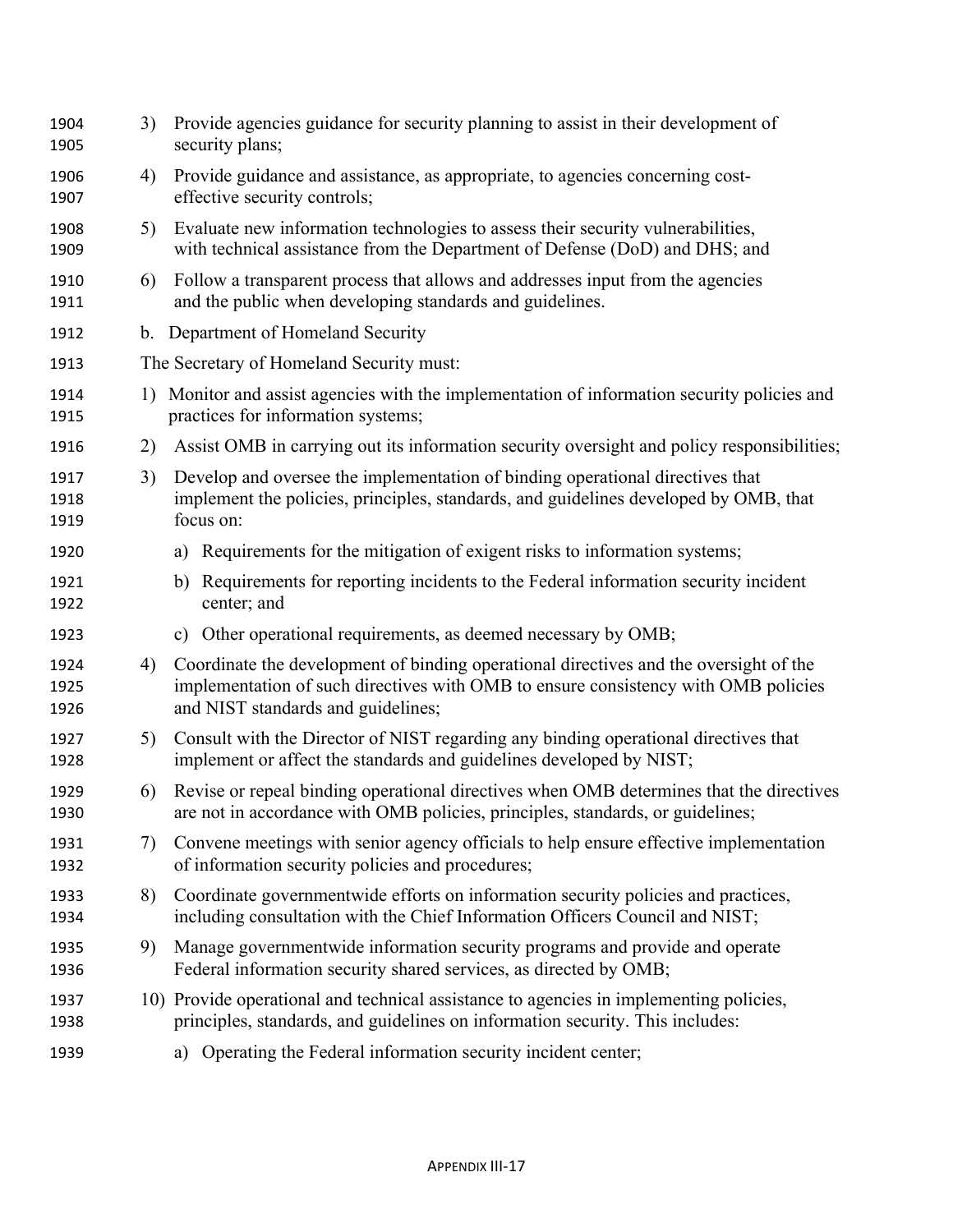3) Provide agencies guidance for security planning to assist in their development of security plans;

4) Provide guidance and assistance, as appropriate, to agencies concerning cost-effective security controls;

5) Evaluate new information technologies to assess their security vulnerabilities, with technical assistance from the Department of Defense (DoD) and DHS; and

6) Follow a transparent process that allows and addresses input from the agencies and the public when developing standards and guidelines.

b. Department of Homeland Security

The Secretary of Homeland Security must:

1) Monitor and assist agencies with the implementation of information security policies and practices for information systems;

2) Assist OMB in carrying out its information security oversight and policy responsibilities;

3) Develop and oversee the implementation of binding operational directives that implement the policies, principles, standards, and guidelines developed by OMB, that focus on:

   a) Requirements for the mitigation of exigent risks to information systems;

   b) Requirements for reporting incidents to the Federal information security incident center; and

   c) Other operational requirements, as deemed necessary by OMB;

4) Coordinate the development of binding operational directives and the oversight of the implementation of such directives with OMB to ensure consistency with OMB policies and NIST standards and guidelines;

5) Consult with the Director of NIST regarding any binding operational directives that implement or affect the standards and guidelines developed by NIST;

6) Revise or repeal binding operational directives when OMB determines that the directives are not in accordance with OMB policies, principles, standards, or guidelines;

7) Convene meetings with senior agency officials to help ensure effective implementation of information security policies and procedures;

8) Coordinate governmentwide efforts on information security policies and practices, including consultation with the Chief Information Officers Council and NIST;

9) Manage governmentwide information security programs and provide and operate Federal information security shared services, as directed by OMB;

10) Provide operational and technical assistance to agencies in implementing policies, principles, standards, and guidelines on information security. This includes:

   a) Operating the Federal information security incident center;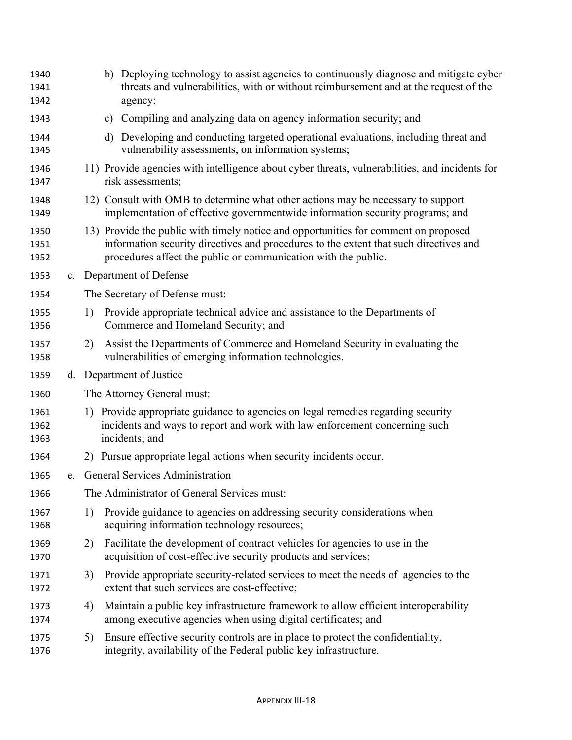b) Deploying technology to assist agencies to continuously diagnose and mitigate cyber threats and vulnerabilities, with or without reimbursement and at the request of the agency;

c) Compiling and analyzing data on agency information security; and

d) Developing and conducting targeted operational evaluations, including threat and vulnerability assessments, on information systems;

11) Provide agencies with intelligence about cyber threats, vulnerabilities, and incidents for risk assessments;

12) Consult with OMB to determine what other actions may be necessary to support implementation of effective governmentwide information security programs; and

13) Provide the public with timely notice and opportunities for comment on proposed information security directives and procedures to the extent that such directives and procedures affect the public or communication with the public.

c. Department of Defense

The Secretary of Defense must:

1) Provide appropriate technical advice and assistance to the Departments of Commerce and Homeland Security; and

2) Assist the Departments of Commerce and Homeland Security in evaluating the vulnerabilities of emerging information technologies.

d. Department of Justice

The Attorney General must:

1) Provide appropriate guidance to agencies on legal remedies regarding security incidents and ways to report and work with law enforcement concerning such incidents; and

2) Pursue appropriate legal actions when security incidents occur.

e. General Services Administration

The Administrator of General Services must:

1) Provide guidance to agencies on addressing security considerations when acquiring information technology resources;

2) Facilitate the development of contract vehicles for agencies to use in the acquisition of cost-effective security products and services;

3) Provide appropriate security-related services to meet the needs of agencies to the extent that such services are cost-effective;

4) Maintain a public key infrastructure framework to allow efficient interoperability among executive agencies when using digital certificates; and

5) Ensure effective security controls are in place to protect the confidentiality, integrity, availability of the Federal public key infrastructure.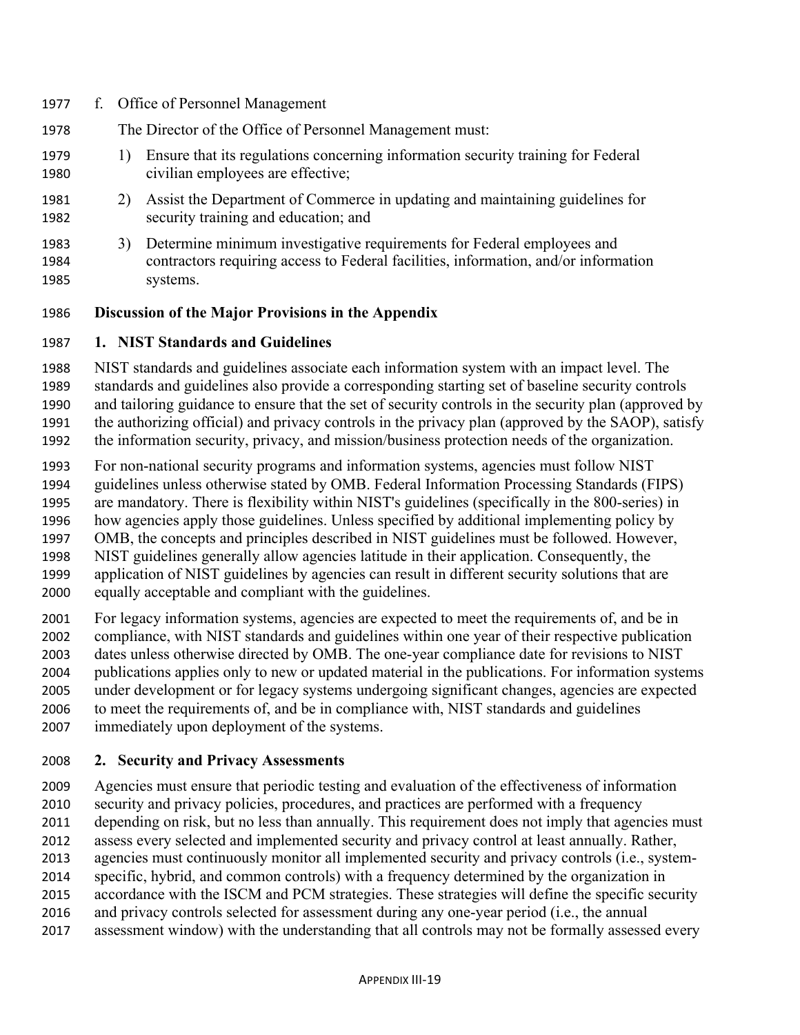f. Office of Personnel Management

The Director of the Office of Personnel Management must:

1) Ensure that its regulations concerning information security training for Federal civilian employees are effective;
2) Assist the Department of Commerce in updating and maintaining guidelines for security training and education; and
3) Determine minimum investigative requirements for Federal employees and contractors requiring access to Federal facilities, information, and/or information systems.

**Discussion of the Major Provisions in the Appendix**

**1. NIST Standards and Guidelines**

NIST standards and guidelines associate each information system with an impact level. The standards and guidelines also provide a corresponding starting set of baseline security controls and tailoring guidance to ensure that the set of security controls in the security plan (approved by the authorizing official) and privacy controls in the privacy plan (approved by the SAOP), satisfy the information security, privacy, and mission/business protection needs of the organization.

For non-national security programs and information systems, agencies must follow NIST guidelines unless otherwise stated by OMB. Federal Information Processing Standards (FIPS) are mandatory. There is flexibility within NIST's guidelines (specifically in the 800-series) in how agencies apply those guidelines. Unless specified by additional implementing policy by OMB, the concepts and principles described in NIST guidelines must be followed. However, NIST guidelines generally allow agencies latitude in their application. Consequently, the application of NIST guidelines by agencies can result in different security solutions that are equally acceptable and compliant with the guidelines.

For legacy information systems, agencies are expected to meet the requirements of, and be in compliance, with NIST standards and guidelines within one year of their respective publication dates unless otherwise directed by OMB. The one-year compliance date for revisions to NIST publications applies only to new or updated material in the publications. For information systems under development or for legacy systems undergoing significant changes, agencies are expected to meet the requirements of, and be in compliance with, NIST standards and guidelines immediately upon deployment of the systems.

**2. Security and Privacy Assessments**

Agencies must ensure that periodic testing and evaluation of the effectiveness of information security and privacy policies, procedures, and practices are performed with a frequency depending on risk, but no less than annually. This requirement does not imply that agencies must assess every selected and implemented security and privacy control at least annually. Rather, agencies must continuously monitor all implemented security and privacy controls (i.e., system-specific, hybrid, and common controls) with a frequency determined by the organization in accordance with the ISCM and PCM strategies. These strategies will define the specific security and privacy controls selected for assessment during any one-year period (i.e., the annual assessment window) with the understanding that all controls may not be formally assessed every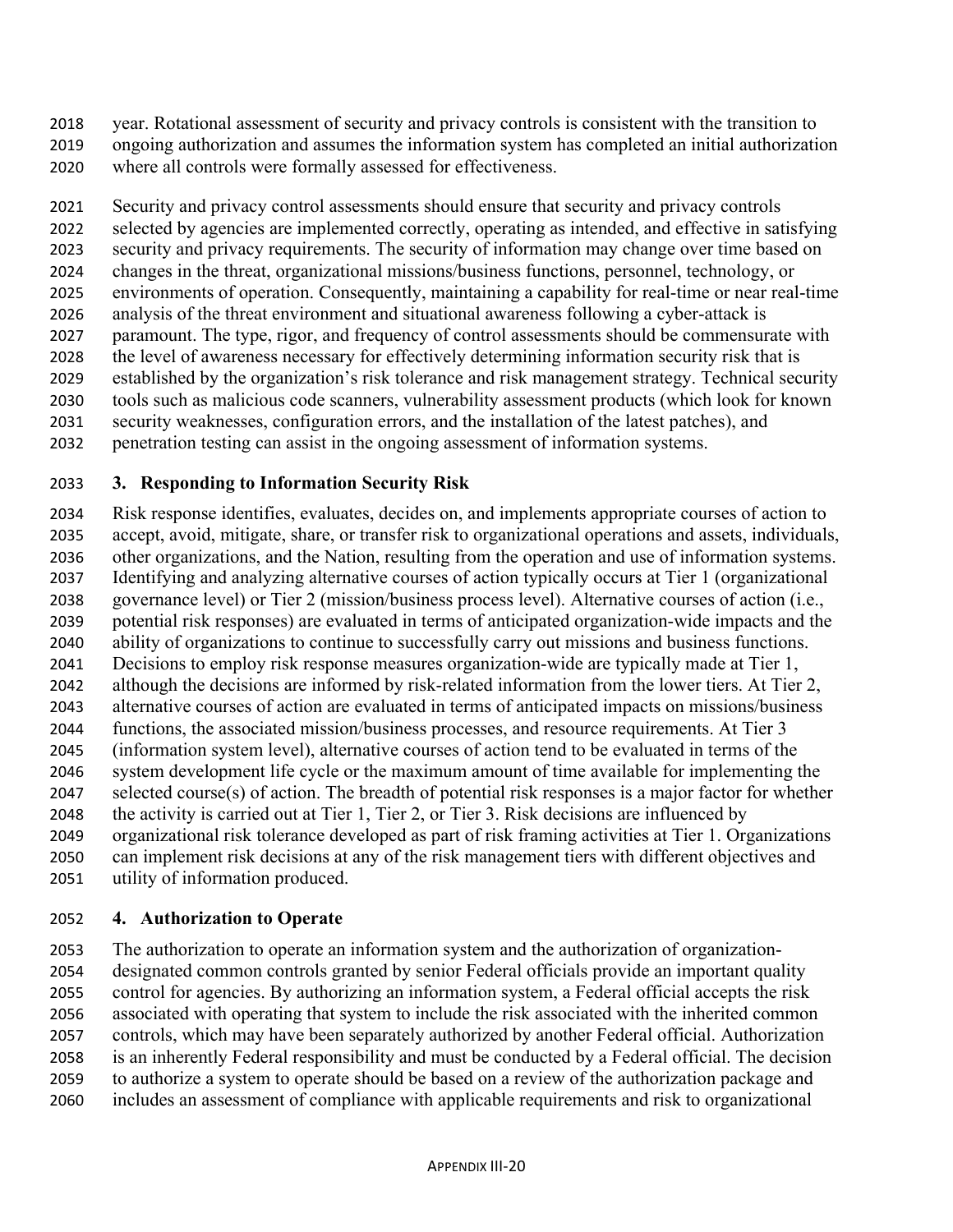year. Rotational assessment of security and privacy controls is consistent with the transition to ongoing authorization and assumes the information system has completed an initial authorization where all controls were formally assessed for effectiveness.

Security and privacy control assessments should ensure that security and privacy controls selected by agencies are implemented correctly, operating as intended, and effective in satisfying security and privacy requirements. The security of information may change over time based on changes in the threat, organizational missions/business functions, personnel, technology, or environments of operation. Consequently, maintaining a capability for real-time or near real-time analysis of the threat environment and situational awareness following a cyber-attack is paramount. The type, rigor, and frequency of control assessments should be commensurate with the level of awareness necessary for effectively determining information security risk that is established by the organization's risk tolerance and risk management strategy. Technical security tools such as malicious code scanners, vulnerability assessment products (which look for known security weaknesses, configuration errors, and the installation of the latest patches), and penetration testing can assist in the ongoing assessment of information systems.

### 3. Responding to Information Security Risk

Risk response identifies, evaluates, decides on, and implements appropriate courses of action to accept, avoid, mitigate, share, or transfer risk to organizational operations and assets, individuals, other organizations, and the Nation, resulting from the operation and use of information systems. Identifying and analyzing alternative courses of action typically occurs at Tier 1 (organizational governance level) or Tier 2 (mission/business process level). Alternative courses of action (i.e., potential risk responses) are evaluated in terms of anticipated organization-wide impacts and the ability of organizations to continue to successfully carry out missions and business functions. Decisions to employ risk response measures organization-wide are typically made at Tier 1, although the decisions are informed by risk-related information from the lower tiers. At Tier 2, alternative courses of action are evaluated in terms of anticipated impacts on missions/business functions, the associated mission/business processes, and resource requirements. At Tier 3 (information system level), alternative courses of action tend to be evaluated in terms of the system development life cycle or the maximum amount of time available for implementing the selected course(s) of action. The breadth of potential risk responses is a major factor for whether the activity is carried out at Tier 1, Tier 2, or Tier 3. Risk decisions are influenced by organizational risk tolerance developed as part of risk framing activities at Tier 1. Organizations can implement risk decisions at any of the risk management tiers with different objectives and utility of information produced.

### 4. Authorization to Operate

The authorization to operate an information system and the authorization of organization-designated common controls granted by senior Federal officials provide an important quality control for agencies. By authorizing an information system, a Federal official accepts the risk associated with operating that system to include the risk associated with the inherited common controls, which may have been separately authorized by another Federal official. Authorization is an inherently Federal responsibility and must be conducted by a Federal official. The decision to authorize a system to operate should be based on a review of the authorization package and includes an assessment of compliance with applicable requirements and risk to organizational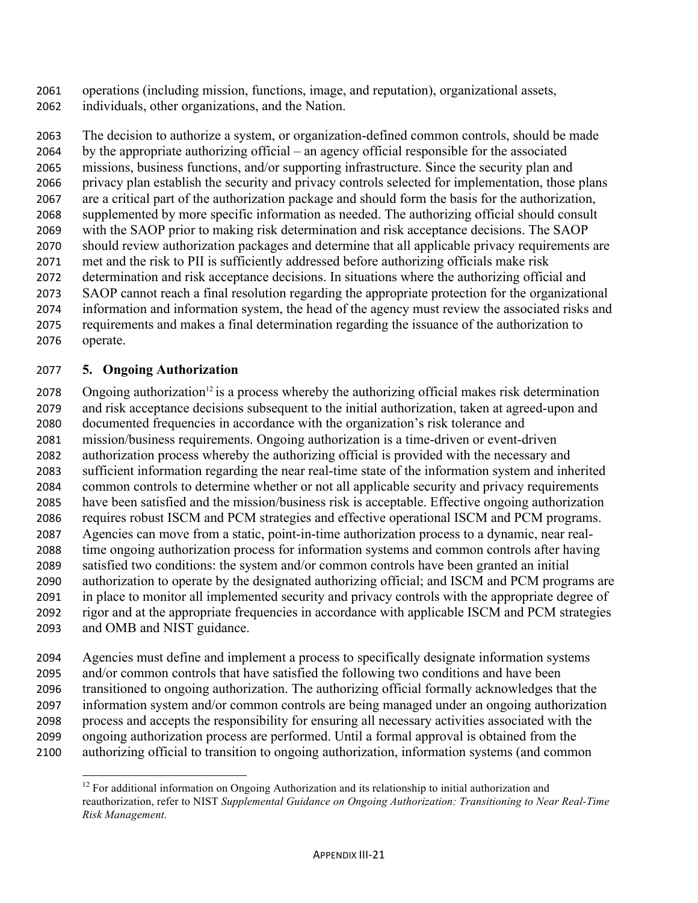operations (including mission, functions, image, and reputation), organizational assets, individuals, other organizations, and the Nation.

The decision to authorize a system, or organization-defined common controls, should be made by the appropriate authorizing official – an agency official responsible for the associated missions, business functions, and/or supporting infrastructure. Since the security plan and privacy plan establish the security and privacy controls selected for implementation, those plans are a critical part of the authorization package and should form the basis for the authorization, supplemented by more specific information as needed. The authorizing official should consult with the SAOP prior to making risk determination and risk acceptance decisions. The SAOP should review authorization packages and determine that all applicable privacy requirements are met and the risk to PII is sufficiently addressed before authorizing officials make risk determination and risk acceptance decisions. In situations where the authorizing official and SAOP cannot reach a final resolution regarding the appropriate protection for the organizational information and information system, the head of the agency must review the associated risks and requirements and makes a final determination regarding the issuance of the authorization to operate.

## 5. Ongoing Authorization

Ongoing authorization[12] is a process whereby the authorizing official makes risk determination and risk acceptance decisions subsequent to the initial authorization, taken at agreed-upon and documented frequencies in accordance with the organization's risk tolerance and mission/business requirements. Ongoing authorization is a time-driven or event-driven authorization process whereby the authorizing official is provided with the necessary and sufficient information regarding the near real-time state of the information system and inherited common controls to determine whether or not all applicable security and privacy requirements have been satisfied and the mission/business risk is acceptable. Effective ongoing authorization requires robust ISCM and PCM strategies and effective operational ISCM and PCM programs. Agencies can move from a static, point-in-time authorization process to a dynamic, near real-time ongoing authorization process for information systems and common controls after having satisfied two conditions: the system and/or common controls have been granted an initial authorization to operate by the designated authorizing official; and ISCM and PCM programs are in place to monitor all implemented security and privacy controls with the appropriate degree of rigor and at the appropriate frequencies in accordance with applicable ISCM and PCM strategies and OMB and NIST guidance.

Agencies must define and implement a process to specifically designate information systems and/or common controls that have satisfied the following two conditions and have been transitioned to ongoing authorization. The authorizing official formally acknowledges that the information system and/or common controls are being managed under an ongoing authorization process and accepts the responsibility for ensuring all necessary activities associated with the ongoing authorization process are performed. Until a formal approval is obtained from the authorizing official to transition to ongoing authorization, information systems (and common

---

[12] For additional information on Ongoing Authorization and its relationship to initial authorization and reauthorization, refer to NIST *Supplemental Guidance on Ongoing Authorization: Transitioning to Near Real-Time Risk Management.*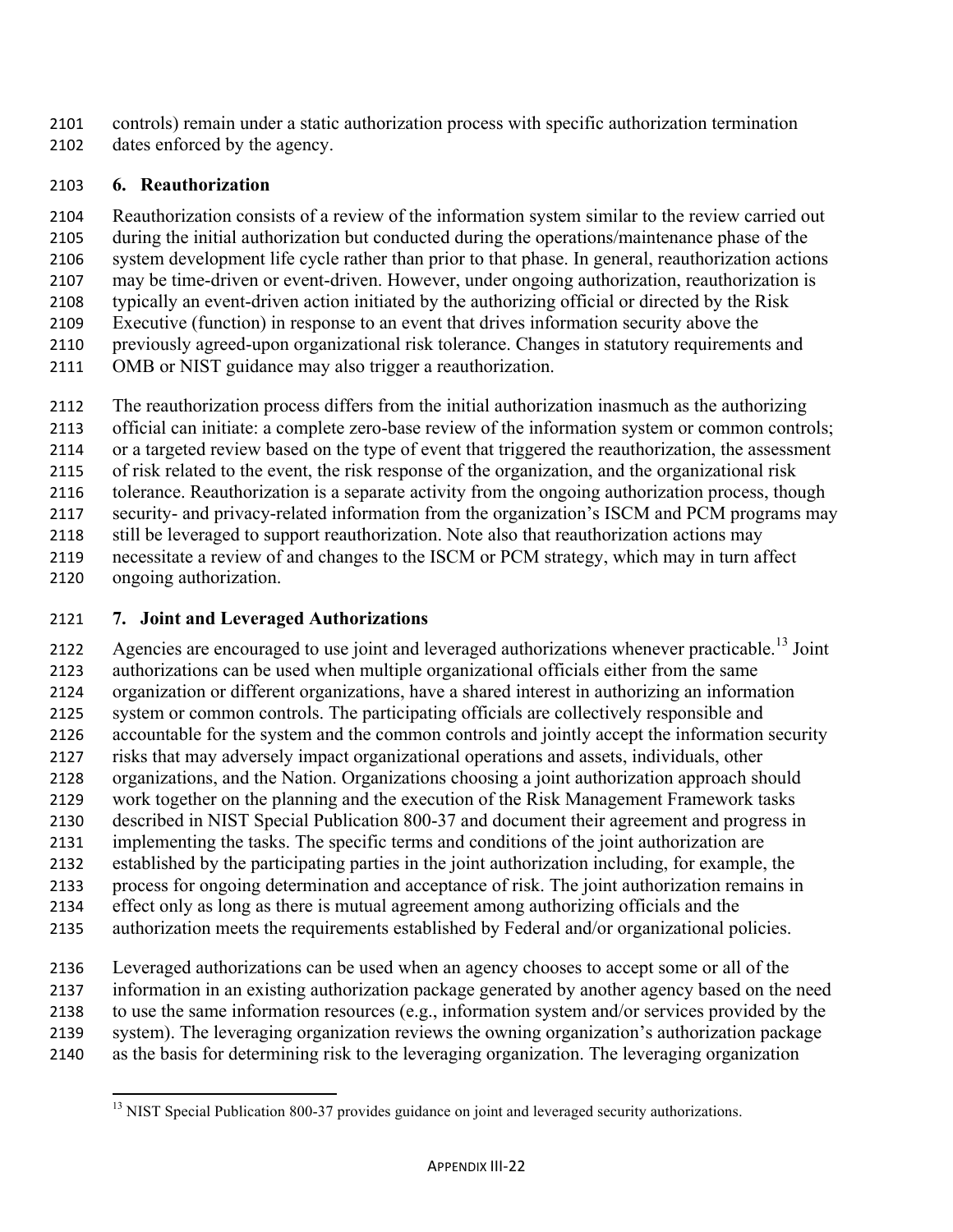controls) remain under a static authorization process with specific authorization termination dates enforced by the agency.

### 6. Reauthorization

Reauthorization consists of a review of the information system similar to the review carried out during the initial authorization but conducted during the operations/maintenance phase of the system development life cycle rather than prior to that phase. In general, reauthorization actions may be time-driven or event-driven. However, under ongoing authorization, reauthorization is typically an event-driven action initiated by the authorizing official or directed by the Risk Executive (function) in response to an event that drives information security above the previously agreed-upon organizational risk tolerance. Changes in statutory requirements and OMB or NIST guidance may also trigger a reauthorization.

The reauthorization process differs from the initial authorization inasmuch as the authorizing official can initiate: a complete zero-base review of the information system or common controls; or a targeted review based on the type of event that triggered the reauthorization, the assessment of risk related to the event, the risk response of the organization, and the organizational risk tolerance. Reauthorization is a separate activity from the ongoing authorization process, though security- and privacy-related information from the organization's ISCM and PCM programs may still be leveraged to support reauthorization. Note also that reauthorization actions may necessitate a review of and changes to the ISCM or PCM strategy, which may in turn affect ongoing authorization.

### 7. Joint and Leveraged Authorizations

Agencies are encouraged to use joint and leveraged authorizations whenever practicable.[13] Joint authorizations can be used when multiple organizational officials either from the same organization or different organizations, have a shared interest in authorizing an information system or common controls. The participating officials are collectively responsible and accountable for the system and the common controls and jointly accept the information security risks that may adversely impact organizational operations and assets, individuals, other organizations, and the Nation. Organizations choosing a joint authorization approach should work together on the planning and the execution of the Risk Management Framework tasks described in NIST Special Publication 800-37 and document their agreement and progress in implementing the tasks. The specific terms and conditions of the joint authorization are established by the participating parties in the joint authorization including, for example, the process for ongoing determination and acceptance of risk. The joint authorization remains in effect only as long as there is mutual agreement among authorizing officials and the authorization meets the requirements established by Federal and/or organizational policies.

Leveraged authorizations can be used when an agency chooses to accept some or all of the information in an existing authorization package generated by another agency based on the need to use the same information resources (e.g., information system and/or services provided by the system). The leveraging organization reviews the owning organization's authorization package as the basis for determining risk to the leveraging organization. The leveraging organization

[13] NIST Special Publication 800-37 provides guidance on joint and leveraged security authorizations.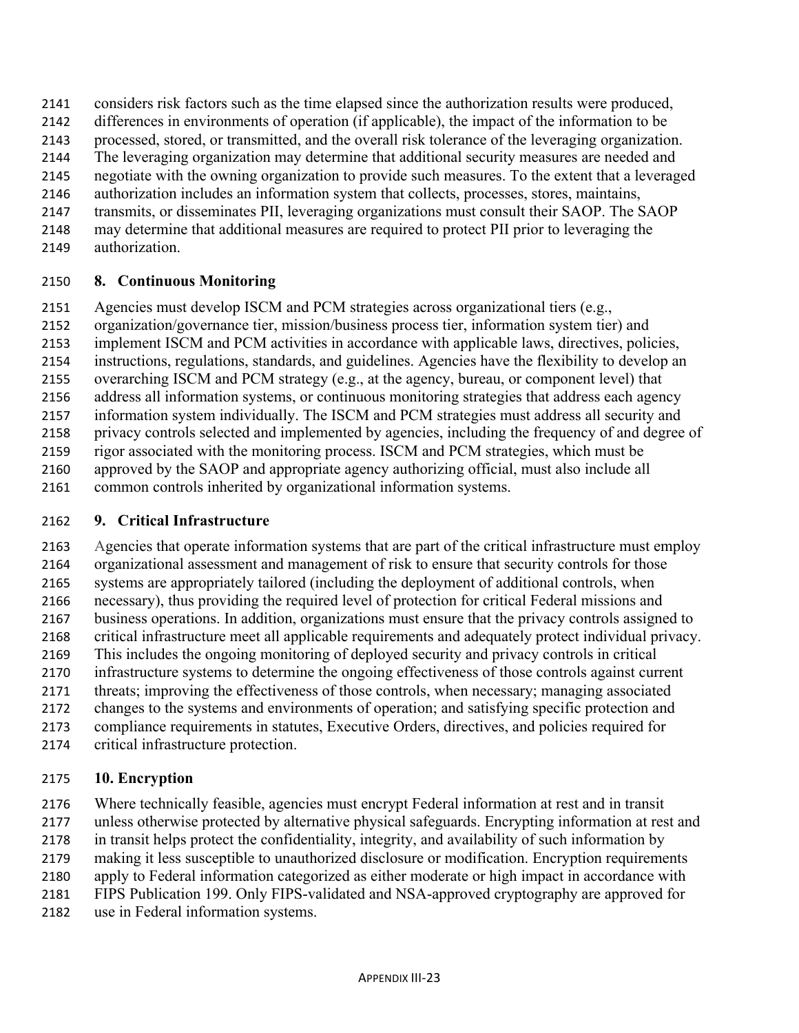considers risk factors such as the time elapsed since the authorization results were produced, differences in environments of operation (if applicable), the impact of the information to be processed, stored, or transmitted, and the overall risk tolerance of the leveraging organization. The leveraging organization may determine that additional security measures are needed and negotiate with the owning organization to provide such measures. To the extent that a leveraged authorization includes an information system that collects, processes, stores, maintains, transmits, or disseminates PII, leveraging organizations must consult their SAOP. The SAOP may determine that additional measures are required to protect PII prior to leveraging the authorization.

### 8. Continuous Monitoring

Agencies must develop ISCM and PCM strategies across organizational tiers (e.g., organization/governance tier, mission/business process tier, information system tier) and implement ISCM and PCM activities in accordance with applicable laws, directives, policies, instructions, regulations, standards, and guidelines. Agencies have the flexibility to develop an overarching ISCM and PCM strategy (e.g., at the agency, bureau, or component level) that address all information systems, or continuous monitoring strategies that address each agency information system individually. The ISCM and PCM strategies must address all security and privacy controls selected and implemented by agencies, including the frequency of and degree of rigor associated with the monitoring process. ISCM and PCM strategies, which must be approved by the SAOP and appropriate agency authorizing official, must also include all common controls inherited by organizational information systems.

### 9. Critical Infrastructure

Agencies that operate information systems that are part of the critical infrastructure must employ organizational assessment and management of risk to ensure that security controls for those systems are appropriately tailored (including the deployment of additional controls, when necessary), thus providing the required level of protection for critical Federal missions and business operations. In addition, organizations must ensure that the privacy controls assigned to critical infrastructure meet all applicable requirements and adequately protect individual privacy. This includes the ongoing monitoring of deployed security and privacy controls in critical infrastructure systems to determine the ongoing effectiveness of those controls against current threats; improving the effectiveness of those controls, when necessary; managing associated changes to the systems and environments of operation; and satisfying specific protection and compliance requirements in statutes, Executive Orders, directives, and policies required for critical infrastructure protection.

### 10. Encryption

Where technically feasible, agencies must encrypt Federal information at rest and in transit unless otherwise protected by alternative physical safeguards. Encrypting information at rest and in transit helps protect the confidentiality, integrity, and availability of such information by making it less susceptible to unauthorized disclosure or modification. Encryption requirements apply to Federal information categorized as either moderate or high impact in accordance with FIPS Publication 199. Only FIPS-validated and NSA-approved cryptography are approved for use in Federal information systems.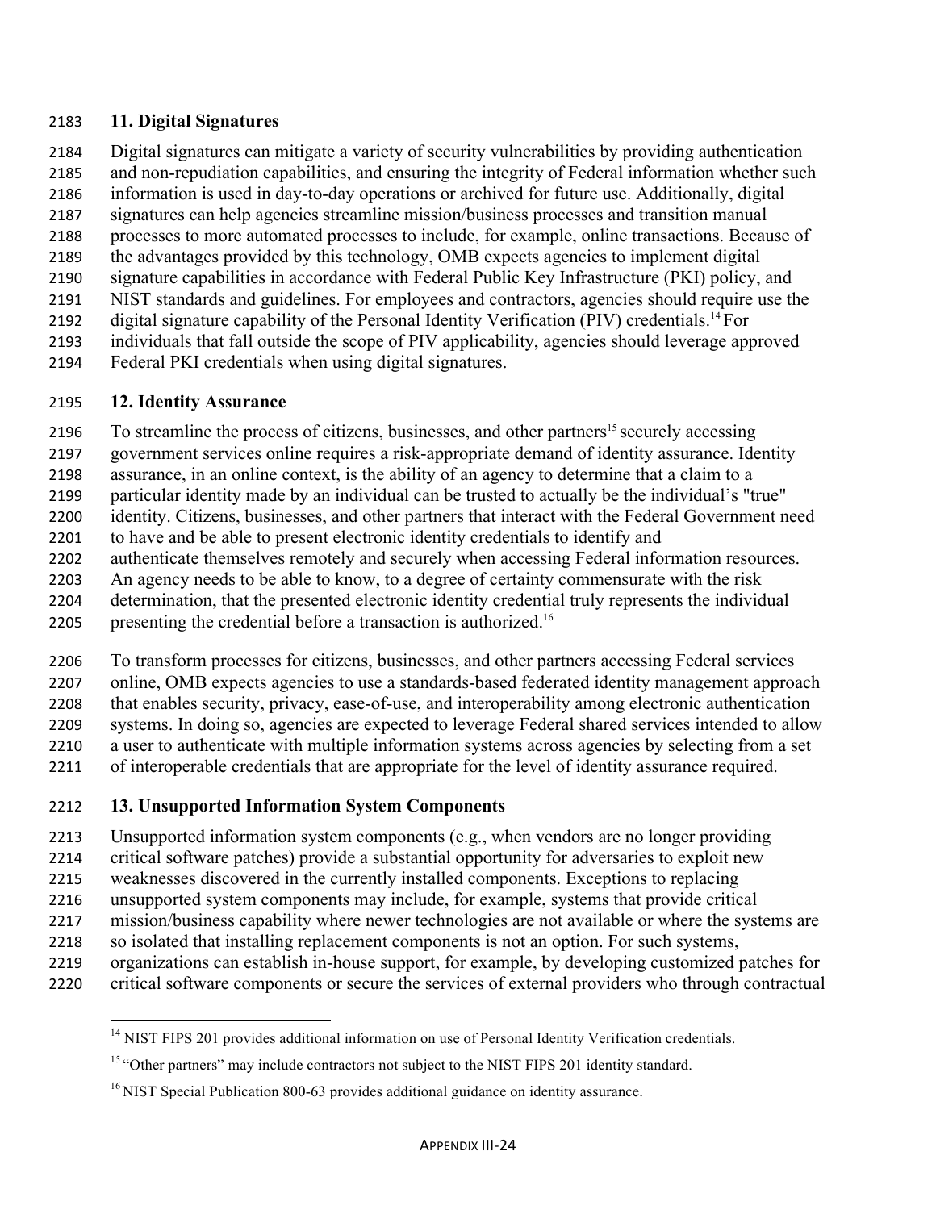### 11. Digital Signatures

Digital signatures can mitigate a variety of security vulnerabilities by providing authentication and non-repudiation capabilities, and ensuring the integrity of Federal information whether such information is used in day-to-day operations or archived for future use. Additionally, digital signatures can help agencies streamline mission/business processes and transition manual processes to more automated processes to include, for example, online transactions. Because of the advantages provided by this technology, OMB expects agencies to implement digital signature capabilities in accordance with Federal Public Key Infrastructure (PKI) policy, and NIST standards and guidelines. For employees and contractors, agencies should require use the digital signature capability of the Personal Identity Verification (PIV) credentials.[14] For individuals that fall outside the scope of PIV applicability, agencies should leverage approved Federal PKI credentials when using digital signatures.

### 12. Identity Assurance

To streamline the process of citizens, businesses, and other partners[15] securely accessing government services online requires a risk-appropriate demand of identity assurance. Identity assurance, in an online context, is the ability of an agency to determine that a claim to a particular identity made by an individual can be trusted to actually be the individual's "true" identity. Citizens, businesses, and other partners that interact with the Federal Government need to have and be able to present electronic identity credentials to identify and authenticate themselves remotely and securely when accessing Federal information resources. An agency needs to be able to know, to a degree of certainty commensurate with the risk determination, that the presented electronic identity credential truly represents the individual presenting the credential before a transaction is authorized.[16]

To transform processes for citizens, businesses, and other partners accessing Federal services online, OMB expects agencies to use a standards-based federated identity management approach that enables security, privacy, ease-of-use, and interoperability among electronic authentication systems. In doing so, agencies are expected to leverage Federal shared services intended to allow a user to authenticate with multiple information systems across agencies by selecting from a set of interoperable credentials that are appropriate for the level of identity assurance required.

### 13. Unsupported Information System Components

Unsupported information system components (e.g., when vendors are no longer providing critical software patches) provide a substantial opportunity for adversaries to exploit new weaknesses discovered in the currently installed components. Exceptions to replacing unsupported system components may include, for example, systems that provide critical mission/business capability where newer technologies are not available or where the systems are so isolated that installing replacement components is not an option. For such systems, organizations can establish in-house support, for example, by developing customized patches for critical software components or secure the services of external providers who through contractual

---

[14] NIST FIPS 201 provides additional information on use of Personal Identity Verification credentials.

[15] "Other partners" may include contractors not subject to the NIST FIPS 201 identity standard.

[16] NIST Special Publication 800-63 provides additional guidance on identity assurance.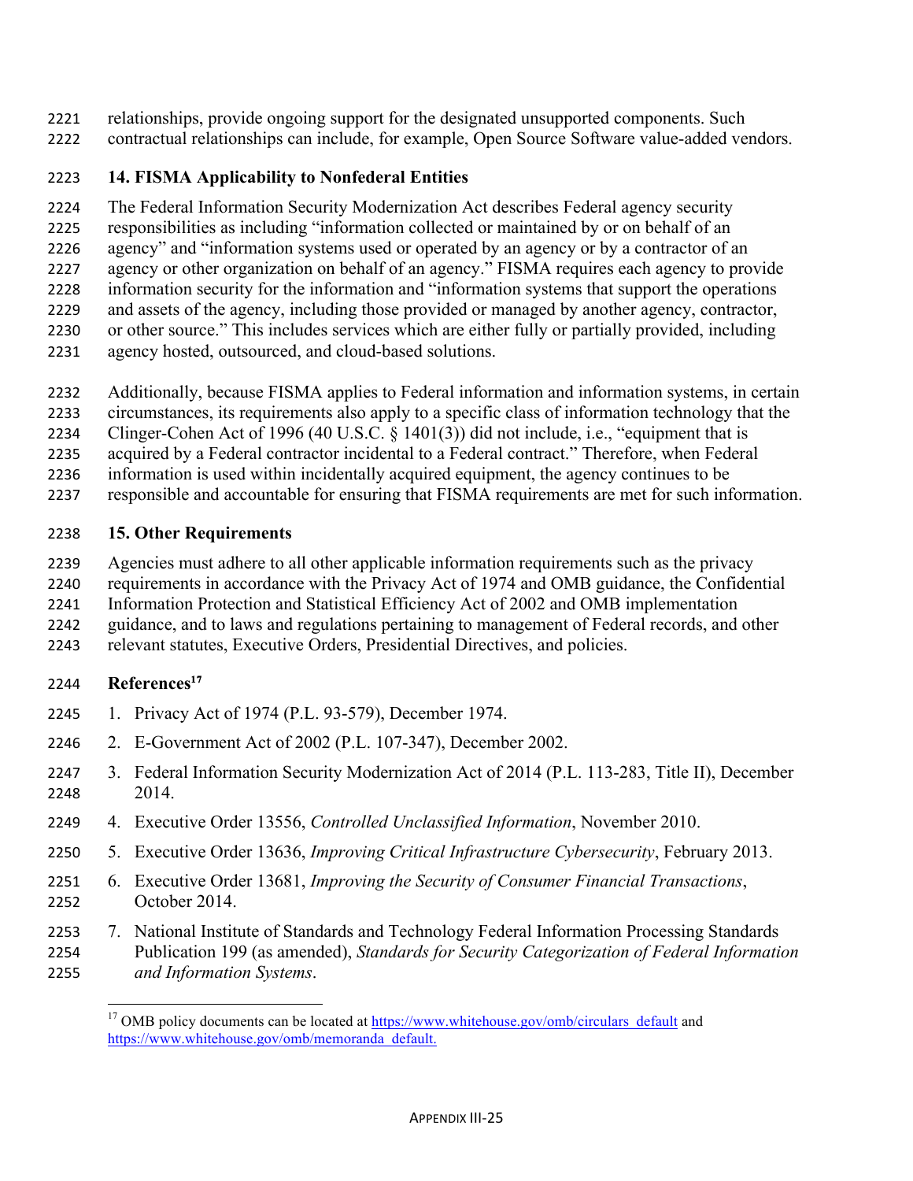relationships, provide ongoing support for the designated unsupported components. Such contractual relationships can include, for example, Open Source Software value-added vendors.

## 14. FISMA Applicability to Nonfederal Entities

The Federal Information Security Modernization Act describes Federal agency security responsibilities as including "information collected or maintained by or on behalf of an agency" and "information systems used or operated by an agency or by a contractor of an agency or other organization on behalf of an agency." FISMA requires each agency to provide information security for the information and "information systems that support the operations and assets of the agency, including those provided or managed by another agency, contractor, or other source." This includes services which are either fully or partially provided, including agency hosted, outsourced, and cloud-based solutions.

Additionally, because FISMA applies to Federal information and information systems, in certain circumstances, its requirements also apply to a specific class of information technology that the Clinger-Cohen Act of 1996 (40 U.S.C. § 1401(3)) did not include, i.e., "equipment that is acquired by a Federal contractor incidental to a Federal contract." Therefore, when Federal information is used within incidentally acquired equipment, the agency continues to be responsible and accountable for ensuring that FISMA requirements are met for such information.

## 15. Other Requirements

Agencies must adhere to all other applicable information requirements such as the privacy requirements in accordance with the Privacy Act of 1974 and OMB guidance, the Confidential Information Protection and Statistical Efficiency Act of 2002 and OMB implementation guidance, and to laws and regulations pertaining to management of Federal records, and other relevant statutes, Executive Orders, Presidential Directives, and policies.

## References[17]

1. Privacy Act of 1974 (P.L. 93-579), December 1974.
2. E-Government Act of 2002 (P.L. 107-347), December 2002.
3. Federal Information Security Modernization Act of 2014 (P.L. 113-283, Title II), December 2014.
4. Executive Order 13556, *Controlled Unclassified Information*, November 2010.
5. Executive Order 13636, *Improving Critical Infrastructure Cybersecurity*, February 2013.
6. Executive Order 13681, *Improving the Security of Consumer Financial Transactions*, October 2014.
7. National Institute of Standards and Technology Federal Information Processing Standards Publication 199 (as amended), *Standards for Security Categorization of Federal Information and Information Systems*.

[17] OMB policy documents can be located at https://www.whitehouse.gov/omb/circulars_default and https://www.whitehouse.gov/omb/memoranda_default.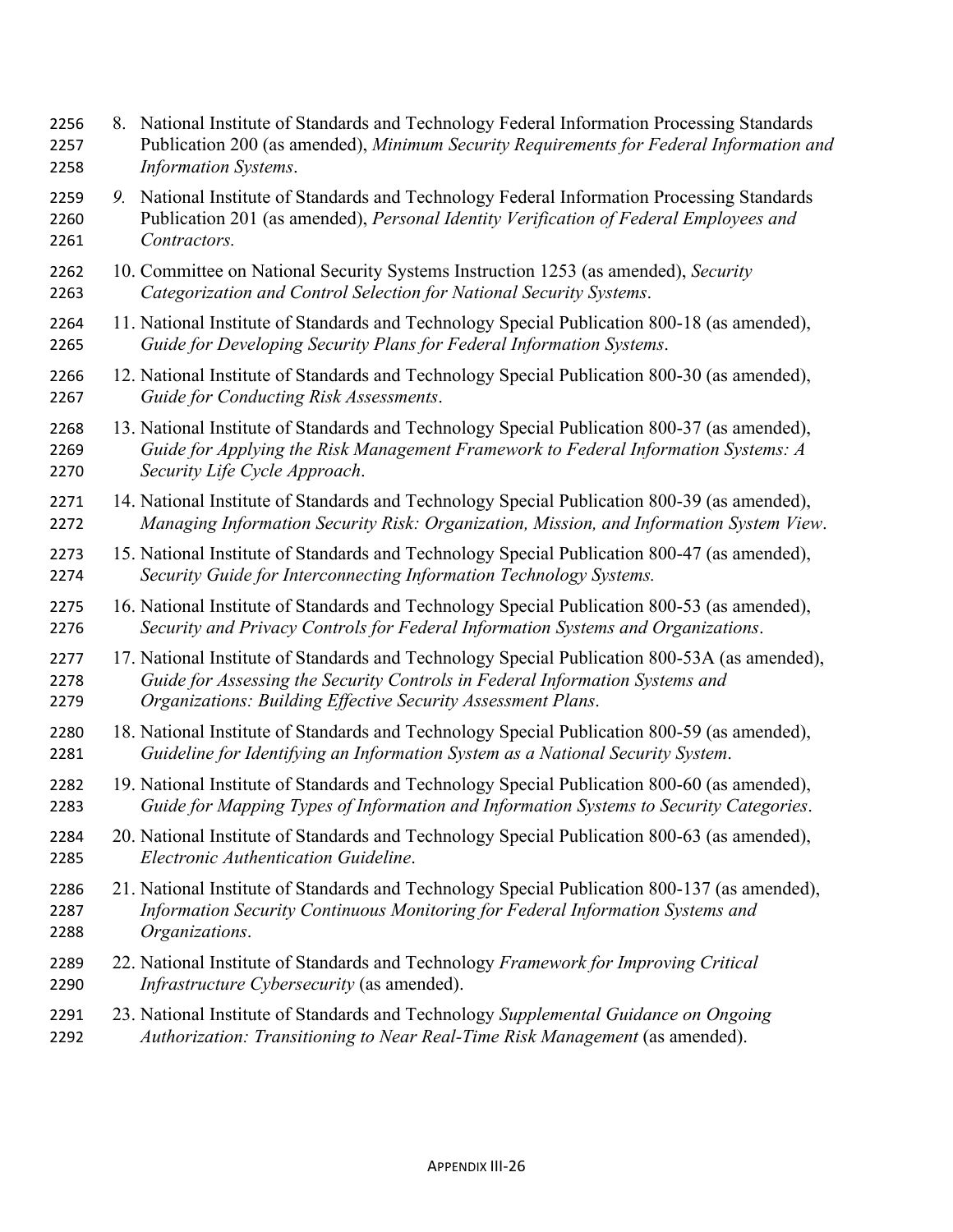8. National Institute of Standards and Technology Federal Information Processing Standards Publication 200 (as amended), *Minimum Security Requirements for Federal Information and Information Systems*.
9. National Institute of Standards and Technology Federal Information Processing Standards Publication 201 (as amended), *Personal Identity Verification of Federal Employees and Contractors.*
10. Committee on National Security Systems Instruction 1253 (as amended), *Security Categorization and Control Selection for National Security Systems*.
11. National Institute of Standards and Technology Special Publication 800-18 (as amended), *Guide for Developing Security Plans for Federal Information Systems*.
12. National Institute of Standards and Technology Special Publication 800-30 (as amended), *Guide for Conducting Risk Assessments*.
13. National Institute of Standards and Technology Special Publication 800-37 (as amended), *Guide for Applying the Risk Management Framework to Federal Information Systems: A Security Life Cycle Approach*.
14. National Institute of Standards and Technology Special Publication 800-39 (as amended), *Managing Information Security Risk: Organization, Mission, and Information System View*.
15. National Institute of Standards and Technology Special Publication 800-47 (as amended), *Security Guide for Interconnecting Information Technology Systems.*
16. National Institute of Standards and Technology Special Publication 800-53 (as amended), *Security and Privacy Controls for Federal Information Systems and Organizations*.
17. National Institute of Standards and Technology Special Publication 800-53A (as amended), *Guide for Assessing the Security Controls in Federal Information Systems and Organizations: Building Effective Security Assessment Plans*.
18. National Institute of Standards and Technology Special Publication 800-59 (as amended), *Guideline for Identifying an Information System as a National Security System*.
19. National Institute of Standards and Technology Special Publication 800-60 (as amended), *Guide for Mapping Types of Information and Information Systems to Security Categories*.
20. National Institute of Standards and Technology Special Publication 800-63 (as amended), *Electronic Authentication Guideline*.
21. National Institute of Standards and Technology Special Publication 800-137 (as amended), *Information Security Continuous Monitoring for Federal Information Systems and Organizations*.
22. National Institute of Standards and Technology *Framework for Improving Critical Infrastructure Cybersecurity* (as amended).
23. National Institute of Standards and Technology *Supplemental Guidance on Ongoing Authorization: Transitioning to Near Real-Time Risk Management* (as amended).